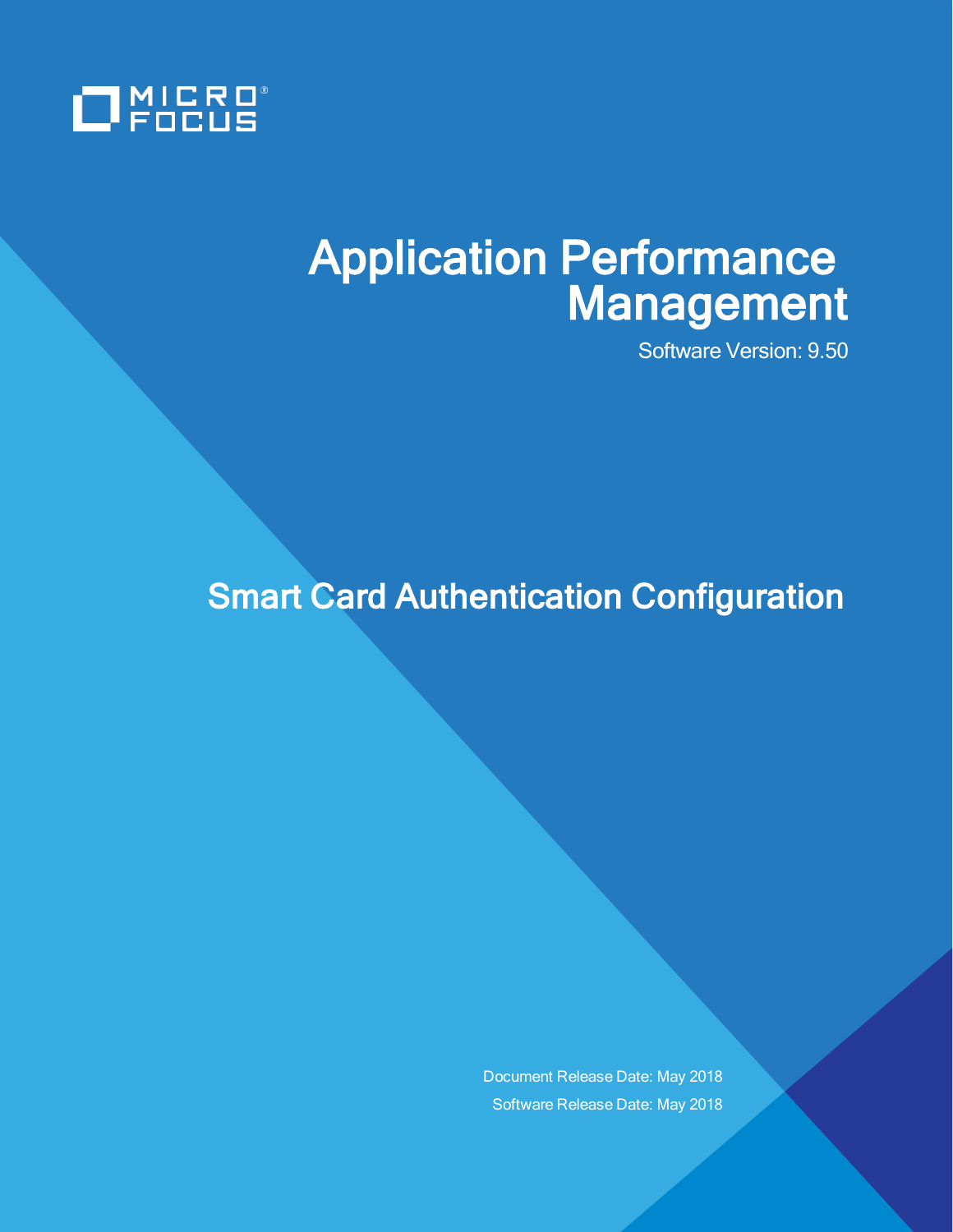MICRO FOCUS

# Application Performance Management

Software Version: 9.50

## Smart Card Authentication Configuration

Document Release Date: May 2018

Software Release Date: May 2018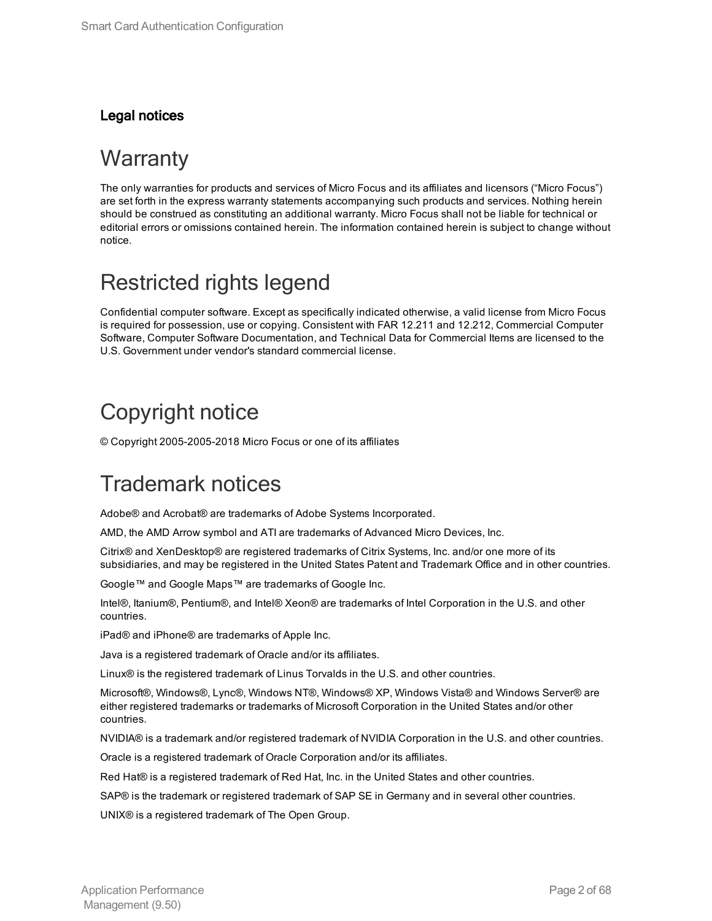**Legal notices**

# Warranty

The only warranties for products and services of Micro Focus and its affiliates and licensors ("Micro Focus") are set forth in the express warranty statements accompanying such products and services. Nothing herein should be construed as constituting an additional warranty. Micro Focus shall not be liable for technical or editorial errors or omissions contained herein. The information contained herein is subject to change without notice.

# Restricted rights legend

Confidential computer software. Except as specifically indicated otherwise, a valid license from Micro Focus is required for possession, use or copying. Consistent with FAR 12.211 and 12.212, Commercial Computer Software, Computer Software Documentation, and Technical Data for Commercial Items are licensed to the U.S. Government under vendor's standard commercial license.

# Copyright notice

© Copyright 2005-2005-2018 Micro Focus or one of its affiliates

# Trademark notices

Adobe® and Acrobat® are trademarks of Adobe Systems Incorporated.

AMD, the AMD Arrow symbol and ATI are trademarks of Advanced Micro Devices, Inc.

Citrix® and XenDesktop® are registered trademarks of Citrix Systems, Inc. and/or one more of its subsidiaries, and may be registered in the United States Patent and Trademark Office and in other countries.

Google™ and Google Maps™ are trademarks of Google Inc.

Intel®, Itanium®, Pentium®, and Intel® Xeon® are trademarks of Intel Corporation in the U.S. and other countries.

iPad® and iPhone® are trademarks of Apple Inc.

Java is a registered trademark of Oracle and/or its affiliates.

Linux® is the registered trademark of Linus Torvalds in the U.S. and other countries.

Microsoft®, Windows®, Lync®, Windows NT®, Windows® XP, Windows Vista® and Windows Server® are either registered trademarks or trademarks of Microsoft Corporation in the United States and/or other countries.

NVIDIA® is a trademark and/or registered trademark of NVIDIA Corporation in the U.S. and other countries.

Oracle is a registered trademark of Oracle Corporation and/or its affiliates.

Red Hat® is a registered trademark of Red Hat, Inc. in the United States and other countries.

SAP® is the trademark or registered trademark of SAP SE in Germany and in several other countries.

UNIX® is a registered trademark of The Open Group.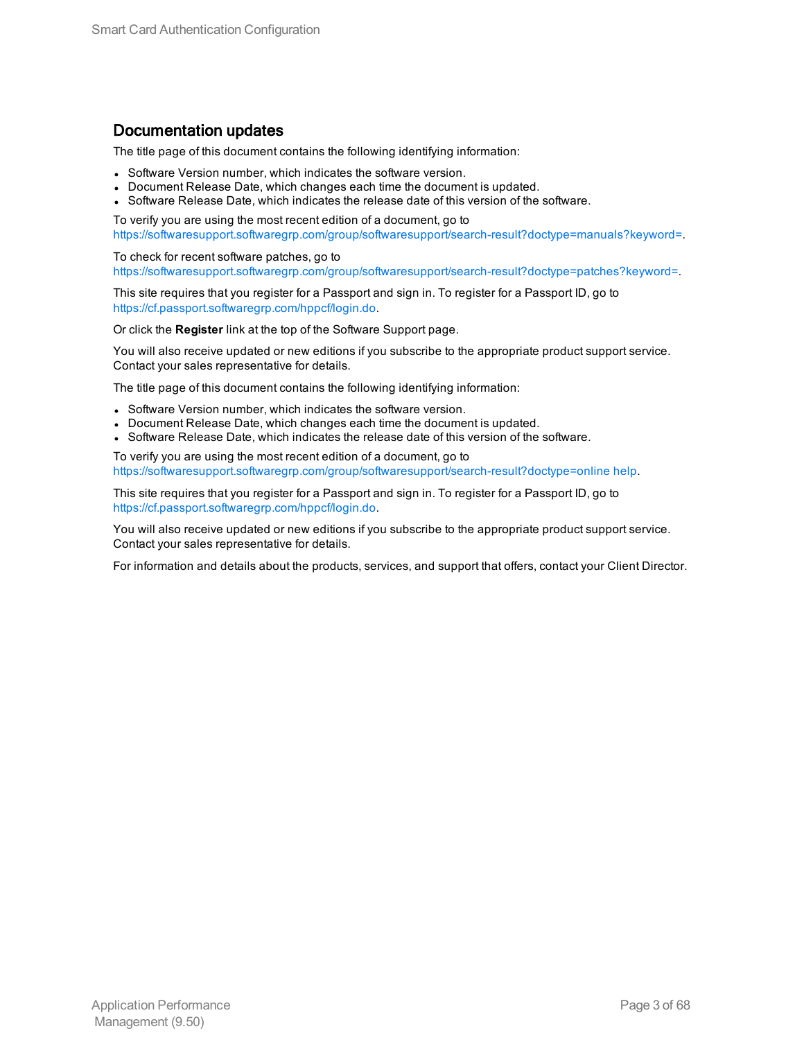## Documentation updates

The title page of this document contains the following identifying information:

- Software Version number, which indicates the software version.
- Document Release Date, which changes each time the document is updated.
- Software Release Date, which indicates the release date of this version of the software.

To verify you are using the most recent edition of a document, go to https://softwaresupport.softwaregrp.com/group/softwaresupport/search-result?doctype=manuals?keyword=.

To check for recent software patches, go to https://softwaresupport.softwaregrp.com/group/softwaresupport/search-result?doctype=patches?keyword=.

This site requires that you register for a Passport and sign in. To register for a Passport ID, go to https://cf.passport.softwaregrp.com/hppcf/login.do.

Or click the **Register** link at the top of the Software Support page.

You will also receive updated or new editions if you subscribe to the appropriate product support service. Contact your sales representative for details.

The title page of this document contains the following identifying information:

- Software Version number, which indicates the software version.
- Document Release Date, which changes each time the document is updated.
- Software Release Date, which indicates the release date of this version of the software.

To verify you are using the most recent edition of a document, go to https://softwaresupport.softwaregrp.com/group/softwaresupport/search-result?doctype=online help.

This site requires that you register for a Passport and sign in. To register for a Passport ID, go to https://cf.passport.softwaregrp.com/hppcf/login.do.

You will also receive updated or new editions if you subscribe to the appropriate product support service. Contact your sales representative for details.

For information and details about the products, services, and support that offers, contact your Client Director.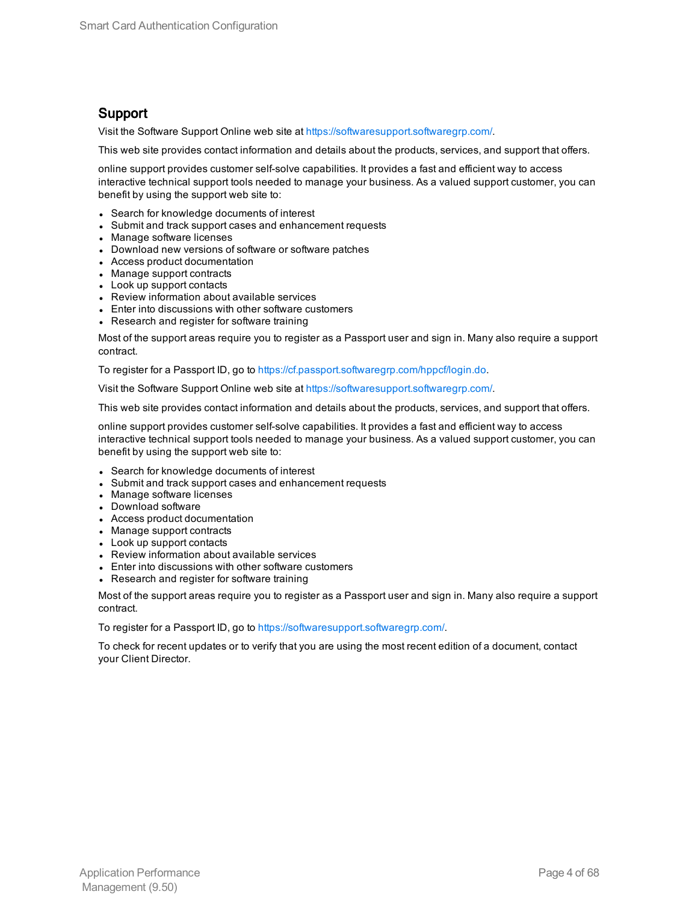## Support

Visit the Software Support Online web site at https://softwaresupport.softwaregrp.com/.

This web site provides contact information and details about the products, services, and support that offers.

online support provides customer self-solve capabilities. It provides a fast and efficient way to access interactive technical support tools needed to manage your business. As a valued support customer, you can benefit by using the support web site to:

- Search for knowledge documents of interest
- Submit and track support cases and enhancement requests
- Manage software licenses
- Download new versions of software or software patches
- Access product documentation
- Manage support contracts
- Look up support contacts
- Review information about available services
- Enter into discussions with other software customers
- Research and register for software training

Most of the support areas require you to register as a Passport user and sign in. Many also require a support contract.

To register for a Passport ID, go to https://cf.passport.softwaregrp.com/hppcf/login.do.

Visit the Software Support Online web site at https://softwaresupport.softwaregrp.com/.

This web site provides contact information and details about the products, services, and support that offers.

online support provides customer self-solve capabilities. It provides a fast and efficient way to access interactive technical support tools needed to manage your business. As a valued support customer, you can benefit by using the support web site to:

- Search for knowledge documents of interest
- Submit and track support cases and enhancement requests
- Manage software licenses
- Download software
- Access product documentation
- Manage support contracts
- Look up support contacts
- Review information about available services
- Enter into discussions with other software customers
- Research and register for software training

Most of the support areas require you to register as a Passport user and sign in. Many also require a support contract.

To register for a Passport ID, go to https://softwaresupport.softwaregrp.com/.

To check for recent updates or to verify that you are using the most recent edition of a document, contact your Client Director.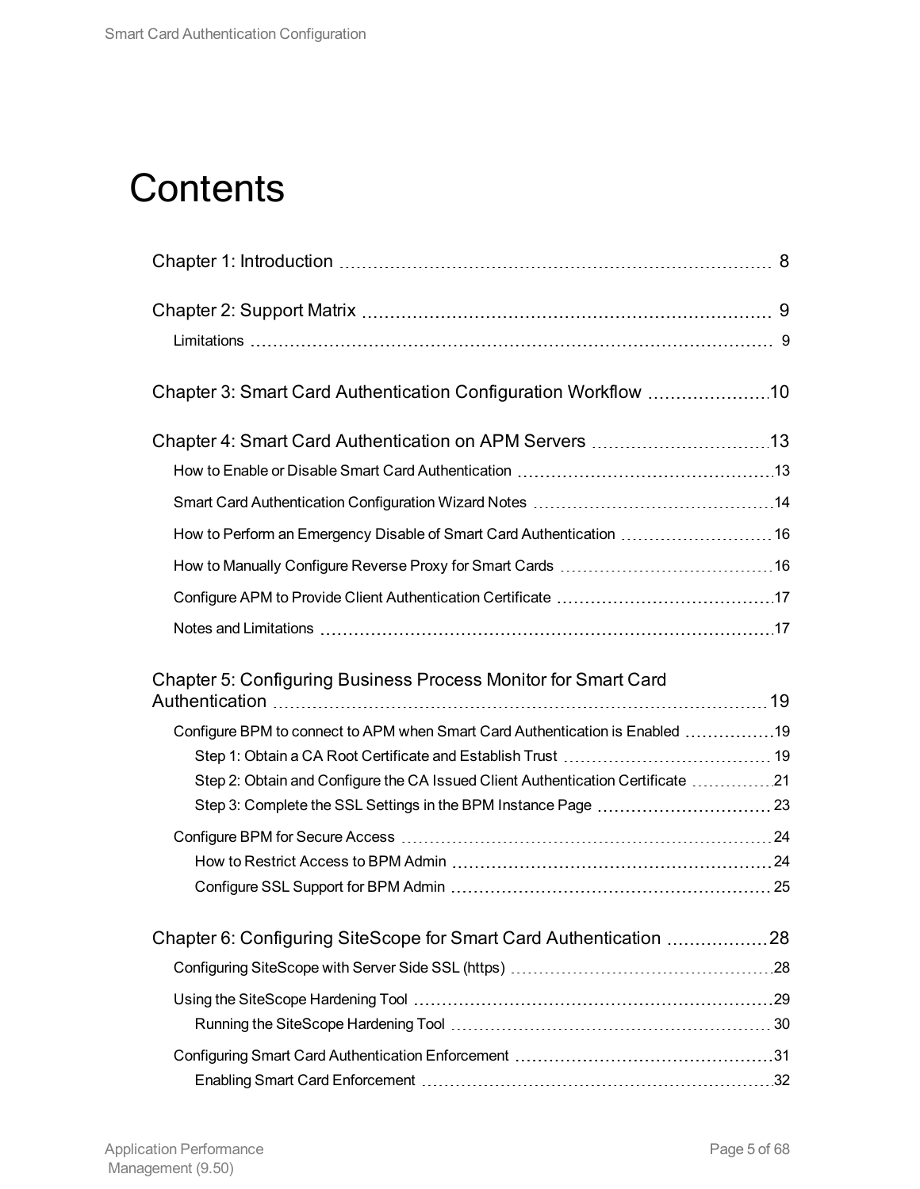# Contents

- Chapter 1: Introduction ... 8
- Chapter 2: Support Matrix ... 9
  - Limitations ... 9
- Chapter 3: Smart Card Authentication Configuration Workflow ... 10
- Chapter 4: Smart Card Authentication on APM Servers ... 13
  - How to Enable or Disable Smart Card Authentication ... 13
  - Smart Card Authentication Configuration Wizard Notes ... 14
  - How to Perform an Emergency Disable of Smart Card Authentication ... 16
  - How to Manually Configure Reverse Proxy for Smart Cards ... 16
  - Configure APM to Provide Client Authentication Certificate ... 17
  - Notes and Limitations ... 17
- Chapter 5: Configuring Business Process Monitor for Smart Card Authentication ... 19
  - Configure BPM to connect to APM when Smart Card Authentication is Enabled ... 19
    - Step 1: Obtain a CA Root Certificate and Establish Trust ... 19
    - Step 2: Obtain and Configure the CA Issued Client Authentication Certificate ... 21
    - Step 3: Complete the SSL Settings in the BPM Instance Page ... 23
  - Configure BPM for Secure Access ... 24
    - How to Restrict Access to BPM Admin ... 24
    - Configure SSL Support for BPM Admin ... 25
- Chapter 6: Configuring SiteScope for Smart Card Authentication ... 28
  - Configuring SiteScope with Server Side SSL (https) ... 28
  - Using the SiteScope Hardening Tool ... 29
    - Running the SiteScope Hardening Tool ... 30
  - Configuring Smart Card Authentication Enforcement ... 31
    - Enabling Smart Card Enforcement ... 32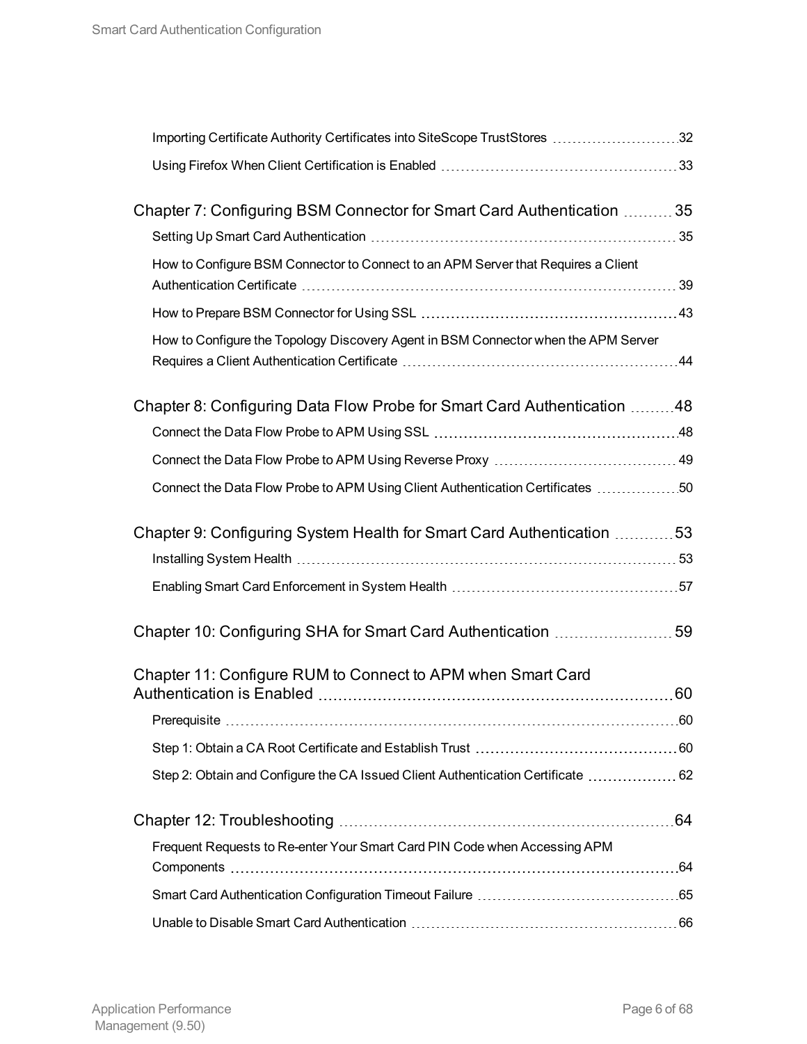Importing Certificate Authority Certificates into SiteScope TrustStores 32

Using Firefox When Client Certification is Enabled 33

Chapter 7: Configuring BSM Connector for Smart Card Authentication 35

Setting Up Smart Card Authentication 35

How to Configure BSM Connector to Connect to an APM Server that Requires a Client Authentication Certificate 39

How to Prepare BSM Connector for Using SSL 43

How to Configure the Topology Discovery Agent in BSM Connector when the APM Server Requires a Client Authentication Certificate 44

Chapter 8: Configuring Data Flow Probe for Smart Card Authentication 48

Connect the Data Flow Probe to APM Using SSL 48

Connect the Data Flow Probe to APM Using Reverse Proxy 49

Connect the Data Flow Probe to APM Using Client Authentication Certificates 50

Chapter 9: Configuring System Health for Smart Card Authentication 53

Installing System Health 53

Enabling Smart Card Enforcement in System Health 57

Chapter 10: Configuring SHA for Smart Card Authentication 59

Chapter 11: Configure RUM to Connect to APM when Smart Card Authentication is Enabled 60

Prerequisite 60

Step 1: Obtain a CA Root Certificate and Establish Trust 60

Step 2: Obtain and Configure the CA Issued Client Authentication Certificate 62

Chapter 12: Troubleshooting 64

Frequent Requests to Re-enter Your Smart Card PIN Code when Accessing APM Components 64

Smart Card Authentication Configuration Timeout Failure 65

Unable to Disable Smart Card Authentication 66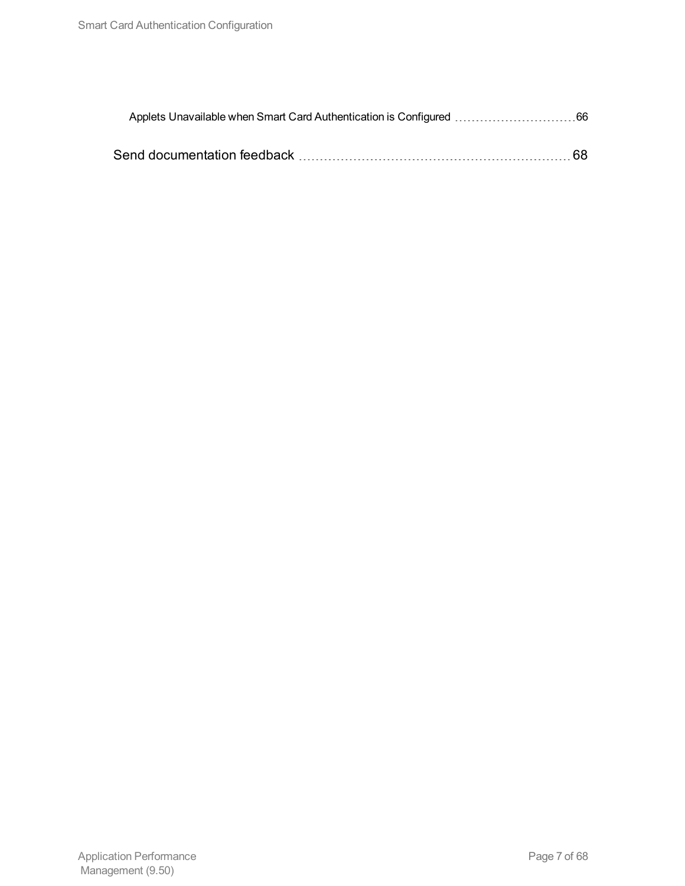Applets Unavailable when Smart Card Authentication is Configured ........ 66

Send documentation feedback ........ 68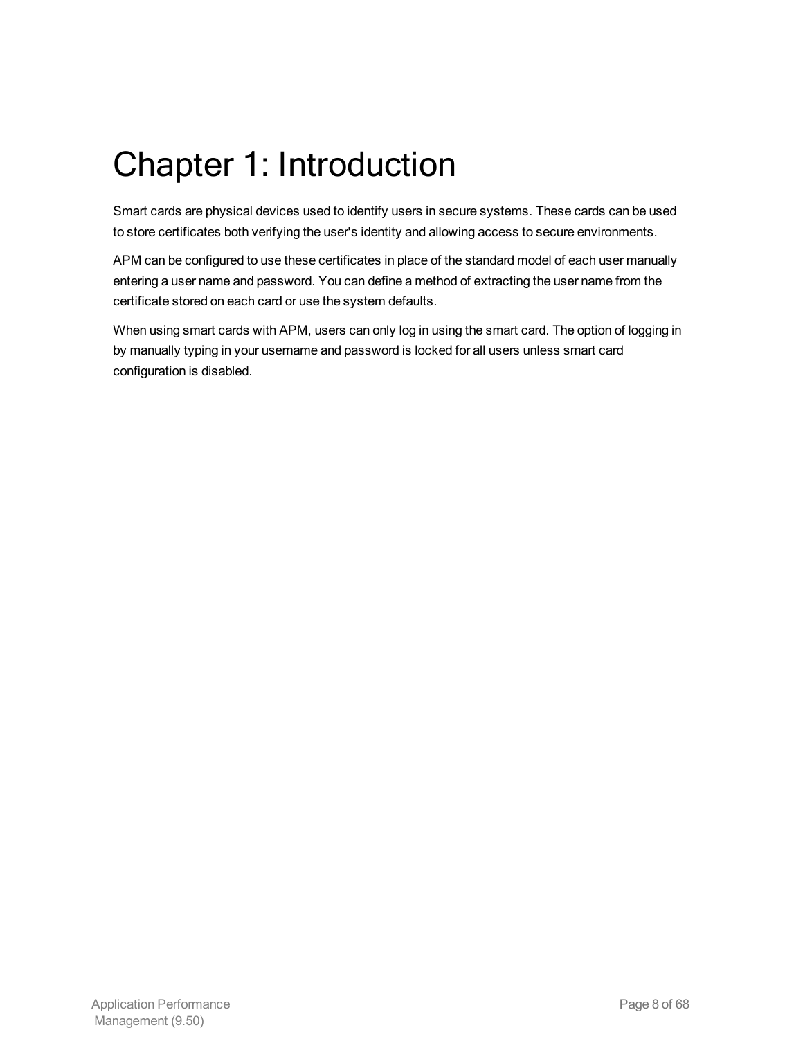# Chapter 1: Introduction

Smart cards are physical devices used to identify users in secure systems. These cards can be used to store certificates both verifying the user's identity and allowing access to secure environments.

APM can be configured to use these certificates in place of the standard model of each user manually entering a user name and password. You can define a method of extracting the user name from the certificate stored on each card or use the system defaults.

When using smart cards with APM, users can only log in using the smart card. The option of logging in by manually typing in your username and password is locked for all users unless smart card configuration is disabled.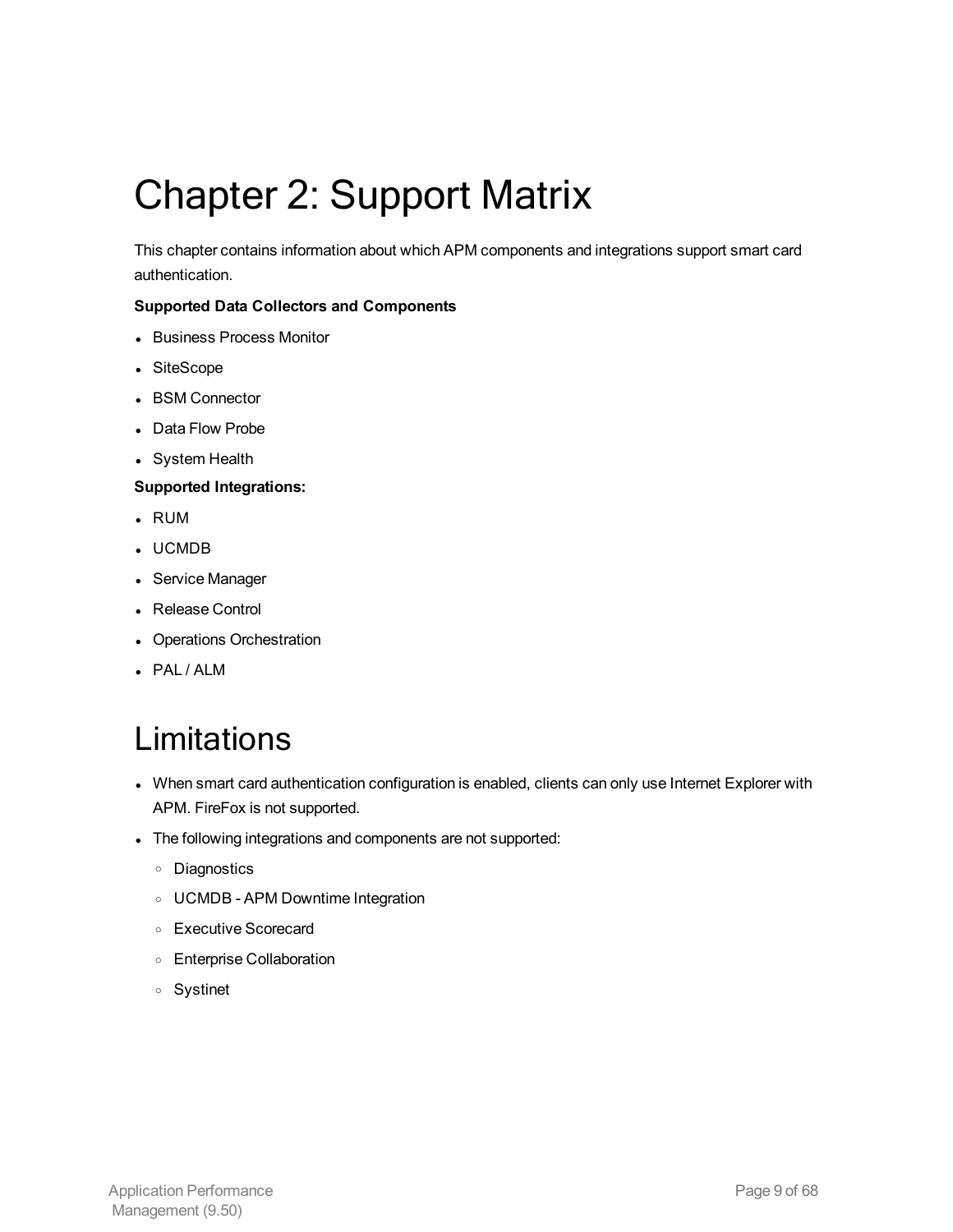# Chapter 2: Support Matrix

This chapter contains information about which APM components and integrations support smart card authentication.

**Supported Data Collectors and Components**

- Business Process Monitor
- SiteScope
- BSM Connector
- Data Flow Probe
- System Health

**Supported Integrations:**

- RUM
- UCMDB
- Service Manager
- Release Control
- Operations Orchestration
- PAL / ALM

## Limitations

- When smart card authentication configuration is enabled, clients can only use Internet Explorer with APM. FireFox is not supported.
- The following integrations and components are not supported:
  - Diagnostics
  - UCMDB - APM Downtime Integration
  - Executive Scorecard
  - Enterprise Collaboration
  - Systinet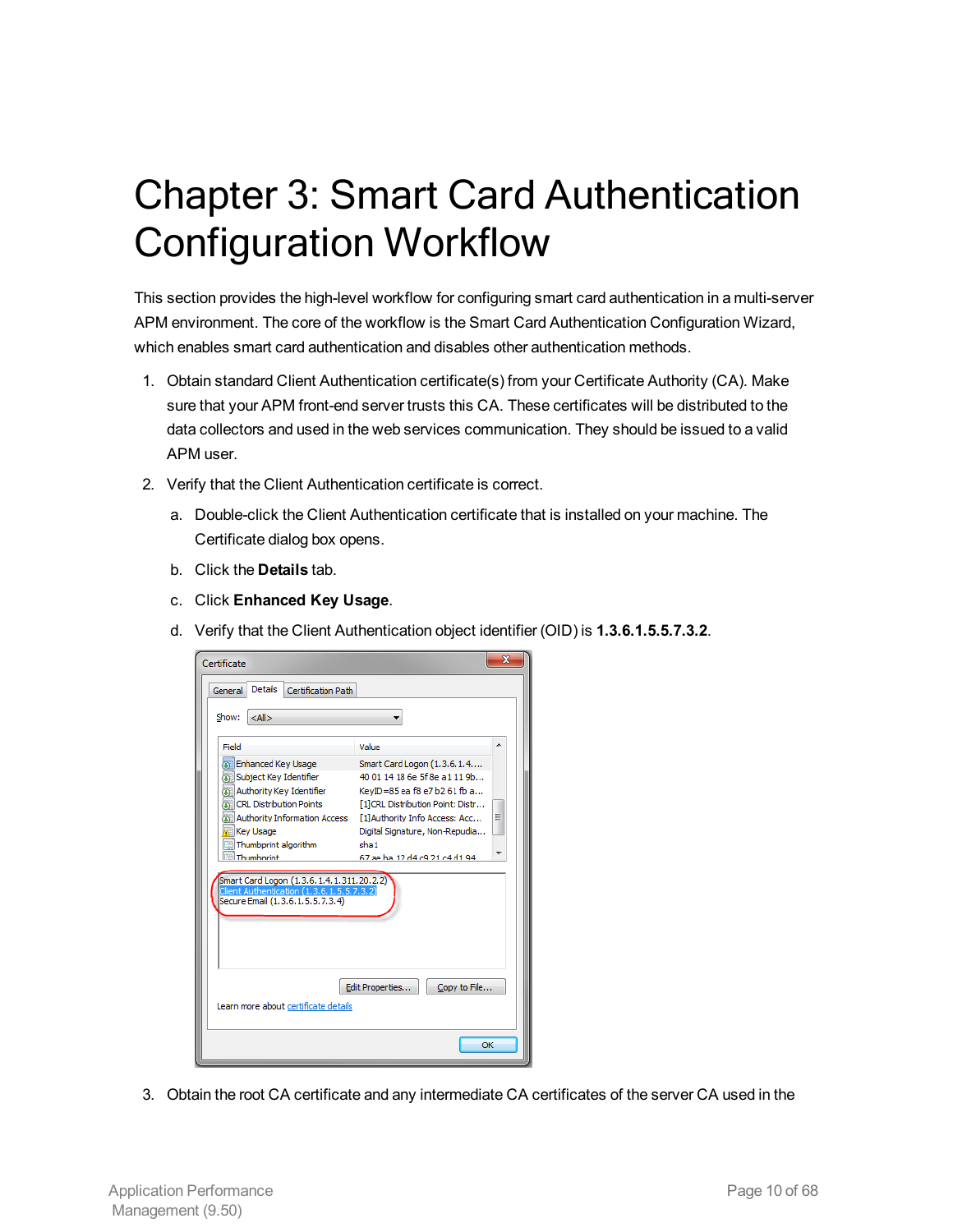# Chapter 3: Smart Card Authentication Configuration Workflow

This section provides the high-level workflow for configuring smart card authentication in a multi-server APM environment. The core of the workflow is the Smart Card Authentication Configuration Wizard, which enables smart card authentication and disables other authentication methods.

1. Obtain standard Client Authentication certificate(s) from your Certificate Authority (CA). Make sure that your APM front-end server trusts this CA. These certificates will be distributed to the data collectors and used in the web services communication. They should be issued to a valid APM user.

2. Verify that the Client Authentication certificate is correct.

   a. Double-click the Client Authentication certificate that is installed on your machine. The Certificate dialog box opens.

   b. Click the **Details** tab.

   c. Click **Enhanced Key Usage**.

   d. Verify that the Client Authentication object identifier (OID) is **1.3.6.1.5.5.7.3.2**.

3. Obtain the root CA certificate and any intermediate CA certificates of the server CA used in the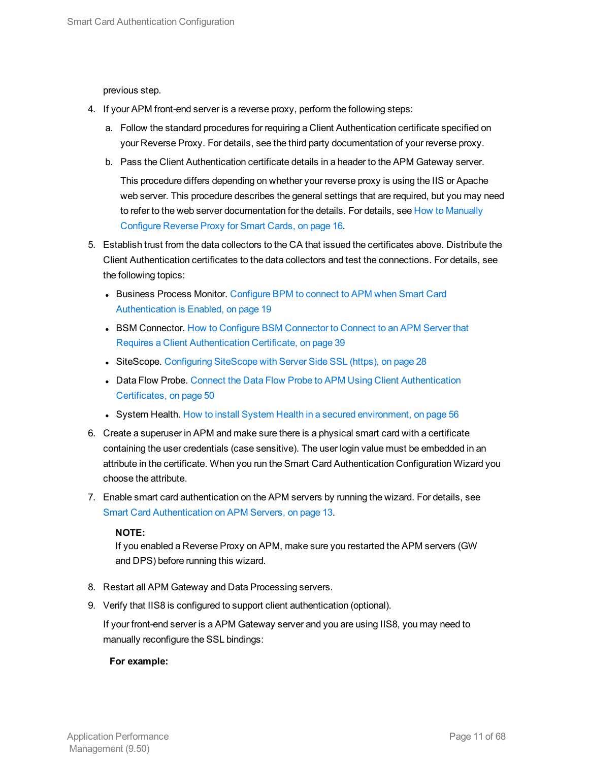previous step.

4. If your APM front-end server is a reverse proxy, perform the following steps:

   a. Follow the standard procedures for requiring a Client Authentication certificate specified on your Reverse Proxy. For details, see the third party documentation of your reverse proxy.

   b. Pass the Client Authentication certificate details in a header to the APM Gateway server.

      This procedure differs depending on whether your reverse proxy is using the IIS or Apache web server. This procedure describes the general settings that are required, but you may need to refer to the web server documentation for the details. For details, see How to Manually Configure Reverse Proxy for Smart Cards, on page 16.

5. Establish trust from the data collectors to the CA that issued the certificates above. Distribute the Client Authentication certificates to the data collectors and test the connections. For details, see the following topics:

   - Business Process Monitor. Configure BPM to connect to APM when Smart Card Authentication is Enabled, on page 19
   - BSM Connector. How to Configure BSM Connector to Connect to an APM Server that Requires a Client Authentication Certificate, on page 39
   - SiteScope. Configuring SiteScope with Server Side SSL (https), on page 28
   - Data Flow Probe. Connect the Data Flow Probe to APM Using Client Authentication Certificates, on page 50
   - System Health. How to install System Health in a secured environment, on page 56

6. Create a superuser in APM and make sure there is a physical smart card with a certificate containing the user credentials (case sensitive). The user login value must be embedded in an attribute in the certificate. When you run the Smart Card Authentication Configuration Wizard you choose the attribute.

7. Enable smart card authentication on the APM servers by running the wizard. For details, see Smart Card Authentication on APM Servers, on page 13.

   **NOTE:**
   If you enabled a Reverse Proxy on APM, make sure you restarted the APM servers (GW and DPS) before running this wizard.

8. Restart all APM Gateway and Data Processing servers.

9. Verify that IIS8 is configured to support client authentication (optional).

   If your front-end server is a APM Gateway server and you are using IIS8, you may need to manually reconfigure the SSL bindings:

   **For example:**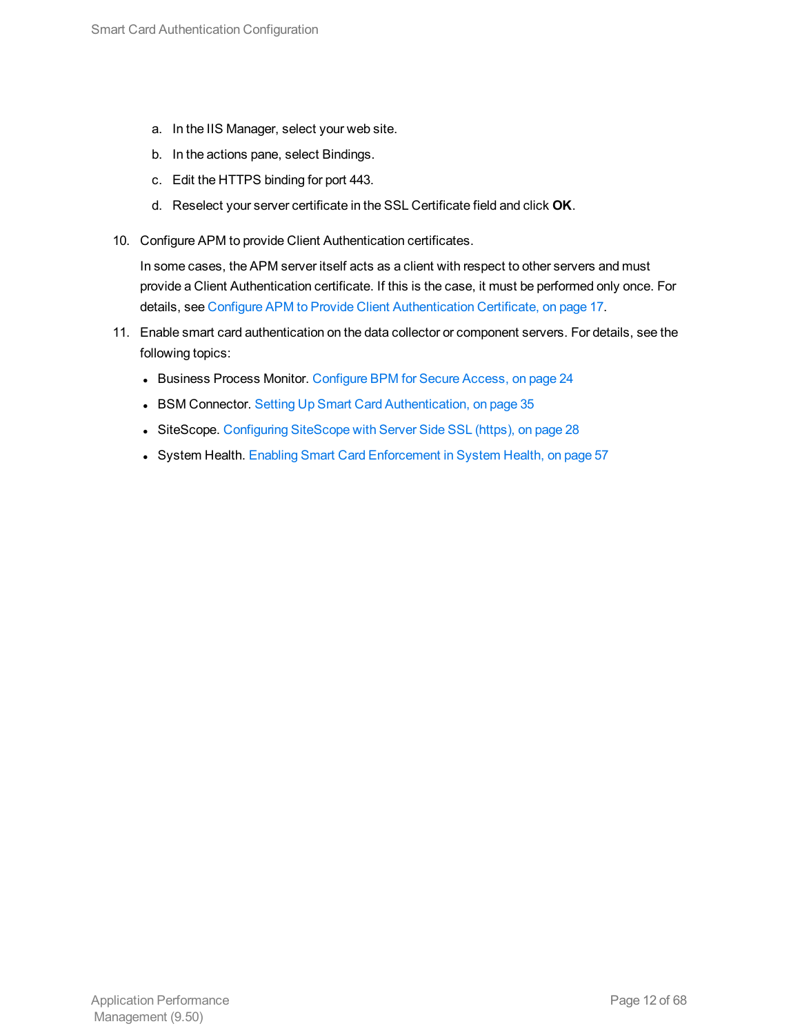a. In the IIS Manager, select your web site.
   b. In the actions pane, select Bindings.
   c. Edit the HTTPS binding for port 443.
   d. Reselect your server certificate in the SSL Certificate field and click **OK**.

10. Configure APM to provide Client Authentication certificates.

    In some cases, the APM server itself acts as a client with respect to other servers and must provide a Client Authentication certificate. If this is the case, it must be performed only once. For details, see Configure APM to Provide Client Authentication Certificate, on page 17.

11. Enable smart card authentication on the data collector or component servers. For details, see the following topics:

    - Business Process Monitor. Configure BPM for Secure Access, on page 24
    - BSM Connector. Setting Up Smart Card Authentication, on page 35
    - SiteScope. Configuring SiteScope with Server Side SSL (https), on page 28
    - System Health. Enabling Smart Card Enforcement in System Health, on page 57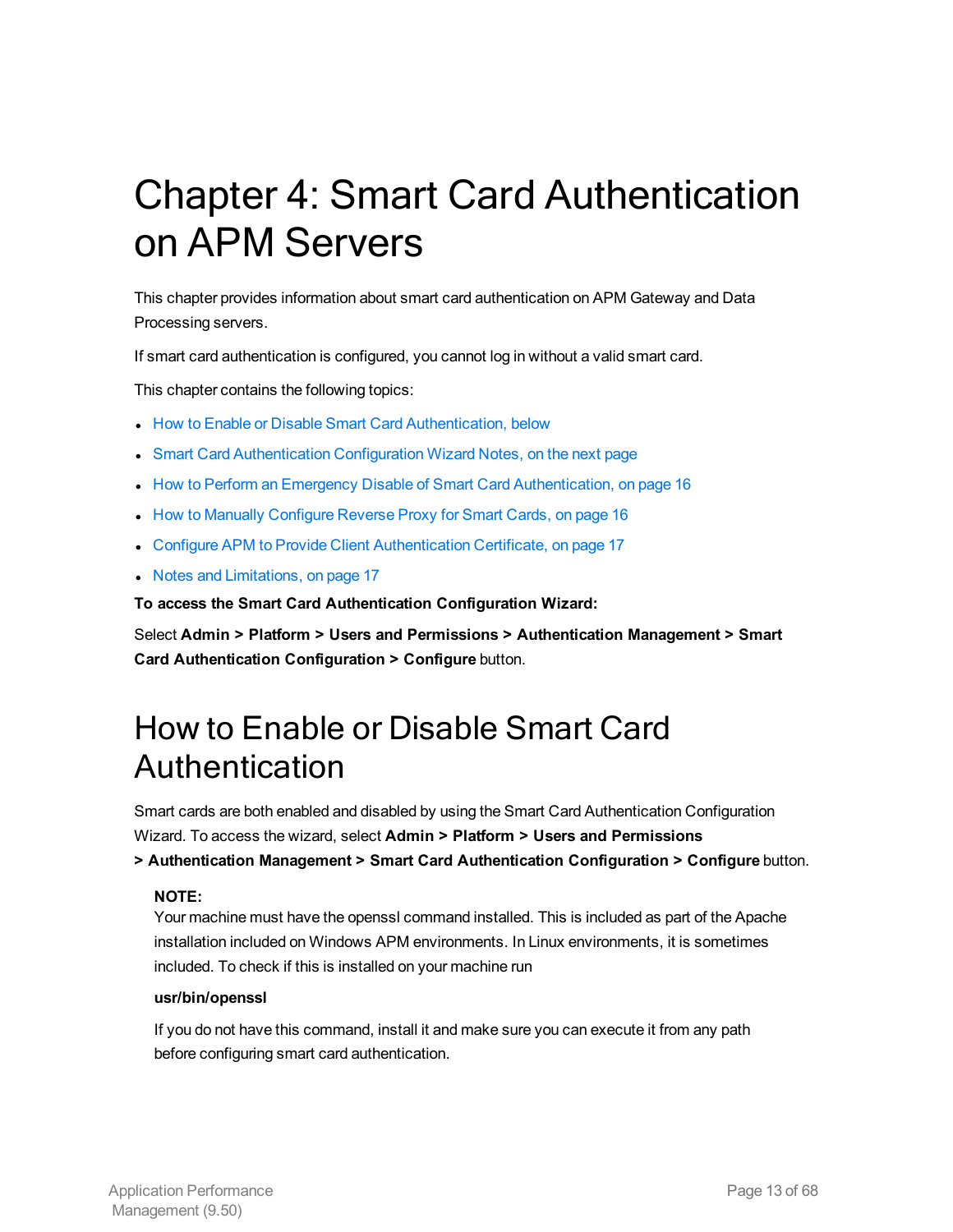# Chapter 4: Smart Card Authentication on APM Servers

This chapter provides information about smart card authentication on APM Gateway and Data Processing servers.

If smart card authentication is configured, you cannot log in without a valid smart card.

This chapter contains the following topics:

- How to Enable or Disable Smart Card Authentication, below
- Smart Card Authentication Configuration Wizard Notes, on the next page
- How to Perform an Emergency Disable of Smart Card Authentication, on page 16
- How to Manually Configure Reverse Proxy for Smart Cards, on page 16
- Configure APM to Provide Client Authentication Certificate, on page 17
- Notes and Limitations, on page 17

**To access the Smart Card Authentication Configuration Wizard:**

Select **Admin > Platform > Users and Permissions > Authentication Management > Smart Card Authentication Configuration > Configure** button.

## How to Enable or Disable Smart Card Authentication

Smart cards are both enabled and disabled by using the Smart Card Authentication Configuration Wizard. To access the wizard, select **Admin > Platform > Users and Permissions > Authentication Management > Smart Card Authentication Configuration > Configure** button.

> **NOTE:**
> Your machine must have the openssl command installed. This is included as part of the Apache installation included on Windows APM environments. In Linux environments, it is sometimes included. To check if this is installed on your machine run
>
> **usr/bin/openssl**
>
> If you do not have this command, install it and make sure you can execute it from any path before configuring smart card authentication.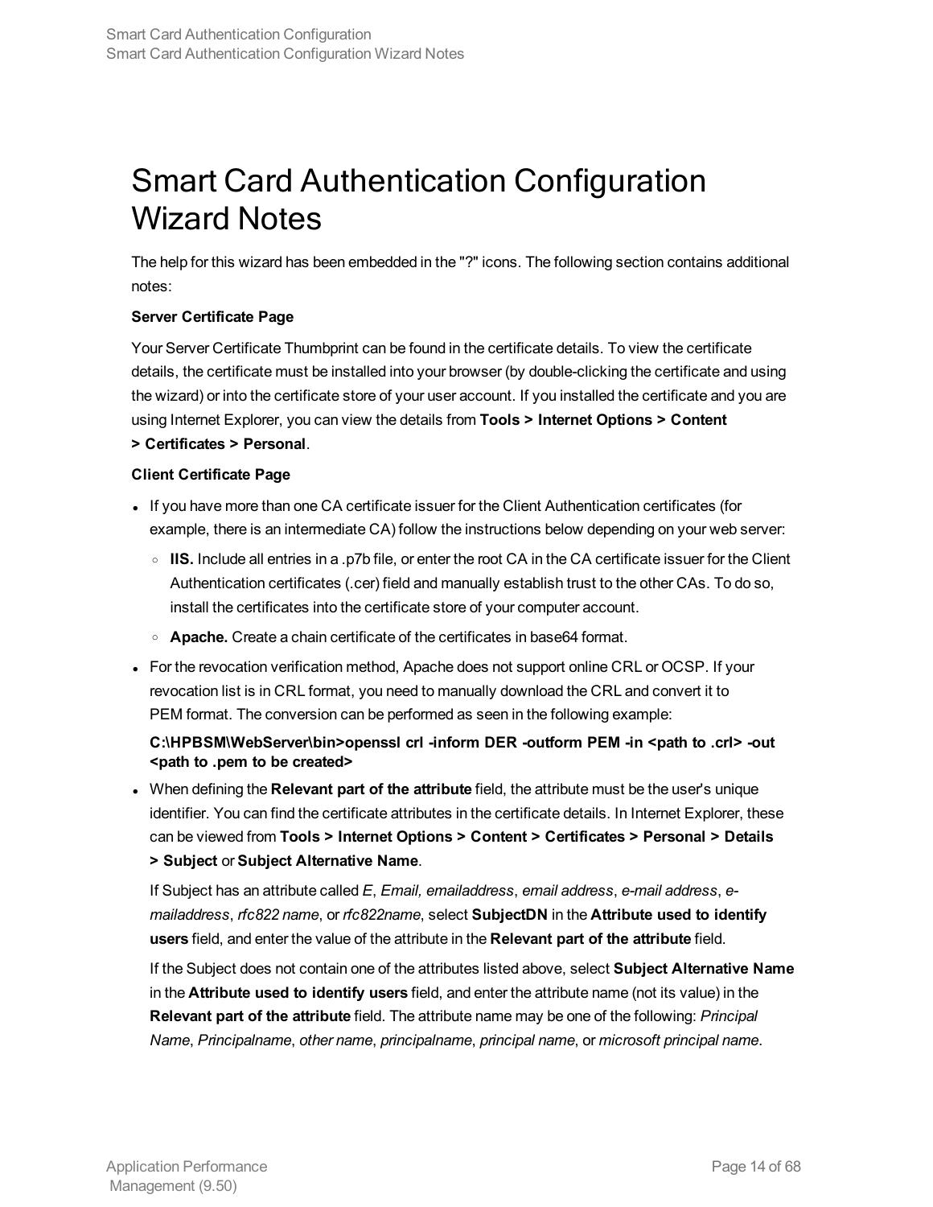# Smart Card Authentication Configuration Wizard Notes

The help for this wizard has been embedded in the "?" icons. The following section contains additional notes:

**Server Certificate Page**

Your Server Certificate Thumbprint can be found in the certificate details. To view the certificate details, the certificate must be installed into your browser (by double-clicking the certificate and using the wizard) or into the certificate store of your user account. If you installed the certificate and you are using Internet Explorer, you can view the details from **Tools > Internet Options > Content > Certificates > Personal**.

**Client Certificate Page**

- If you have more than one CA certificate issuer for the Client Authentication certificates (for example, there is an intermediate CA) follow the instructions below depending on your web server:
  - **IIS.** Include all entries in a .p7b file, or enter the root CA in the CA certificate issuer for the Client Authentication certificates (.cer) field and manually establish trust to the other CAs. To do so, install the certificates into the certificate store of your computer account.
  - **Apache.** Create a chain certificate of the certificates in base64 format.
- For the revocation verification method, Apache does not support online CRL or OCSP. If your revocation list is in CRL format, you need to manually download the CRL and convert it to PEM format. The conversion can be performed as seen in the following example:

  **C:\HPBSM\WebServer\bin>openssl crl -inform DER -outform PEM -in <path to .crl> -out <path to .pem to be created>**
- When defining the **Relevant part of the attribute** field, the attribute must be the user's unique identifier. You can find the certificate attributes in the certificate details. In Internet Explorer, these can be viewed from **Tools > Internet Options > Content > Certificates > Personal > Details > Subject** or **Subject Alternative Name**.

  If Subject has an attribute called *E*, *Email, emailaddress*, *email address*, *e-mail address*, *e-mailaddress*, *rfc822 name*, or *rfc822name*, select **SubjectDN** in the **Attribute used to identify users** field, and enter the value of the attribute in the **Relevant part of the attribute** field.

  If the Subject does not contain one of the attributes listed above, select **Subject Alternative Name** in the **Attribute used to identify users** field, and enter the attribute name (not its value) in the **Relevant part of the attribute** field. The attribute name may be one of the following: *Principal Name*, *Principalname*, *other name*, *principalname*, *principal name*, or *microsoft principal name*.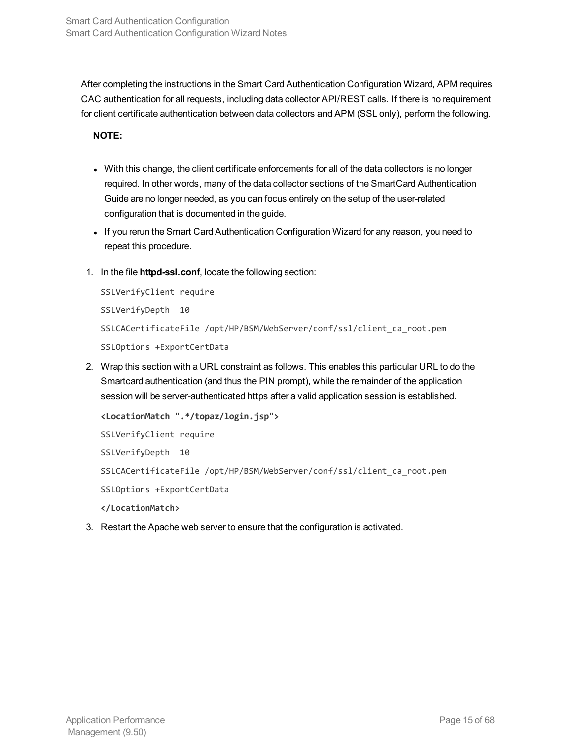After completing the instructions in the Smart Card Authentication Configuration Wizard, APM requires CAC authentication for all requests, including data collector API/REST calls. If there is no requirement for client certificate authentication between data collectors and APM (SSL only), perform the following.

**NOTE:**

- With this change, the client certificate enforcements for all of the data collectors is no longer required. In other words, many of the data collector sections of the SmartCard Authentication Guide are no longer needed, as you can focus entirely on the setup of the user-related configuration that is documented in the guide.
- If you rerun the Smart Card Authentication Configuration Wizard for any reason, you need to repeat this procedure.

1. In the file **httpd-ssl.conf**, locate the following section:

   ```
   SSLVerifyClient require
   SSLVerifyDepth  10
   SSLCACertificateFile /opt/HP/BSM/WebServer/conf/ssl/client_ca_root.pem
   SSLOptions +ExportCertData
   ```

2. Wrap this section with a URL constraint as follows. This enables this particular URL to do the Smartcard authentication (and thus the PIN prompt), while the remainder of the application session will be server-authenticated https after a valid application session is established.

   ```
   <LocationMatch ".*/topaz/login.jsp">
   SSLVerifyClient require
   SSLVerifyDepth  10
   SSLCACertificateFile /opt/HP/BSM/WebServer/conf/ssl/client_ca_root.pem
   SSLOptions +ExportCertData
   </LocationMatch>
   ```

3. Restart the Apache web server to ensure that the configuration is activated.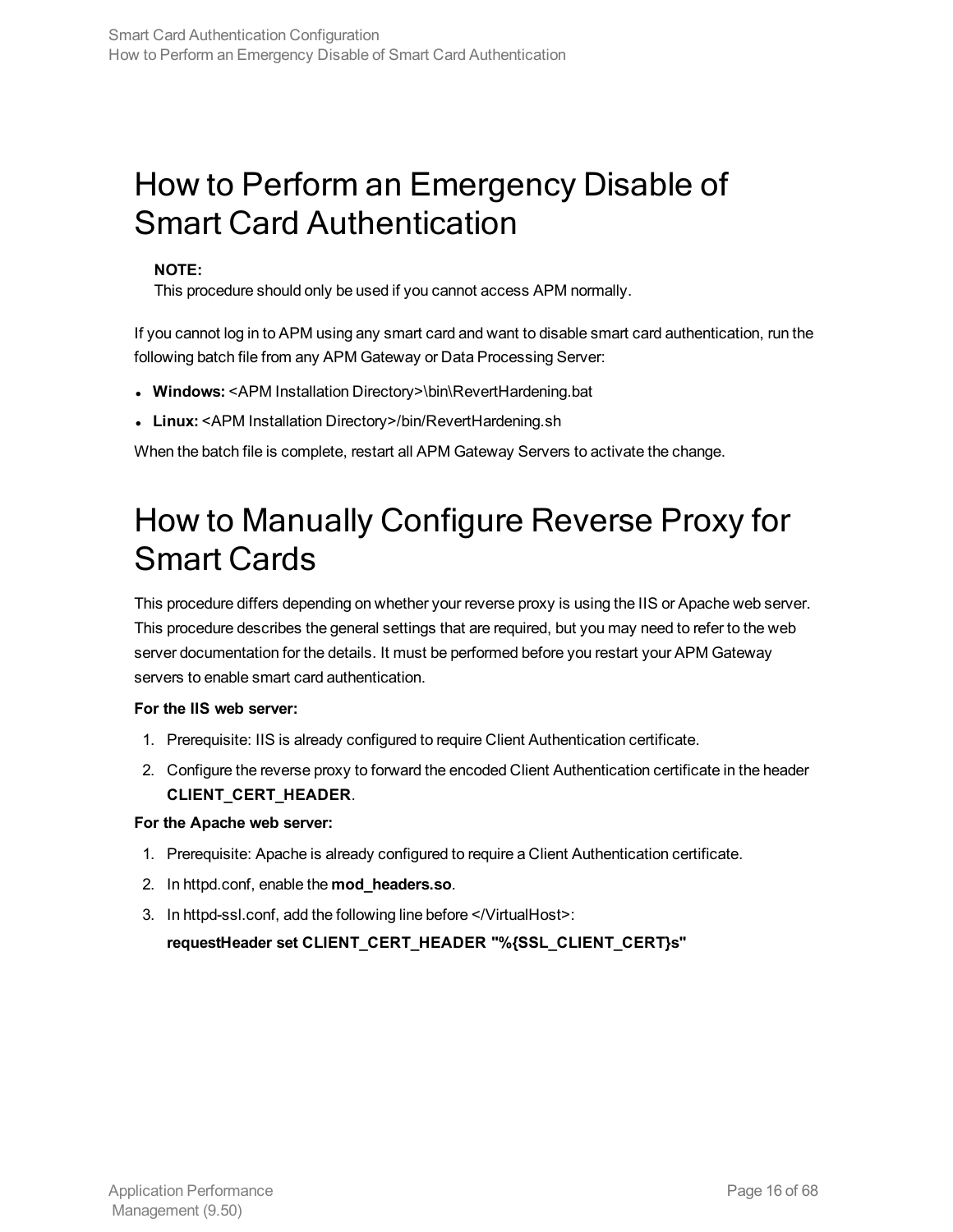# How to Perform an Emergency Disable of Smart Card Authentication

> **NOTE:**
> This procedure should only be used if you cannot access APM normally.

If you cannot log in to APM using any smart card and want to disable smart card authentication, run the following batch file from any APM Gateway or Data Processing Server:

- **Windows:** <APM Installation Directory>\bin\RevertHardening.bat
- **Linux:** <APM Installation Directory>/bin/RevertHardening.sh

When the batch file is complete, restart all APM Gateway Servers to activate the change.

# How to Manually Configure Reverse Proxy for Smart Cards

This procedure differs depending on whether your reverse proxy is using the IIS or Apache web server. This procedure describes the general settings that are required, but you may need to refer to the web server documentation for the details. It must be performed before you restart your APM Gateway servers to enable smart card authentication.

**For the IIS web server:**

1. Prerequisite: IIS is already configured to require Client Authentication certificate.
2. Configure the reverse proxy to forward the encoded Client Authentication certificate in the header **CLIENT_CERT_HEADER**.

**For the Apache web server:**

1. Prerequisite: Apache is already configured to require a Client Authentication certificate.
2. In httpd.conf, enable the **mod_headers.so**.
3. In httpd-ssl.conf, add the following line before </VirtualHost>:

   **requestHeader set CLIENT_CERT_HEADER "%{SSL_CLIENT_CERT}s"**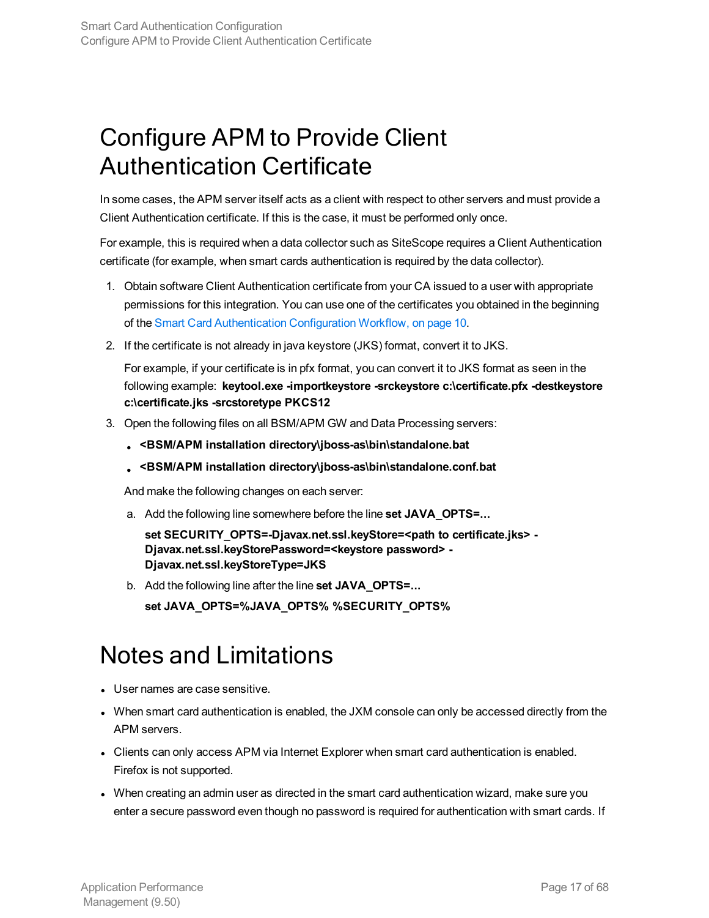# Configure APM to Provide Client Authentication Certificate

In some cases, the APM server itself acts as a client with respect to other servers and must provide a Client Authentication certificate. If this is the case, it must be performed only once.

For example, this is required when a data collector such as SiteScope requires a Client Authentication certificate (for example, when smart cards authentication is required by the data collector).

1. Obtain software Client Authentication certificate from your CA issued to a user with appropriate permissions for this integration. You can use one of the certificates you obtained in the beginning of the Smart Card Authentication Configuration Workflow, on page 10.
2. If the certificate is not already in java keystore (JKS) format, convert it to JKS.

   For example, if your certificate is in pfx format, you can convert it to JKS format as seen in the following example: **keytool.exe -importkeystore -srckeystore c:\certificate.pfx -destkeystore c:\certificate.jks -srcstoretype PKCS12**
3. Open the following files on all BSM/APM GW and Data Processing servers:
   - **<BSM/APM installation directory\jboss-as\bin\standalone.bat**
   - **<BSM/APM installation directory\jboss-as\bin\standalone.conf.bat**

   And make the following changes on each server:

   a. Add the following line somewhere before the line **set JAVA_OPTS=...**

      **set SECURITY_OPTS=-Djavax.net.ssl.keyStore=<path to certificate.jks> -Djavax.net.ssl.keyStorePassword=<keystore password> -Djavax.net.ssl.keyStoreType=JKS**

   b. Add the following line after the line **set JAVA_OPTS=...**

      **set JAVA_OPTS=%JAVA_OPTS% %SECURITY_OPTS%**

# Notes and Limitations

- User names are case sensitive.
- When smart card authentication is enabled, the JXM console can only be accessed directly from the APM servers.
- Clients can only access APM via Internet Explorer when smart card authentication is enabled. Firefox is not supported.
- When creating an admin user as directed in the smart card authentication wizard, make sure you enter a secure password even though no password is required for authentication with smart cards. If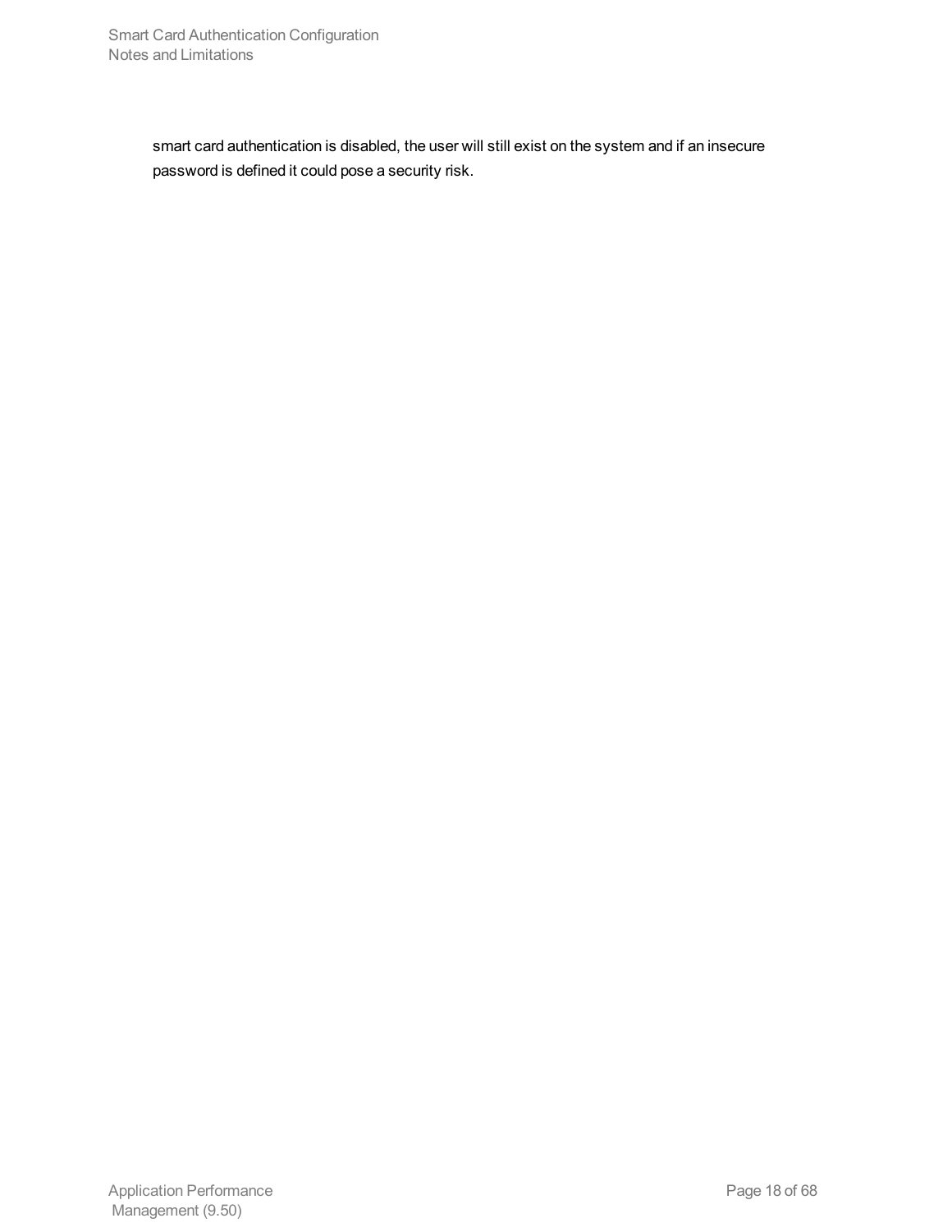smart card authentication is disabled, the user will still exist on the system and if an insecure password is defined it could pose a security risk.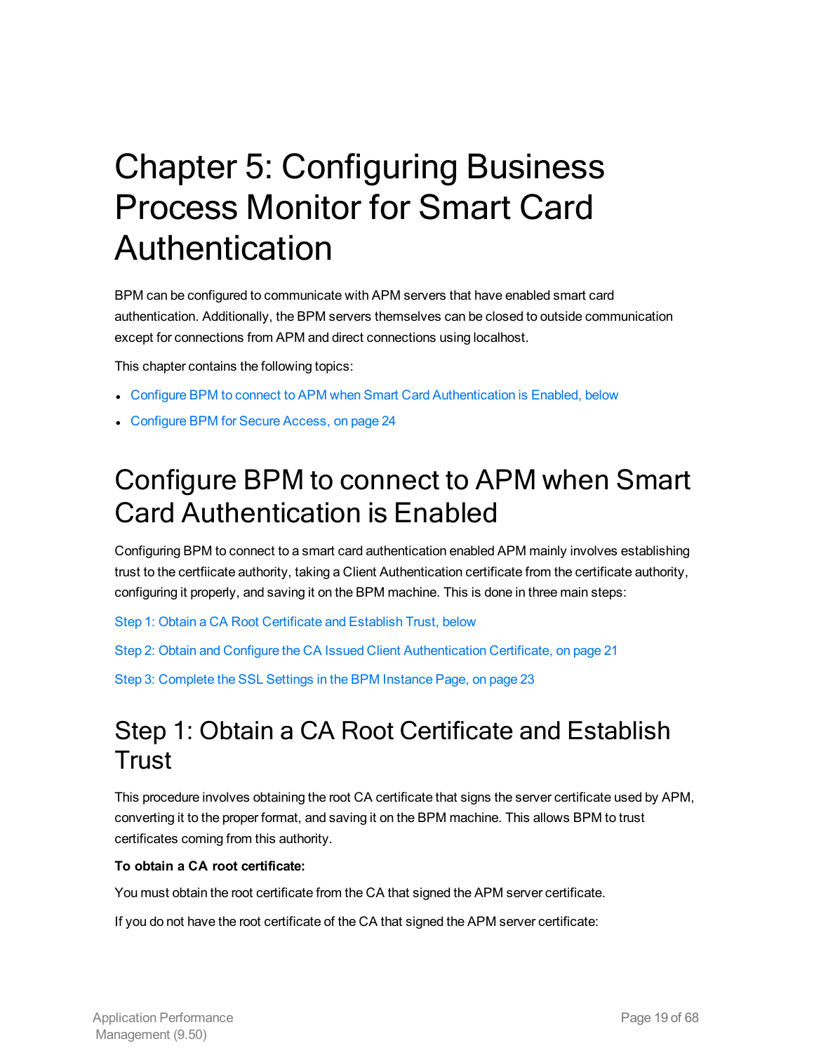# Chapter 5: Configuring Business Process Monitor for Smart Card Authentication

BPM can be configured to communicate with APM servers that have enabled smart card authentication. Additionally, the BPM servers themselves can be closed to outside communication except for connections from APM and direct connections using localhost.

This chapter contains the following topics:

- Configure BPM to connect to APM when Smart Card Authentication is Enabled, below
- Configure BPM for Secure Access, on page 24

## Configure BPM to connect to APM when Smart Card Authentication is Enabled

Configuring BPM to connect to a smart card authentication enabled APM mainly involves establishing trust to the certfiicate authority, taking a Client Authentication certificate from the certificate authority, configuring it properly, and saving it on the BPM machine. This is done in three main steps:

Step 1: Obtain a CA Root Certificate and Establish Trust, below

Step 2: Obtain and Configure the CA Issued Client Authentication Certificate, on page 21

Step 3: Complete the SSL Settings in the BPM Instance Page, on page 23

## Step 1: Obtain a CA Root Certificate and Establish Trust

This procedure involves obtaining the root CA certificate that signs the server certificate used by APM, converting it to the proper format, and saving it on the BPM machine. This allows BPM to trust certificates coming from this authority.

**To obtain a CA root certificate:**

You must obtain the root certificate from the CA that signed the APM server certificate.

If you do not have the root certificate of the CA that signed the APM server certificate: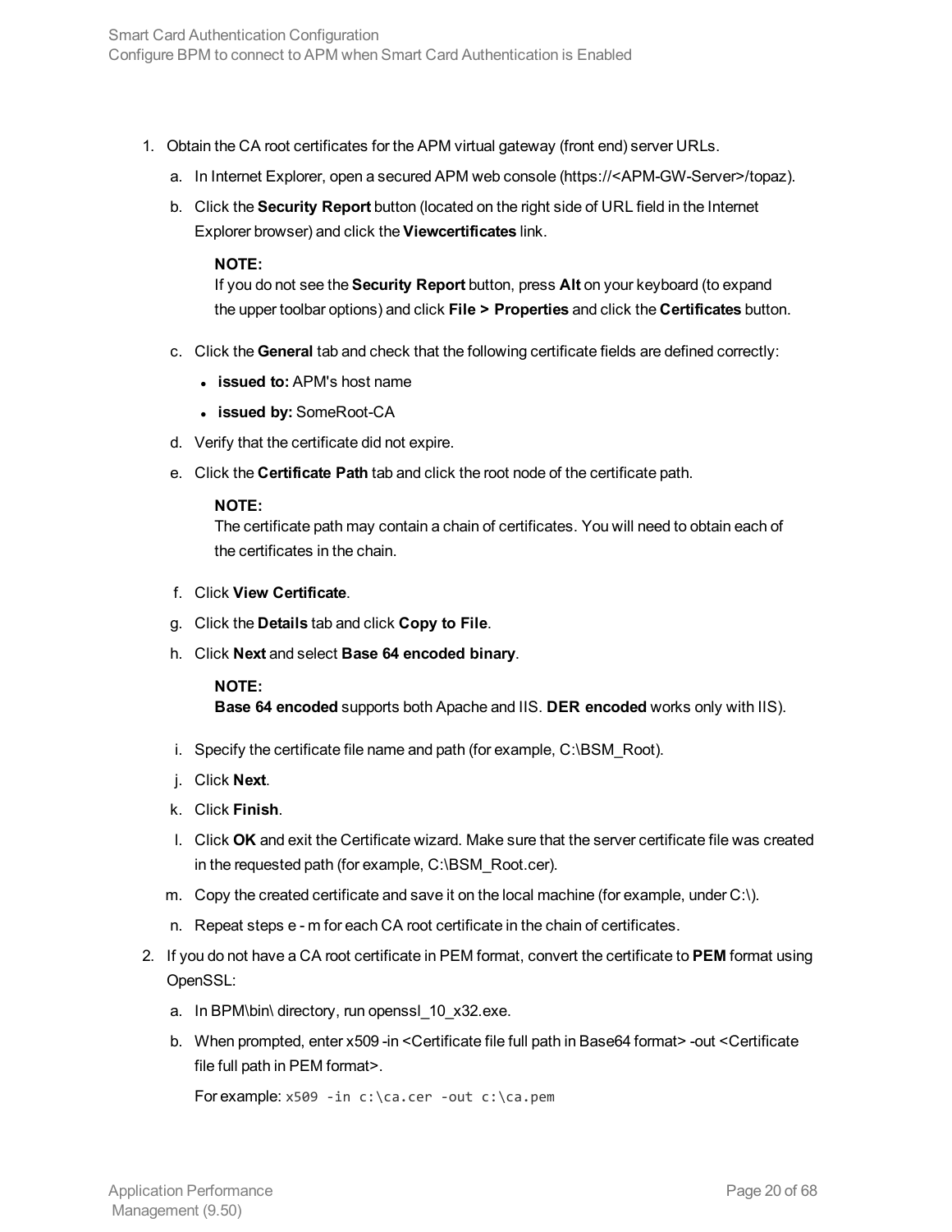1. Obtain the CA root certificates for the APM virtual gateway (front end) server URLs.
   a. In Internet Explorer, open a secured APM web console (https://<APM-GW-Server>/topaz).
   b. Click the **Security Report** button (located on the right side of URL field in the Internet Explorer browser) and click the **Viewcertificates** link.

      **NOTE:**
      If you do not see the **Security Report** button, press **Alt** on your keyboard (to expand the upper toolbar options) and click **File > Properties** and click the **Certificates** button.

   c. Click the **General** tab and check that the following certificate fields are defined correctly:
      - **issued to:** APM's host name
      - **issued by:** SomeRoot-CA
   d. Verify that the certificate did not expire.
   e. Click the **Certificate Path** tab and click the root node of the certificate path.

      **NOTE:**
      The certificate path may contain a chain of certificates. You will need to obtain each of the certificates in the chain.

   f. Click **View Certificate**.
   g. Click the **Details** tab and click **Copy to File**.
   h. Click **Next** and select **Base 64 encoded binary**.

      **NOTE:**
      **Base 64 encoded** supports both Apache and IIS. **DER encoded** works only with IIS).

   i. Specify the certificate file name and path (for example, C:\BSM_Root).
   j. Click **Next**.
   k. Click **Finish**.
   l. Click **OK** and exit the Certificate wizard. Make sure that the server certificate file was created in the requested path (for example, C:\BSM_Root.cer).
   m. Copy the created certificate and save it on the local machine (for example, under C:\).
   n. Repeat steps e - m for each CA root certificate in the chain of certificates.
2. If you do not have a CA root certificate in PEM format, convert the certificate to **PEM** format using OpenSSL:
   a. In BPM\bin\ directory, run openssl_10_x32.exe.
   b. When prompted, enter x509 -in <Certificate file full path in Base64 format> -out <Certificate file full path in PEM format>.

      For example: `x509 -in c:\ca.cer -out c:\ca.pem`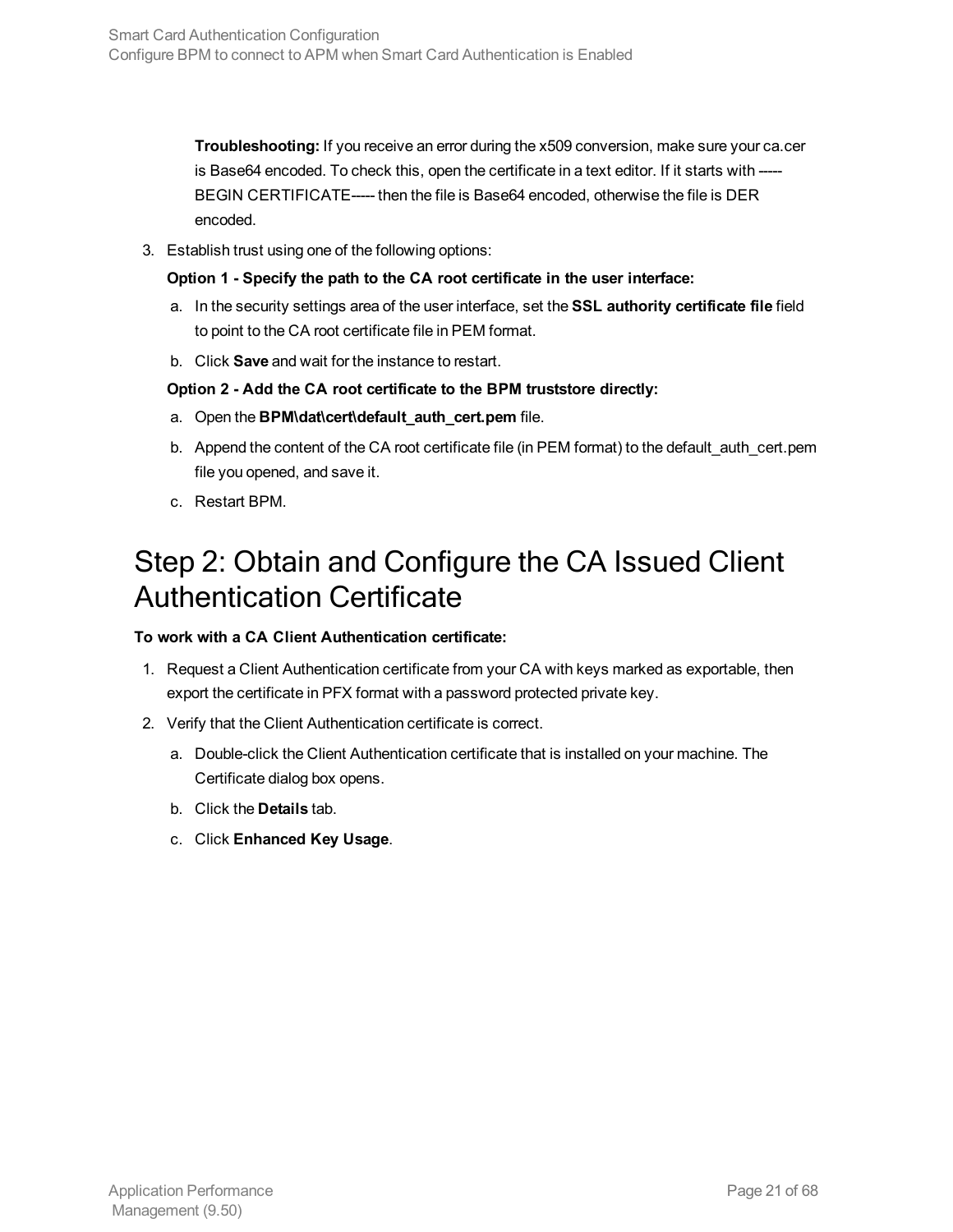**Troubleshooting:** If you receive an error during the x509 conversion, make sure your ca.cer is Base64 encoded. To check this, open the certificate in a text editor. If it starts with -----BEGIN CERTIFICATE----- then the file is Base64 encoded, otherwise the file is DER encoded.

3. Establish trust using one of the following options:

   **Option 1 - Specify the path to the CA root certificate in the user interface:**

   a. In the security settings area of the user interface, set the **SSL authority certificate file** field to point to the CA root certificate file in PEM format.

   b. Click **Save** and wait for the instance to restart.

   **Option 2 - Add the CA root certificate to the BPM truststore directly:**

   a. Open the **BPM\dat\cert\default_auth_cert.pem** file.

   b. Append the content of the CA root certificate file (in PEM format) to the default_auth_cert.pem file you opened, and save it.

   c. Restart BPM.

## Step 2: Obtain and Configure the CA Issued Client Authentication Certificate

**To work with a CA Client Authentication certificate:**

1. Request a Client Authentication certificate from your CA with keys marked as exportable, then export the certificate in PFX format with a password protected private key.
2. Verify that the Client Authentication certificate is correct.

   a. Double-click the Client Authentication certificate that is installed on your machine. The Certificate dialog box opens.

   b. Click the **Details** tab.

   c. Click **Enhanced Key Usage**.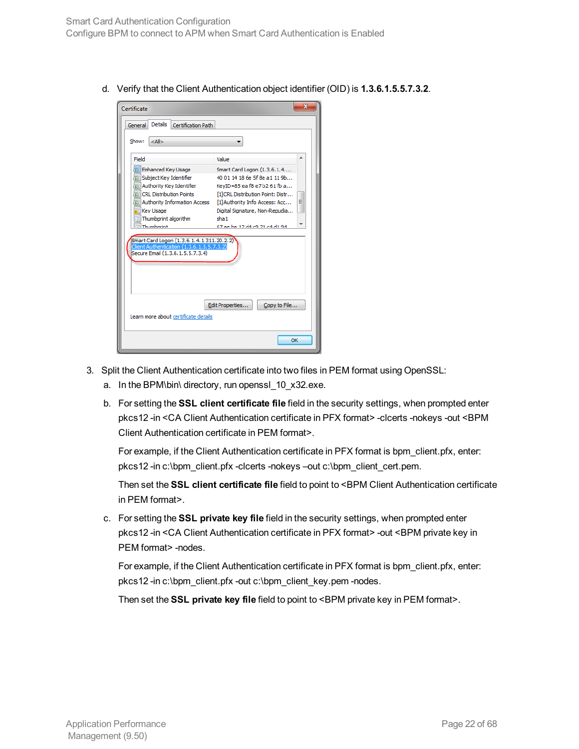d. Verify that the Client Authentication object identifier (OID) is **1.3.6.1.5.5.7.3.2**.

3. Split the Client Authentication certificate into two files in PEM format using OpenSSL:

   a. In the BPM\bin\ directory, run openssl_10_x32.exe.

   b. For setting the **SSL client certificate file** field in the security settings, when prompted enter pkcs12 -in <CA Client Authentication certificate in PFX format> -clcerts -nokeys -out <BPM Client Authentication certificate in PEM format>.

      For example, if the Client Authentication certificate in PFX format is bpm_client.pfx, enter: pkcs12 -in c:\bpm_client.pfx -clcerts -nokeys –out c:\bpm_client_cert.pem.

      Then set the **SSL client certificate file** field to point to <BPM Client Authentication certificate in PEM format>.

   c. For setting the **SSL private key file** field in the security settings, when prompted enter pkcs12 -in <CA Client Authentication certificate in PFX format> -out <BPM private key in PEM format> -nodes.

      For example, if the Client Authentication certificate in PFX format is bpm_client.pfx, enter: pkcs12 -in c:\bpm_client.pfx -out c:\bpm_client_key.pem -nodes.

      Then set the **SSL private key file** field to point to <BPM private key in PEM format>.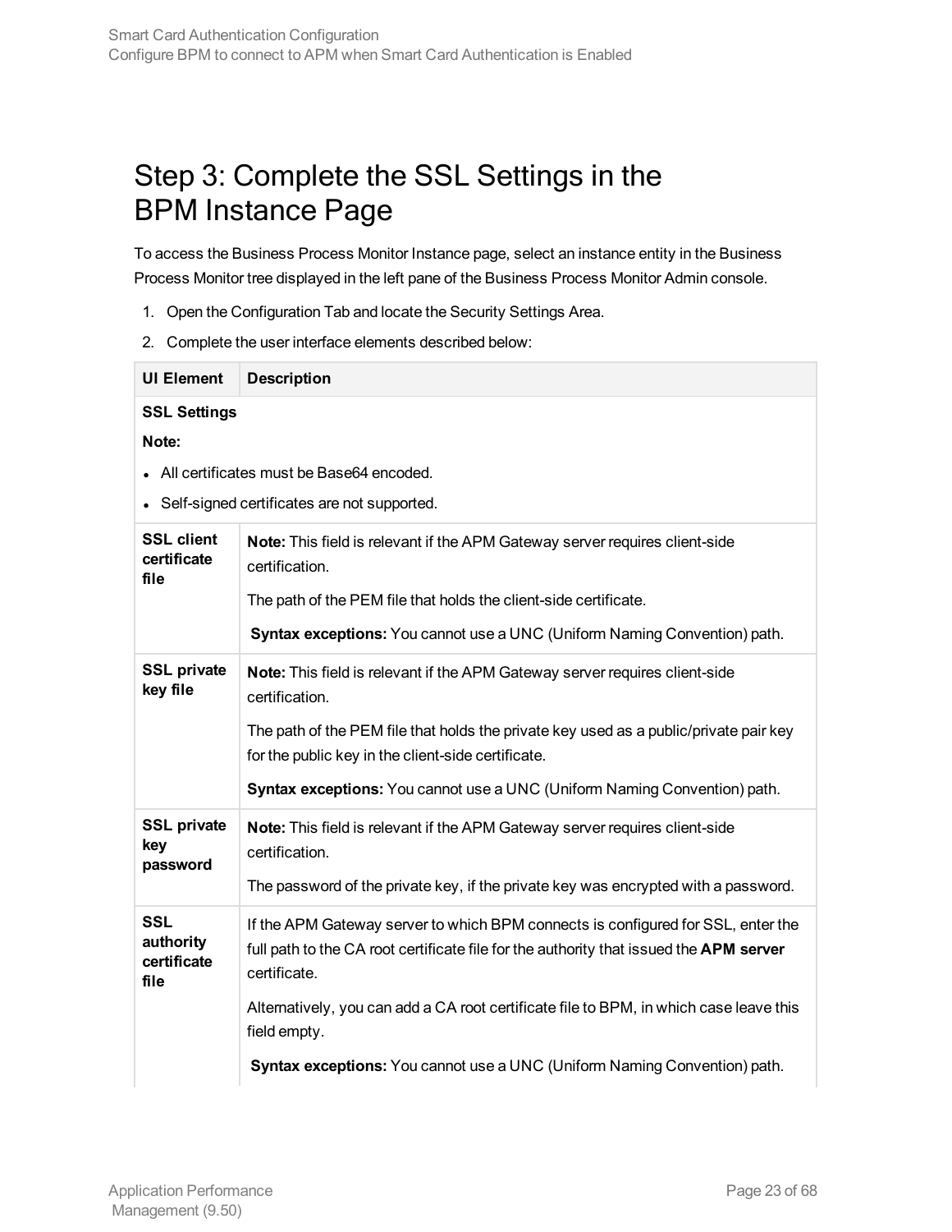# Step 3: Complete the SSL Settings in the BPM Instance Page

To access the Business Process Monitor Instance page, select an instance entity in the Business Process Monitor tree displayed in the left pane of the Business Process Monitor Admin console.

1. Open the Configuration Tab and locate the Security Settings Area.
2. Complete the user interface elements described below:

| UI Element | Description |
| --- | --- |
| **SSL Settings**<br><br>**Note:**<br><br>• All certificates must be Base64 encoded.<br>• Self-signed certificates are not supported. | |
| **SSL client certificate file** | **Note:** This field is relevant if the APM Gateway server requires client-side certification.<br><br>The path of the PEM file that holds the client-side certificate.<br><br>**Syntax exceptions:** You cannot use a UNC (Uniform Naming Convention) path. |
| **SSL private key file** | **Note:** This field is relevant if the APM Gateway server requires client-side certification.<br><br>The path of the PEM file that holds the private key used as a public/private pair key for the public key in the client-side certificate.<br><br>**Syntax exceptions:** You cannot use a UNC (Uniform Naming Convention) path. |
| **SSL private key password** | **Note:** This field is relevant if the APM Gateway server requires client-side certification.<br><br>The password of the private key, if the private key was encrypted with a password. |
| **SSL authority certificate file** | If the APM Gateway server to which BPM connects is configured for SSL, enter the full path to the CA root certificate file for the authority that issued the **APM server** certificate.<br><br>Alternatively, you can add a CA root certificate file to BPM, in which case leave this field empty.<br><br>**Syntax exceptions:** You cannot use a UNC (Uniform Naming Convention) path. |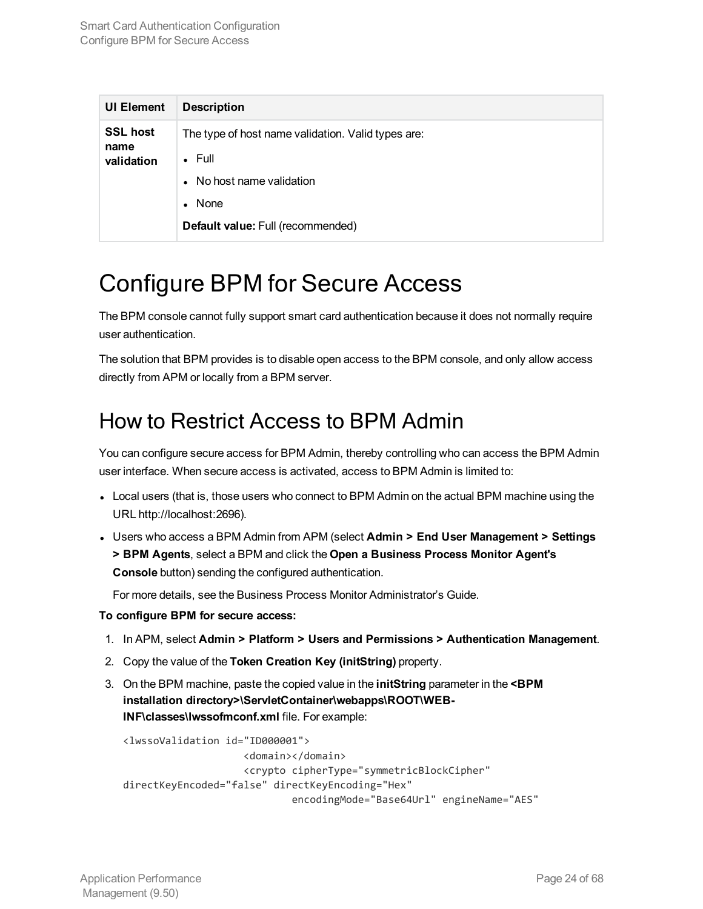| UI Element | Description |
|---|---|
| **SSL host name validation** | The type of host name validation. Valid types are:<br>• Full<br>• No host name validation<br>• None<br>**Default value:** Full (recommended) |

# Configure BPM for Secure Access

The BPM console cannot fully support smart card authentication because it does not normally require user authentication.

The solution that BPM provides is to disable open access to the BPM console, and only allow access directly from APM or locally from a BPM server.

## How to Restrict Access to BPM Admin

You can configure secure access for BPM Admin, thereby controlling who can access the BPM Admin user interface. When secure access is activated, access to BPM Admin is limited to:

- Local users (that is, those users who connect to BPM Admin on the actual BPM machine using the URL http://localhost:2696).
- Users who access a BPM Admin from APM (select **Admin > End User Management > Settings > BPM Agents**, select a BPM and click the **Open a Business Process Monitor Agent's Console** button) sending the configured authentication.

  For more details, see the Business Process Monitor Administrator's Guide.

**To configure BPM for secure access:**

1. In APM, select **Admin > Platform > Users and Permissions > Authentication Management**.
2. Copy the value of the **Token Creation Key (initString)** property.
3. On the BPM machine, paste the copied value in the **initString** parameter in the **<BPM installation directory>\ServletContainer\webapps\ROOT\WEB-INF\classes\lwssofmconf.xml** file. For example:

   ```
   <lwssoValidation id="ID000001">
                       <domain></domain>
                       <crypto cipherType="symmetricBlockCipher"
   directKeyEncoded="false" directKeyEncoding="Hex"
                               encodingMode="Base64Url" engineName="AES"
   ```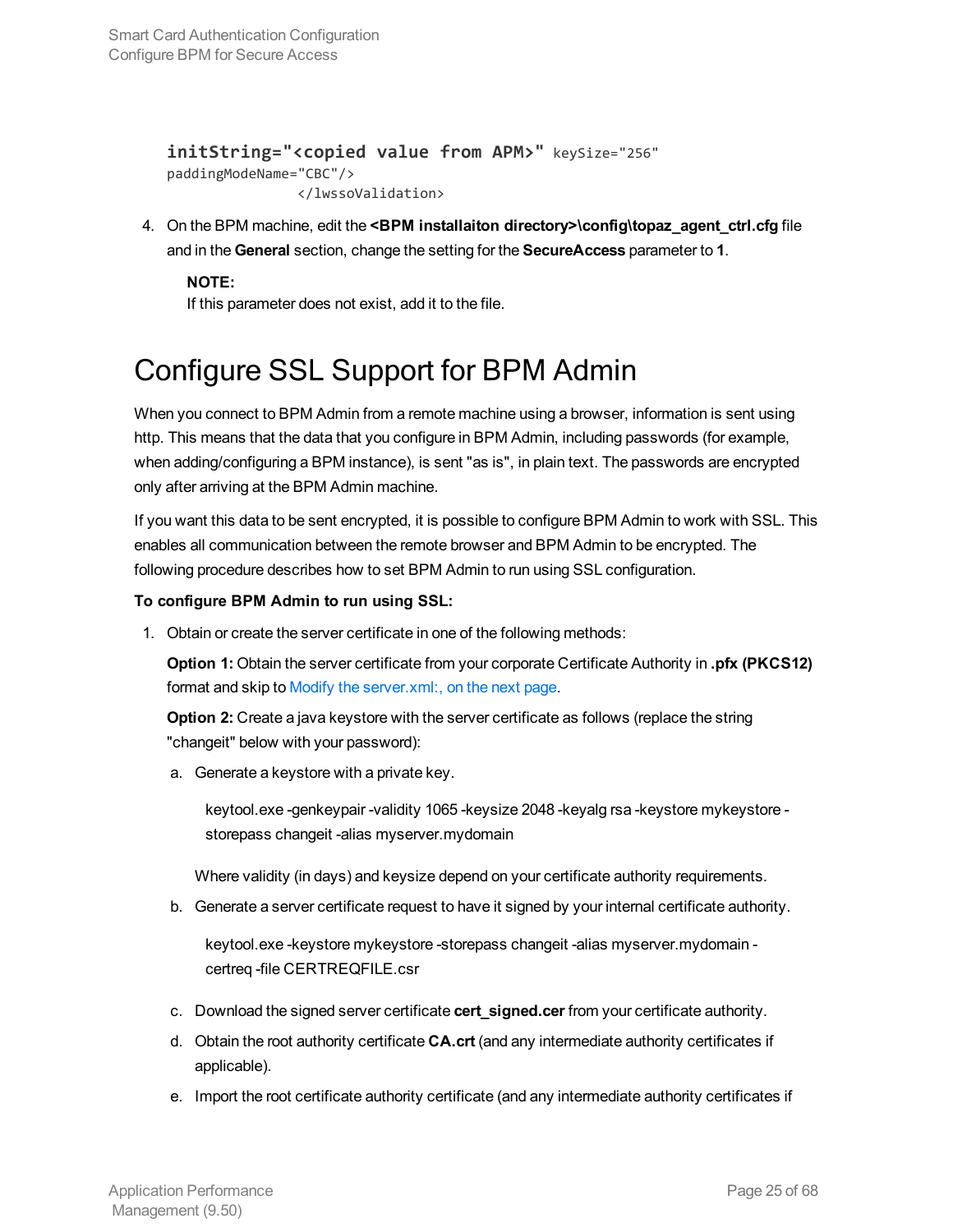```
initString="<copied value from APM>" keySize="256"
paddingModeName="CBC"/>
                </lwssoValidation>
```

4. On the BPM machine, edit the **<BPM installaiton directory>\config\topaz_agent_ctrl.cfg** file and in the **General** section, change the setting for the **SecureAccess** parameter to **1**.

   **NOTE:**
   If this parameter does not exist, add it to the file.

# Configure SSL Support for BPM Admin

When you connect to BPM Admin from a remote machine using a browser, information is sent using http. This means that the data that you configure in BPM Admin, including passwords (for example, when adding/configuring a BPM instance), is sent "as is", in plain text. The passwords are encrypted only after arriving at the BPM Admin machine.

If you want this data to be sent encrypted, it is possible to configure BPM Admin to work with SSL. This enables all communication between the remote browser and BPM Admin to be encrypted. The following procedure describes how to set BPM Admin to run using SSL configuration.

**To configure BPM Admin to run using SSL:**

1. Obtain or create the server certificate in one of the following methods:

   **Option 1:** Obtain the server certificate from your corporate Certificate Authority in **.pfx (PKCS12)** format and skip to Modify the server.xml:, on the next page.

   **Option 2:** Create a java keystore with the server certificate as follows (replace the string "changeit" below with your password):

   a. Generate a keystore with a private key.

      keytool.exe -genkeypair -validity 1065 -keysize 2048 -keyalg rsa -keystore mykeystore -storepass changeit -alias myserver.mydomain

      Where validity (in days) and keysize depend on your certificate authority requirements.

   b. Generate a server certificate request to have it signed by your internal certificate authority.

      keytool.exe -keystore mykeystore -storepass changeit -alias myserver.mydomain -certreq -file CERTREQFILE.csr

   c. Download the signed server certificate **cert_signed.cer** from your certificate authority.

   d. Obtain the root authority certificate **CA.crt** (and any intermediate authority certificates if applicable).

   e. Import the root certificate authority certificate (and any intermediate authority certificates if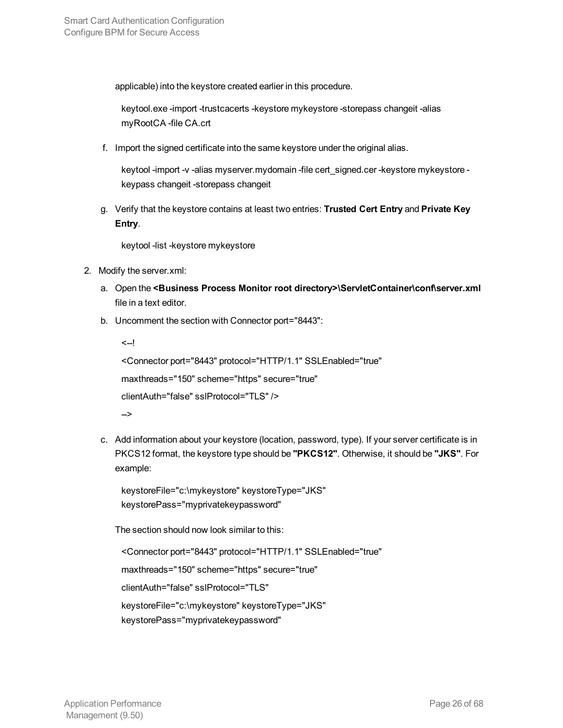applicable) into the keystore created earlier in this procedure.

```
keytool.exe -import -trustcacerts -keystore mykeystore -storepass changeit -alias myRootCA -file CA.crt
```

f. Import the signed certificate into the same keystore under the original alias.

```
keytool -import -v -alias myserver.mydomain -file cert_signed.cer -keystore mykeystore -keypass changeit -storepass changeit
```

g. Verify that the keystore contains at least two entries: **Trusted Cert Entry** and **Private Key Entry**.

```
keytool -list -keystore mykeystore
```

2. Modify the server.xml:

   a. Open the **<Business Process Monitor root directory>\ServletContainer\conf\server.xml** file in a text editor.

   b. Uncomment the section with Connector port="8443":

   ```
   <--!
   <Connector port="8443" protocol="HTTP/1.1" SSLEnabled="true"
   maxthreads="150" scheme="https" secure="true"
   clientAuth="false" sslProtocol="TLS" />
   -->
   ```

   c. Add information about your keystore (location, password, type). If your server certificate is in PKCS12 format, the keystore type should be **"PKCS12"**. Otherwise, it should be **"JKS"**. For example:

   ```
   keystoreFile="c:\mykeystore" keystoreType="JKS"
   keystorePass="myprivatekeypassword"
   ```

   The section should now look similar to this:

   ```
   <Connector port="8443" protocol="HTTP/1.1" SSLEnabled="true"
   maxthreads="150" scheme="https" secure="true"
   clientAuth="false" sslProtocol="TLS"
   keystoreFile="c:\mykeystore" keystoreType="JKS"
   keystorePass="myprivatekeypassword"
   ```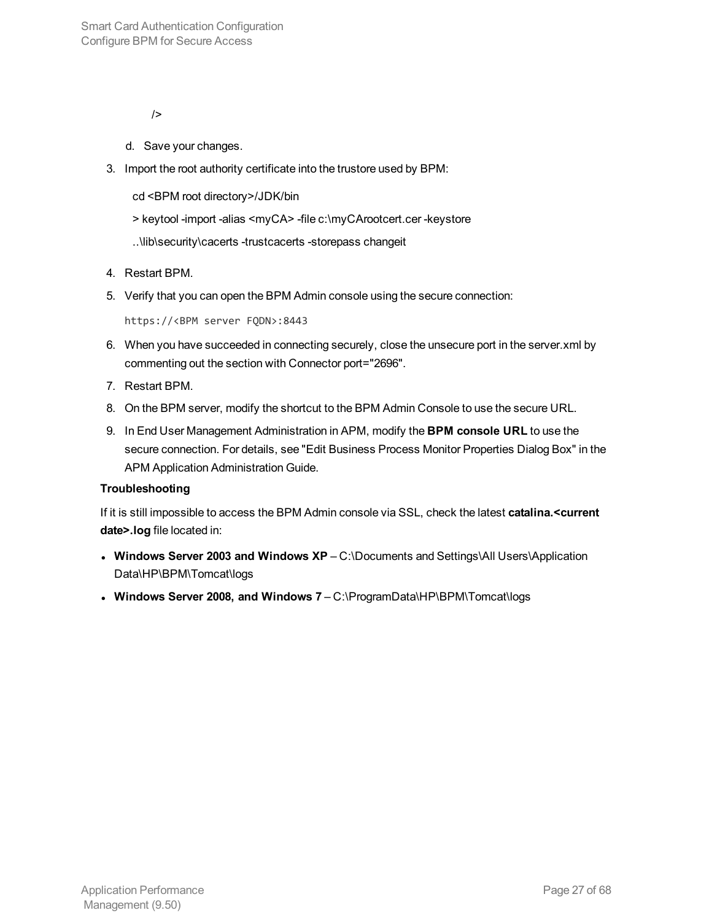/>

d. Save your changes.

3. Import the root authority certificate into the trustore used by BPM:

   cd <BPM root directory>/JDK/bin

   > keytool -import -alias <myCA> -file c:\myCArootcert.cer -keystore

   ..\lib\security\cacerts -trustcacerts -storepass changeit

4. Restart BPM.
5. Verify that you can open the BPM Admin console using the secure connection:

   ```
   https://<BPM server FQDN>:8443
   ```

6. When you have succeeded in connecting securely, close the unsecure port in the server.xml by commenting out the section with Connector port="2696".
7. Restart BPM.
8. On the BPM server, modify the shortcut to the BPM Admin Console to use the secure URL.
9. In End User Management Administration in APM, modify the **BPM console URL** to use the secure connection. For details, see "Edit Business Process Monitor Properties Dialog Box" in the APM Application Administration Guide.

**Troubleshooting**

If it is still impossible to access the BPM Admin console via SSL, check the latest **catalina.<current date>.log** file located in:

- **Windows Server 2003 and Windows XP** – C:\Documents and Settings\All Users\Application Data\HP\BPM\Tomcat\logs
- **Windows Server 2008, and Windows 7** – C:\ProgramData\HP\BPM\Tomcat\logs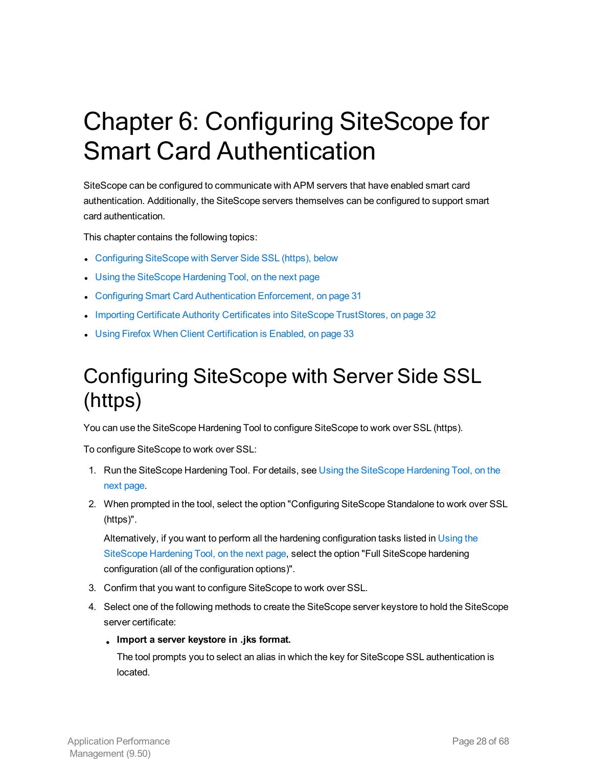# Chapter 6: Configuring SiteScope for Smart Card Authentication

SiteScope can be configured to communicate with APM servers that have enabled smart card authentication. Additionally, the SiteScope servers themselves can be configured to support smart card authentication.

This chapter contains the following topics:

- Configuring SiteScope with Server Side SSL (https), below
- Using the SiteScope Hardening Tool, on the next page
- Configuring Smart Card Authentication Enforcement, on page 31
- Importing Certificate Authority Certificates into SiteScope TrustStores, on page 32
- Using Firefox When Client Certification is Enabled, on page 33

## Configuring SiteScope with Server Side SSL (https)

You can use the SiteScope Hardening Tool to configure SiteScope to work over SSL (https).

To configure SiteScope to work over SSL:

1. Run the SiteScope Hardening Tool. For details, see Using the SiteScope Hardening Tool, on the next page.
2. When prompted in the tool, select the option "Configuring SiteScope Standalone to work over SSL (https)".

   Alternatively, if you want to perform all the hardening configuration tasks listed in Using the SiteScope Hardening Tool, on the next page, select the option "Full SiteScope hardening configuration (all of the configuration options)".
3. Confirm that you want to configure SiteScope to work over SSL.
4. Select one of the following methods to create the SiteScope server keystore to hold the SiteScope server certificate:
   - **Import a server keystore in .jks format.**

     The tool prompts you to select an alias in which the key for SiteScope SSL authentication is located.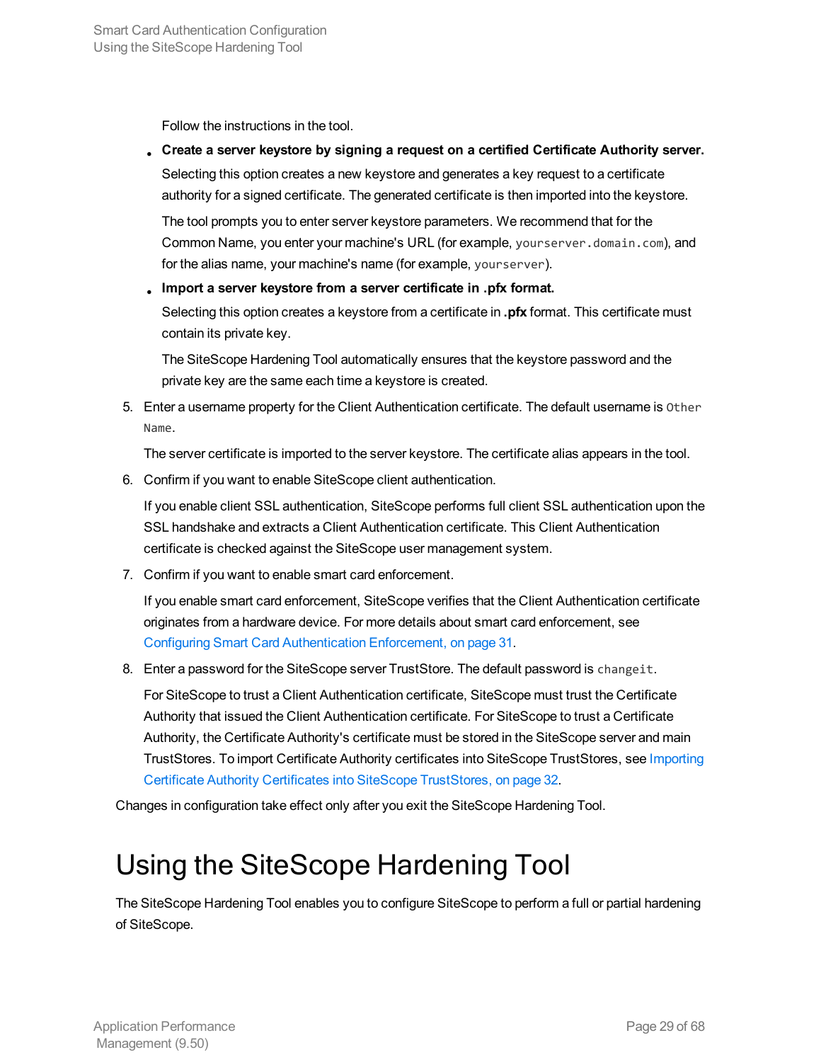Follow the instructions in the tool.

- **Create a server keystore by signing a request on a certified Certificate Authority server.**

  Selecting this option creates a new keystore and generates a key request to a certificate authority for a signed certificate. The generated certificate is then imported into the keystore.

  The tool prompts you to enter server keystore parameters. We recommend that for the Common Name, you enter your machine's URL (for example, `yourserver.domain.com`), and for the alias name, your machine's name (for example, `yourserver`).

- **Import a server keystore from a server certificate in .pfx format.**

  Selecting this option creates a keystore from a certificate in **.pfx** format. This certificate must contain its private key.

  The SiteScope Hardening Tool automatically ensures that the keystore password and the private key are the same each time a keystore is created.

5. Enter a username property for the Client Authentication certificate. The default username is `Other Name`.

   The server certificate is imported to the server keystore. The certificate alias appears in the tool.

6. Confirm if you want to enable SiteScope client authentication.

   If you enable client SSL authentication, SiteScope performs full client SSL authentication upon the SSL handshake and extracts a Client Authentication certificate. This Client Authentication certificate is checked against the SiteScope user management system.

7. Confirm if you want to enable smart card enforcement.

   If you enable smart card enforcement, SiteScope verifies that the Client Authentication certificate originates from a hardware device. For more details about smart card enforcement, see Configuring Smart Card Authentication Enforcement, on page 31.

8. Enter a password for the SiteScope server TrustStore. The default password is `changeit`.

   For SiteScope to trust a Client Authentication certificate, SiteScope must trust the Certificate Authority that issued the Client Authentication certificate. For SiteScope to trust a Certificate Authority, the Certificate Authority's certificate must be stored in the SiteScope server and main TrustStores. To import Certificate Authority certificates into SiteScope TrustStores, see Importing Certificate Authority Certificates into SiteScope TrustStores, on page 32.

Changes in configuration take effect only after you exit the SiteScope Hardening Tool.

# Using the SiteScope Hardening Tool

The SiteScope Hardening Tool enables you to configure SiteScope to perform a full or partial hardening of SiteScope.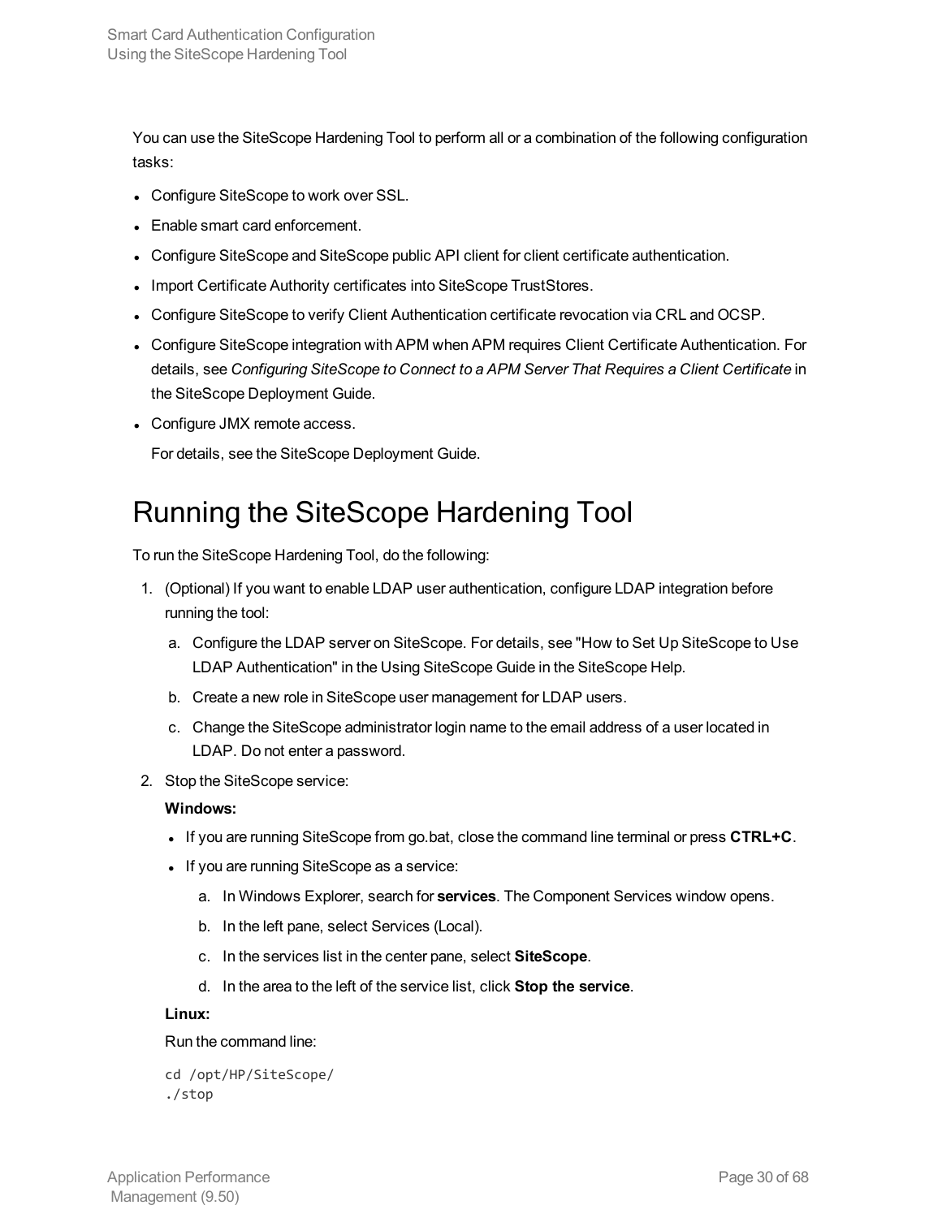You can use the SiteScope Hardening Tool to perform all or a combination of the following configuration tasks:

- Configure SiteScope to work over SSL.
- Enable smart card enforcement.
- Configure SiteScope and SiteScope public API client for client certificate authentication.
- Import Certificate Authority certificates into SiteScope TrustStores.
- Configure SiteScope to verify Client Authentication certificate revocation via CRL and OCSP.
- Configure SiteScope integration with APM when APM requires Client Certificate Authentication. For details, see *Configuring SiteScope to Connect to a APM Server That Requires a Client Certificate* in the SiteScope Deployment Guide.
- Configure JMX remote access.

  For details, see the SiteScope Deployment Guide.

# Running the SiteScope Hardening Tool

To run the SiteScope Hardening Tool, do the following:

1. (Optional) If you want to enable LDAP user authentication, configure LDAP integration before running the tool:
   a. Configure the LDAP server on SiteScope. For details, see "How to Set Up SiteScope to Use LDAP Authentication" in the Using SiteScope Guide in the SiteScope Help.
   b. Create a new role in SiteScope user management for LDAP users.
   c. Change the SiteScope administrator login name to the email address of a user located in LDAP. Do not enter a password.
2. Stop the SiteScope service:

   **Windows:**

   - If you are running SiteScope from go.bat, close the command line terminal or press **CTRL+C**.
   - If you are running SiteScope as a service:
     a. In Windows Explorer, search for **services**. The Component Services window opens.
     b. In the left pane, select Services (Local).
     c. In the services list in the center pane, select **SiteScope**.
     d. In the area to the left of the service list, click **Stop the service**.

   **Linux:**

   Run the command line:

   ```
   cd /opt/HP/SiteScope/
   ./stop
   ```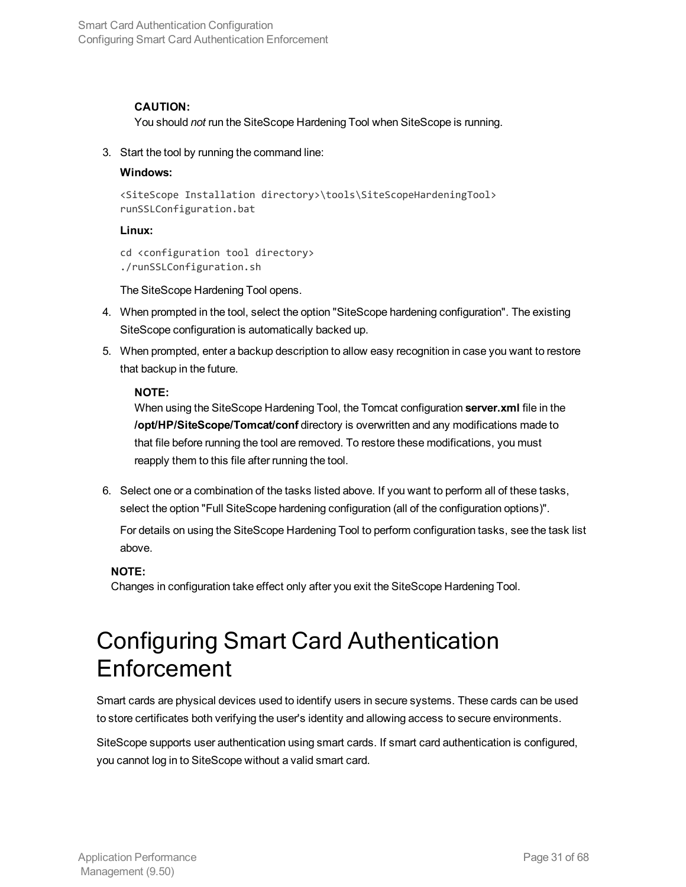**CAUTION:**
You should *not* run the SiteScope Hardening Tool when SiteScope is running.

3. Start the tool by running the command line:

   **Windows:**

   ```
   <SiteScope Installation directory>\tools\SiteScopeHardeningTool>
   runSSLConfiguration.bat
   ```

   **Linux:**

   ```
   cd <configuration tool directory>
   ./runSSLConfiguration.sh
   ```

   The SiteScope Hardening Tool opens.

4. When prompted in the tool, select the option "SiteScope hardening configuration". The existing SiteScope configuration is automatically backed up.
5. When prompted, enter a backup description to allow easy recognition in case you want to restore that backup in the future.

   **NOTE:**
   When using the SiteScope Hardening Tool, the Tomcat configuration **server.xml** file in the **/opt/HP/SiteScope/Tomcat/conf** directory is overwritten and any modifications made to that file before running the tool are removed. To restore these modifications, you must reapply them to this file after running the tool.

6. Select one or a combination of the tasks listed above. If you want to perform all of these tasks, select the option "Full SiteScope hardening configuration (all of the configuration options)".

   For details on using the SiteScope Hardening Tool to perform configuration tasks, see the task list above.

**NOTE:**
Changes in configuration take effect only after you exit the SiteScope Hardening Tool.

# Configuring Smart Card Authentication Enforcement

Smart cards are physical devices used to identify users in secure systems. These cards can be used to store certificates both verifying the user's identity and allowing access to secure environments.

SiteScope supports user authentication using smart cards. If smart card authentication is configured, you cannot log in to SiteScope without a valid smart card.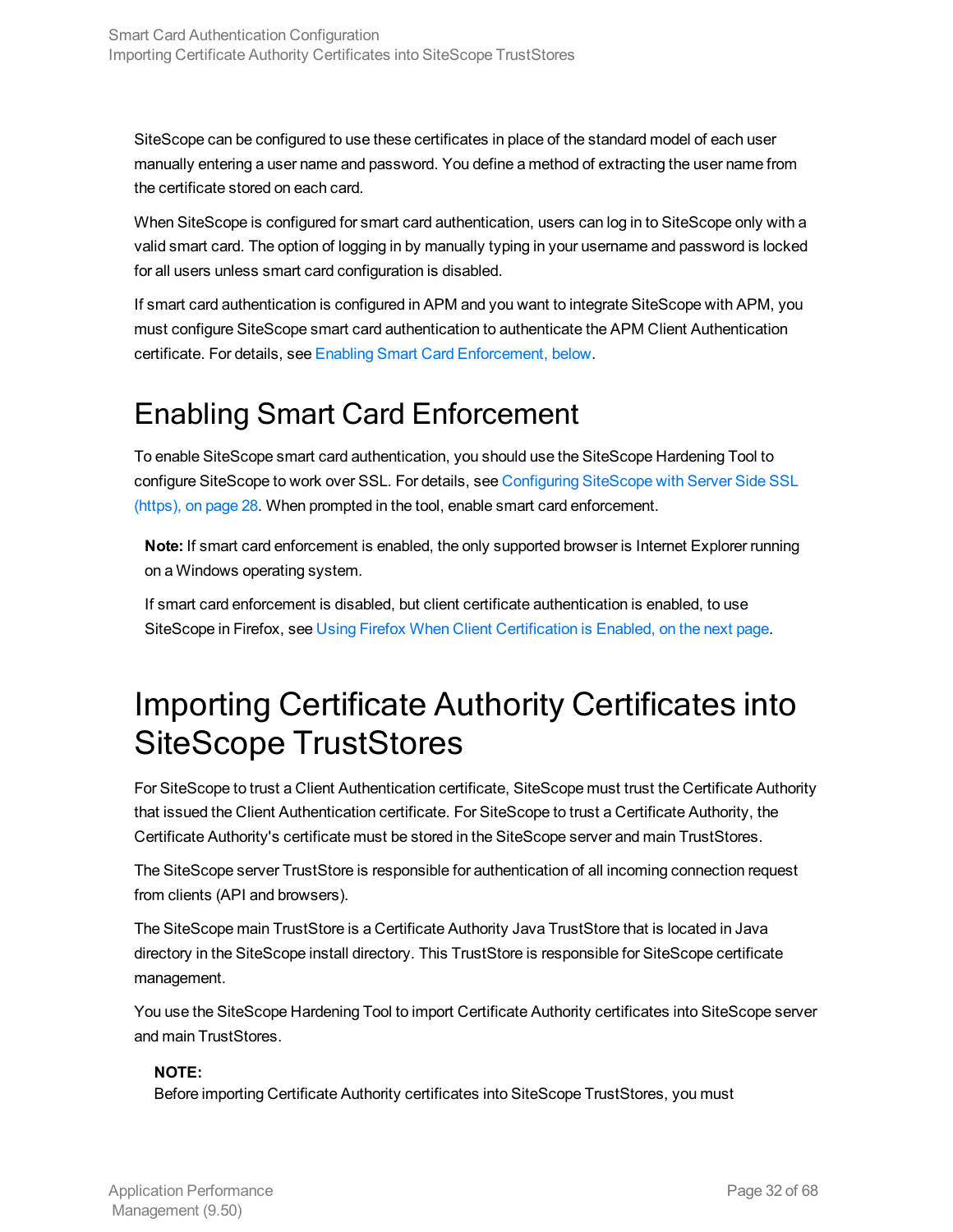SiteScope can be configured to use these certificates in place of the standard model of each user manually entering a user name and password. You define a method of extracting the user name from the certificate stored on each card.

When SiteScope is configured for smart card authentication, users can log in to SiteScope only with a valid smart card. The option of logging in by manually typing in your username and password is locked for all users unless smart card configuration is disabled.

If smart card authentication is configured in APM and you want to integrate SiteScope with APM, you must configure SiteScope smart card authentication to authenticate the APM Client Authentication certificate. For details, see Enabling Smart Card Enforcement, below.

# Enabling Smart Card Enforcement

To enable SiteScope smart card authentication, you should use the SiteScope Hardening Tool to configure SiteScope to work over SSL. For details, see Configuring SiteScope with Server Side SSL (https), on page 28. When prompted in the tool, enable smart card enforcement.

> **Note:** If smart card enforcement is enabled, the only supported browser is Internet Explorer running on a Windows operating system.
>
> If smart card enforcement is disabled, but client certificate authentication is enabled, to use SiteScope in Firefox, see Using Firefox When Client Certification is Enabled, on the next page.

# Importing Certificate Authority Certificates into SiteScope TrustStores

For SiteScope to trust a Client Authentication certificate, SiteScope must trust the Certificate Authority that issued the Client Authentication certificate. For SiteScope to trust a Certificate Authority, the Certificate Authority's certificate must be stored in the SiteScope server and main TrustStores.

The SiteScope server TrustStore is responsible for authentication of all incoming connection request from clients (API and browsers).

The SiteScope main TrustStore is a Certificate Authority Java TrustStore that is located in Java directory in the SiteScope install directory. This TrustStore is responsible for SiteScope certificate management.

You use the SiteScope Hardening Tool to import Certificate Authority certificates into SiteScope server and main TrustStores.

> **NOTE:**
> Before importing Certificate Authority certificates into SiteScope TrustStores, you must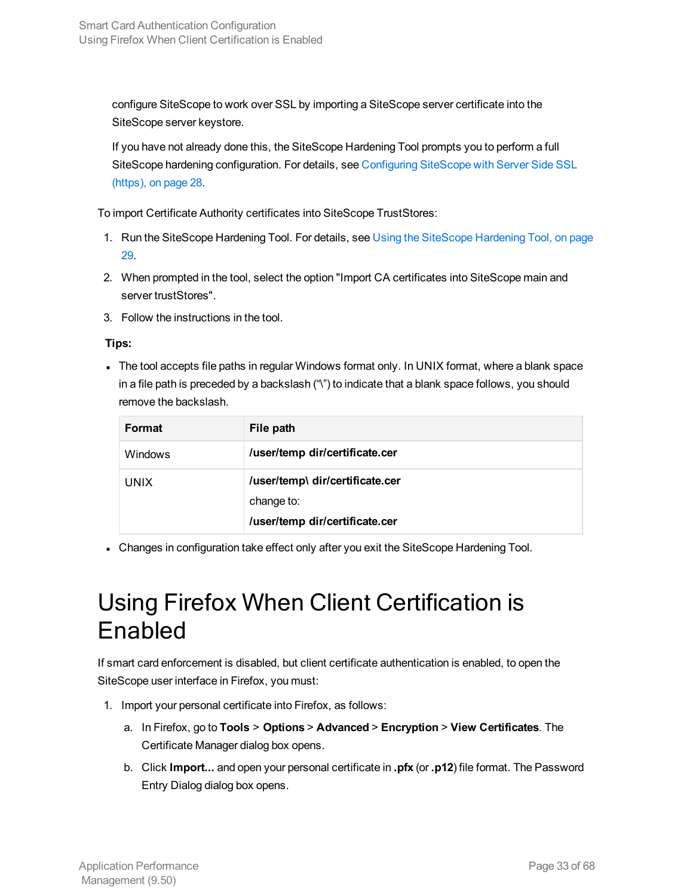configure SiteScope to work over SSL by importing a SiteScope server certificate into the SiteScope server keystore.

If you have not already done this, the SiteScope Hardening Tool prompts you to perform a full SiteScope hardening configuration. For details, see Configuring SiteScope with Server Side SSL (https), on page 28.

To import Certificate Authority certificates into SiteScope TrustStores:

1. Run the SiteScope Hardening Tool. For details, see Using the SiteScope Hardening Tool, on page 29.
2. When prompted in the tool, select the option "Import CA certificates into SiteScope main and server trustStores".
3. Follow the instructions in the tool.

**Tips:**

- The tool accepts file paths in regular Windows format only. In UNIX format, where a blank space in a file path is preceded by a backslash ("\") to indicate that a blank space follows, you should remove the backslash.

| Format | File path |
| --- | --- |
| Windows | **/user/temp dir/certificate.cer** |
| UNIX | **/user/temp\ dir/certificate.cer**<br>change to:<br>**/user/temp dir/certificate.cer** |

- Changes in configuration take effect only after you exit the SiteScope Hardening Tool.

# Using Firefox When Client Certification is Enabled

If smart card enforcement is disabled, but client certificate authentication is enabled, to open the SiteScope user interface in Firefox, you must:

1. Import your personal certificate into Firefox, as follows:
   a. In Firefox, go to **Tools** > **Options** > **Advanced** > **Encryption** > **View Certificates**. The Certificate Manager dialog box opens.
   b. Click **Import...** and open your personal certificate in **.pfx** (or **.p12**) file format. The Password Entry Dialog dialog box opens.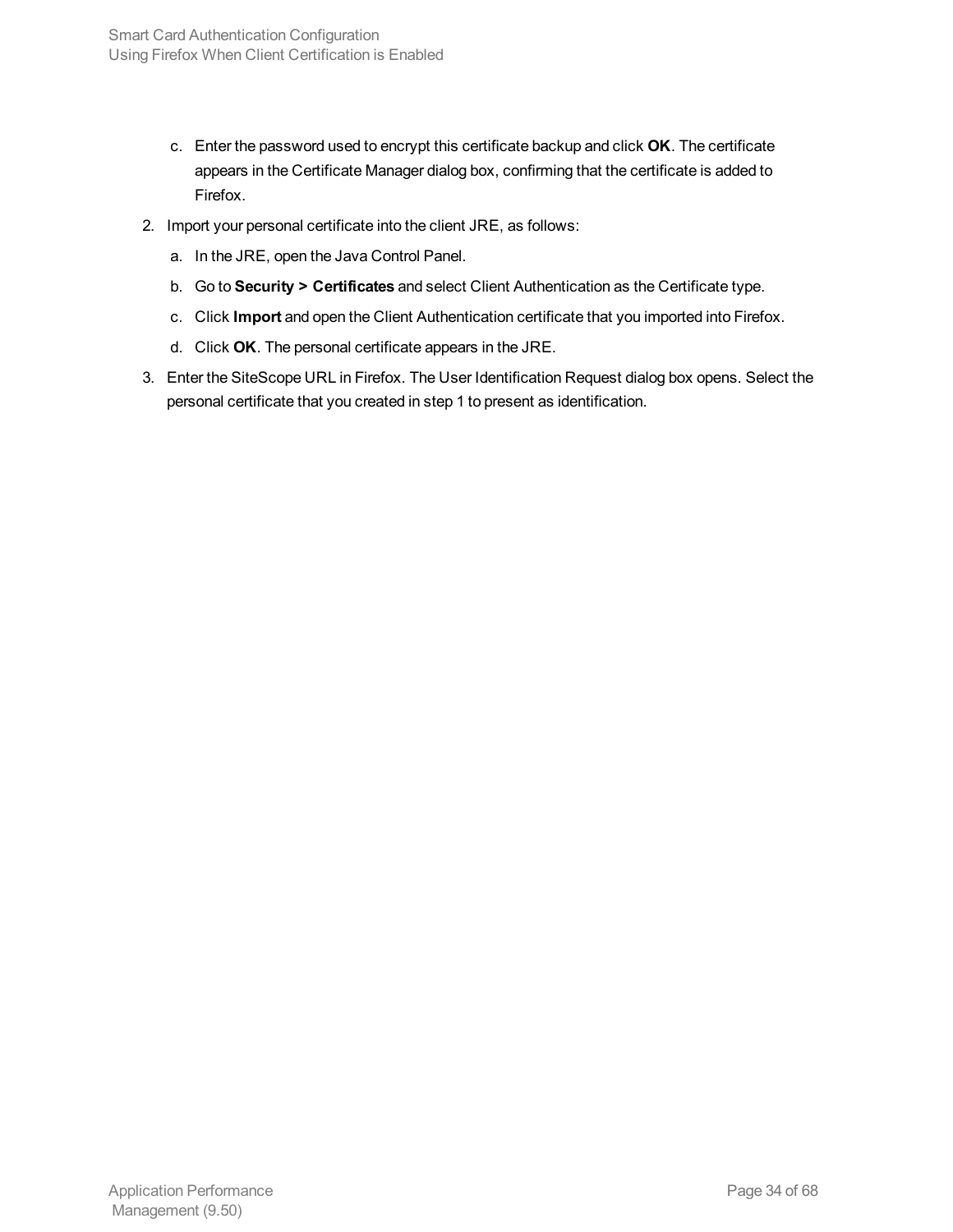c. Enter the password used to encrypt this certificate backup and click **OK**. The certificate appears in the Certificate Manager dialog box, confirming that the certificate is added to Firefox.

2. Import your personal certificate into the client JRE, as follows:
   a. In the JRE, open the Java Control Panel.
   b. Go to **Security > Certificates** and select Client Authentication as the Certificate type.
   c. Click **Import** and open the Client Authentication certificate that you imported into Firefox.
   d. Click **OK**. The personal certificate appears in the JRE.
3. Enter the SiteScope URL in Firefox. The User Identification Request dialog box opens. Select the personal certificate that you created in step 1 to present as identification.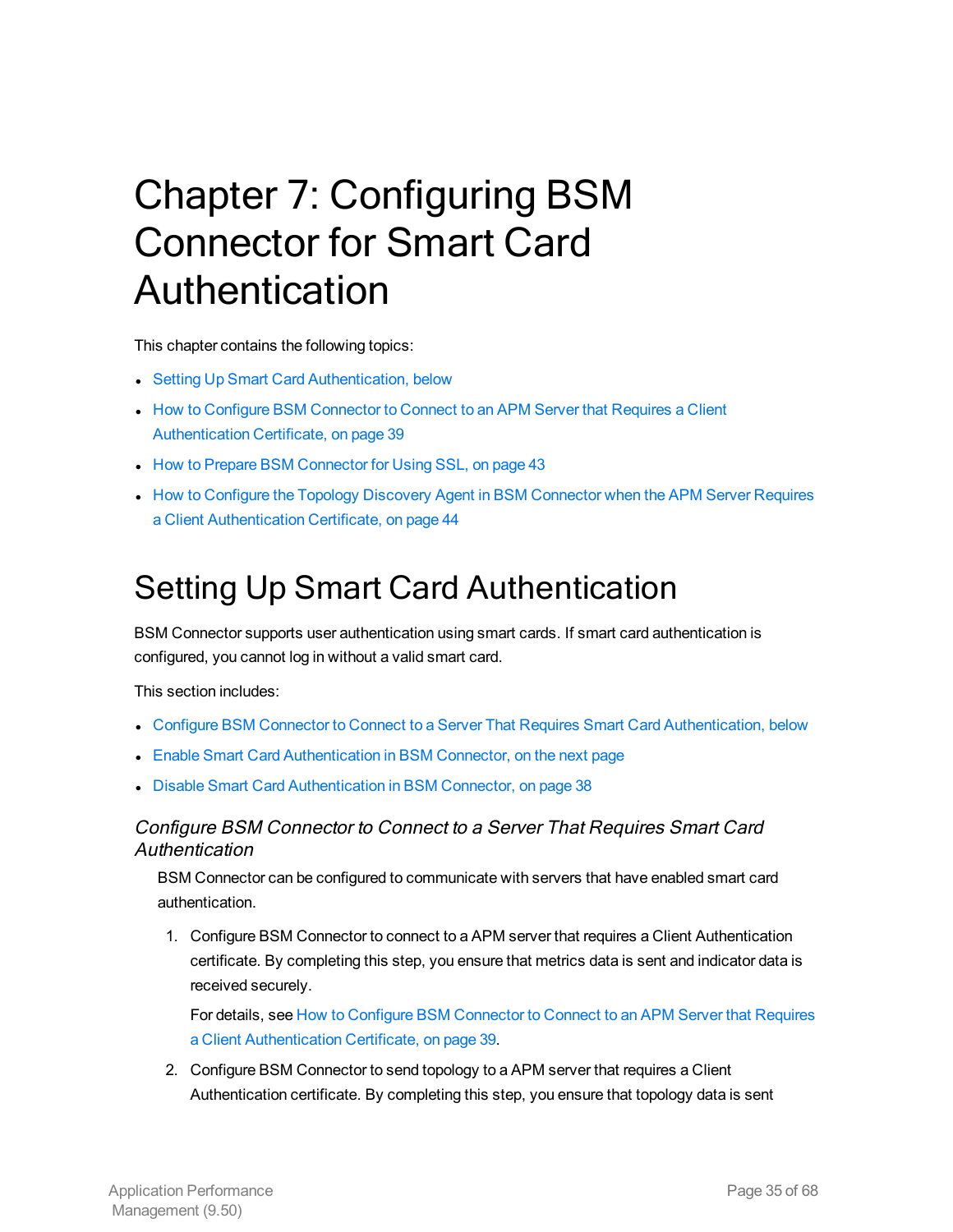# Chapter 7: Configuring BSM Connector for Smart Card Authentication

This chapter contains the following topics:

- Setting Up Smart Card Authentication, below
- How to Configure BSM Connector to Connect to an APM Server that Requires a Client Authentication Certificate, on page 39
- How to Prepare BSM Connector for Using SSL, on page 43
- How to Configure the Topology Discovery Agent in BSM Connector when the APM Server Requires a Client Authentication Certificate, on page 44

## Setting Up Smart Card Authentication

BSM Connector supports user authentication using smart cards. If smart card authentication is configured, you cannot log in without a valid smart card.

This section includes:

- Configure BSM Connector to Connect to a Server That Requires Smart Card Authentication, below
- Enable Smart Card Authentication in BSM Connector, on the next page
- Disable Smart Card Authentication in BSM Connector, on page 38

### *Configure BSM Connector to Connect to a Server That Requires Smart Card Authentication*

BSM Connector can be configured to communicate with servers that have enabled smart card authentication.

1. Configure BSM Connector to connect to a APM server that requires a Client Authentication certificate. By completing this step, you ensure that metrics data is sent and indicator data is received securely.

   For details, see How to Configure BSM Connector to Connect to an APM Server that Requires a Client Authentication Certificate, on page 39.

2. Configure BSM Connector to send topology to a APM server that requires a Client Authentication certificate. By completing this step, you ensure that topology data is sent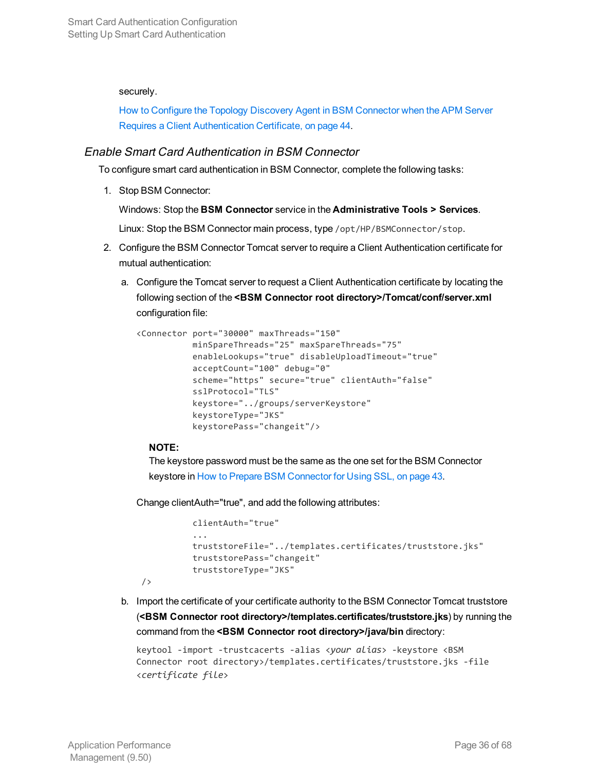securely.

How to Configure the Topology Discovery Agent in BSM Connector when the APM Server Requires a Client Authentication Certificate, on page 44.

### *Enable Smart Card Authentication in BSM Connector*

To configure smart card authentication in BSM Connector, complete the following tasks:

1. Stop BSM Connector:

   Windows: Stop the **BSM Connector** service in the **Administrative Tools > Services**.

   Linux: Stop the BSM Connector main process, type `/opt/HP/BSMConnector/stop`.

2. Configure the BSM Connector Tomcat server to require a Client Authentication certificate for mutual authentication:

   a. Configure the Tomcat server to request a Client Authentication certificate by locating the following section of the **<BSM Connector root directory>/Tomcat/conf/server.xml** configuration file:

   ```
   <Connector port="30000" maxThreads="150"
              minSpareThreads="25" maxSpareThreads="75"
              enableLookups="true" disableUploadTimeout="true"
              acceptCount="100" debug="0"
              scheme="https" secure="true" clientAuth="false"
              sslProtocol="TLS"
              keystore="../groups/serverKeystore"
              keystoreType="JKS"
              keystorePass="changeit"/>
   ```

   **NOTE:**
   The keystore password must be the same as the one set for the BSM Connector keystore in How to Prepare BSM Connector for Using SSL, on page 43.

   Change clientAuth="true", and add the following attributes:

   ```
              clientAuth="true"
              ...
              truststoreFile="../templates.certificates/truststore.jks"
              truststorePass="changeit"
              truststoreType="JKS"
    />
   ```

   b. Import the certificate of your certificate authority to the BSM Connector Tomcat truststore (**<BSM Connector root directory>/templates.certificates/truststore.jks**) by running the command from the **<BSM Connector root directory>/java/bin** directory:

   ```
   keytool -import -trustcacerts -alias <your alias> -keystore <BSM
   Connector root directory>/templates.certificates/truststore.jks -file
   <certificate file>
   ```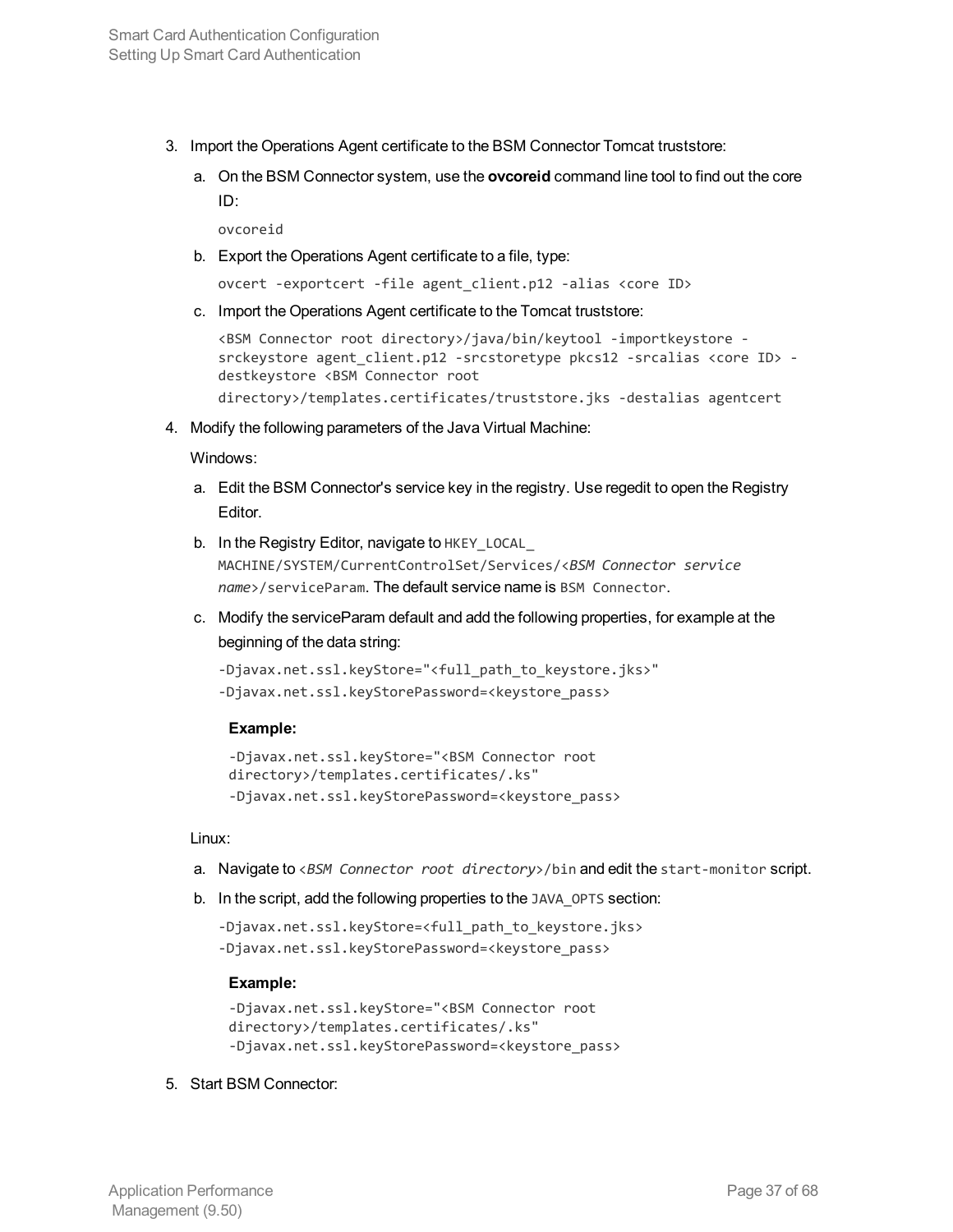3. Import the Operations Agent certificate to the BSM Connector Tomcat truststore:

   a. On the BSM Connector system, use the **ovcoreid** command line tool to find out the core ID:

      ```
      ovcoreid
      ```

   b. Export the Operations Agent certificate to a file, type:

      ```
      ovcert -exportcert -file agent_client.p12 -alias <core ID>
      ```

   c. Import the Operations Agent certificate to the Tomcat truststore:

      ```
      <BSM Connector root directory>/java/bin/keytool -importkeystore -srckeystore agent_client.p12 -srcstoretype pkcs12 -srcalias <core ID> -destkeystore <BSM Connector root directory>/templates.certificates/truststore.jks -destalias agentcert
      ```

4. Modify the following parameters of the Java Virtual Machine:

   Windows:

   a. Edit the BSM Connector's service key in the registry. Use regedit to open the Registry Editor.

   b. In the Registry Editor, navigate to `HKEY_LOCAL_MACHINE/SYSTEM/CurrentControlSet/Services/<BSM Connector service name>/serviceParam`. The default service name is `BSM Connector`.

   c. Modify the serviceParam default and add the following properties, for example at the beginning of the data string:

      ```
      -Djavax.net.ssl.keyStore="<full_path_to_keystore.jks>"
      -Djavax.net.ssl.keyStorePassword=<keystore_pass>
      ```

      **Example:**

      ```
      -Djavax.net.ssl.keyStore="<BSM Connector root directory>/templates.certificates/.ks"
      -Djavax.net.ssl.keyStorePassword=<keystore_pass>
      ```

   Linux:

   a. Navigate to `<BSM Connector root directory>/bin` and edit the `start-monitor` script.

   b. In the script, add the following properties to the `JAVA_OPTS` section:

      ```
      -Djavax.net.ssl.keyStore=<full_path_to_keystore.jks>
      -Djavax.net.ssl.keyStorePassword=<keystore_pass>
      ```

      **Example:**

      ```
      -Djavax.net.ssl.keyStore="<BSM Connector root directory>/templates.certificates/.ks"
      -Djavax.net.ssl.keyStorePassword=<keystore_pass>
      ```

5. Start BSM Connector: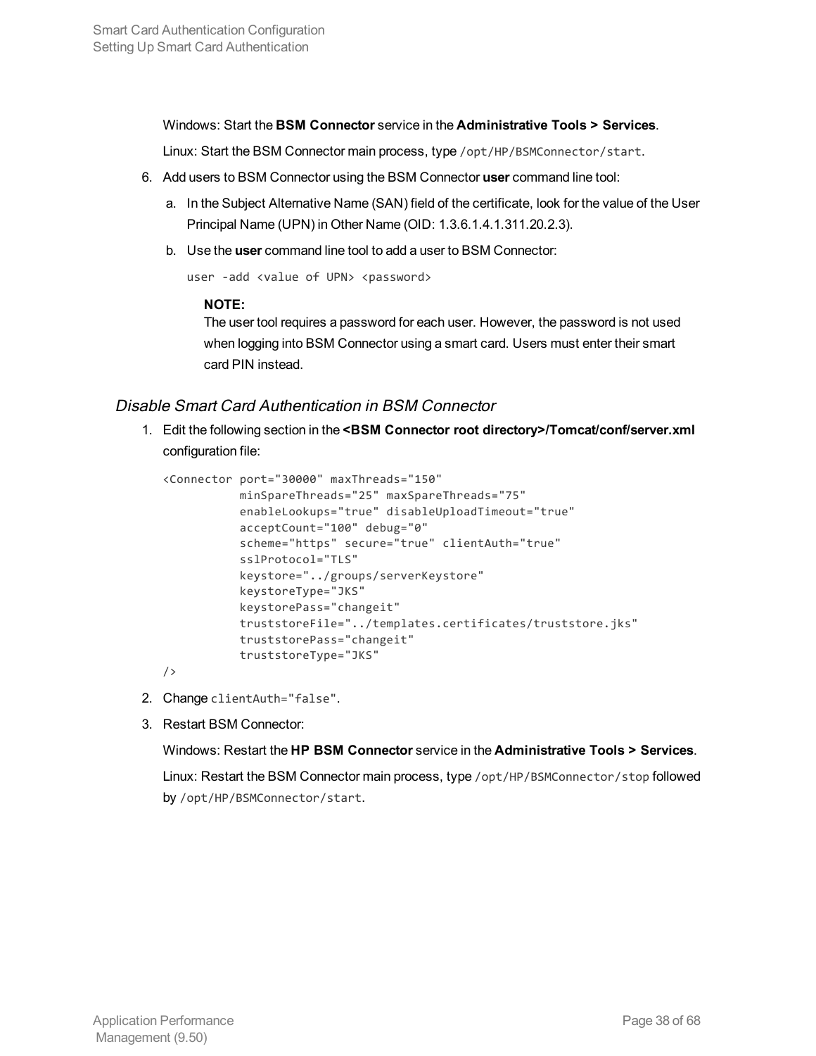Windows: Start the **BSM Connector** service in the **Administrative Tools > Services**.

Linux: Start the BSM Connector main process, type `/opt/HP/BSMConnector/start`.

6. Add users to BSM Connector using the BSM Connector **user** command line tool:

   a. In the Subject Alternative Name (SAN) field of the certificate, look for the value of the User Principal Name (UPN) in Other Name (OID: 1.3.6.1.4.1.311.20.2.3).

   b. Use the **user** command line tool to add a user to BSM Connector:

   ```
   user -add <value of UPN> <password>
   ```

   **NOTE:**
   The user tool requires a password for each user. However, the password is not used when logging into BSM Connector using a smart card. Users must enter their smart card PIN instead.

### *Disable Smart Card Authentication in BSM Connector*

1. Edit the following section in the **<BSM Connector root directory>/Tomcat/conf/server.xml** configuration file:

```
<Connector port="30000" maxThreads="150"
           minSpareThreads="25" maxSpareThreads="75"
           enableLookups="true" disableUploadTimeout="true"
           acceptCount="100" debug="0"
           scheme="https" secure="true" clientAuth="true"
           sslProtocol="TLS"
           keystore="../groups/serverKeystore"
           keystoreType="JKS"
           keystorePass="changeit"
           truststoreFile="../templates.certificates/truststore.jks"
           truststorePass="changeit"
           truststoreType="JKS"
/>
```

2. Change `clientAuth="false"`.

3. Restart BSM Connector:

   Windows: Restart the **HP BSM Connector** service in the **Administrative Tools > Services**.

   Linux: Restart the BSM Connector main process, type `/opt/HP/BSMConnector/stop` followed by `/opt/HP/BSMConnector/start`.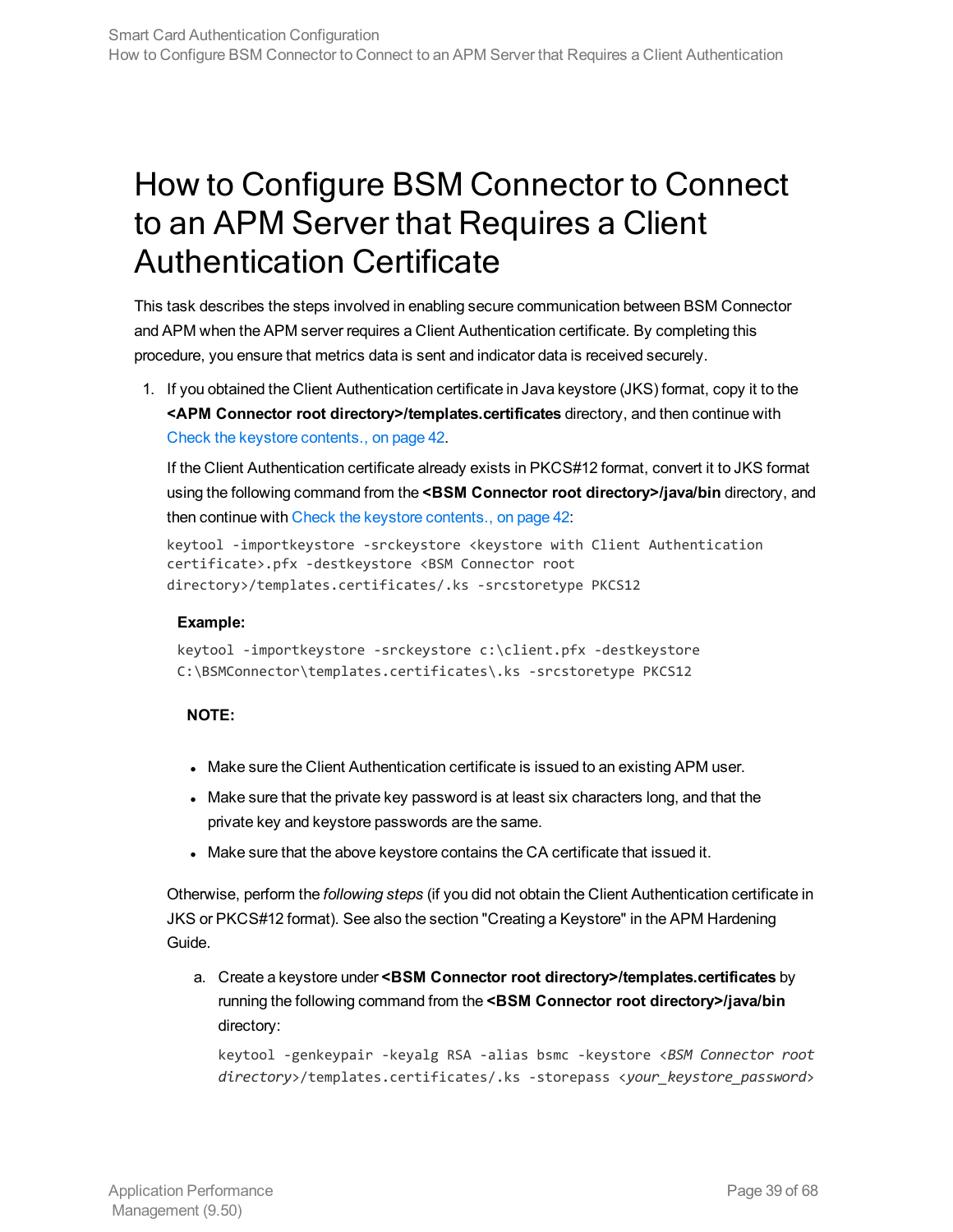# How to Configure BSM Connector to Connect to an APM Server that Requires a Client Authentication Certificate

This task describes the steps involved in enabling secure communication between BSM Connector and APM when the APM server requires a Client Authentication certificate. By completing this procedure, you ensure that metrics data is sent and indicator data is received securely.

1. If you obtained the Client Authentication certificate in Java keystore (JKS) format, copy it to the **<APM Connector root directory>/templates.certificates** directory, and then continue with Check the keystore contents., on page 42.

   If the Client Authentication certificate already exists in PKCS#12 format, convert it to JKS format using the following command from the **<BSM Connector root directory>/java/bin** directory, and then continue with Check the keystore contents., on page 42:

   ```
   keytool -importkeystore -srckeystore <keystore with Client Authentication certificate>.pfx -destkeystore <BSM Connector root directory>/templates.certificates/.ks -srcstoretype PKCS12
   ```

   **Example:**

   ```
   keytool -importkeystore -srckeystore c:\client.pfx -destkeystore C:\BSMConnector\templates.certificates\.ks -srcstoretype PKCS12
   ```

   **NOTE:**

   - Make sure the Client Authentication certificate is issued to an existing APM user.
   - Make sure that the private key password is at least six characters long, and that the private key and keystore passwords are the same.
   - Make sure that the above keystore contains the CA certificate that issued it.

   Otherwise, perform the *following steps* (if you did not obtain the Client Authentication certificate in JKS or PKCS#12 format). See also the section "Creating a Keystore" in the APM Hardening Guide.

   a. Create a keystore under **<BSM Connector root directory>/templates.certificates** by running the following command from the **<BSM Connector root directory>/java/bin** directory:

      ```
      keytool -genkeypair -keyalg RSA -alias bsmc -keystore <BSM Connector root directory>/templates.certificates/.ks -storepass <your_keystore_password>
      ```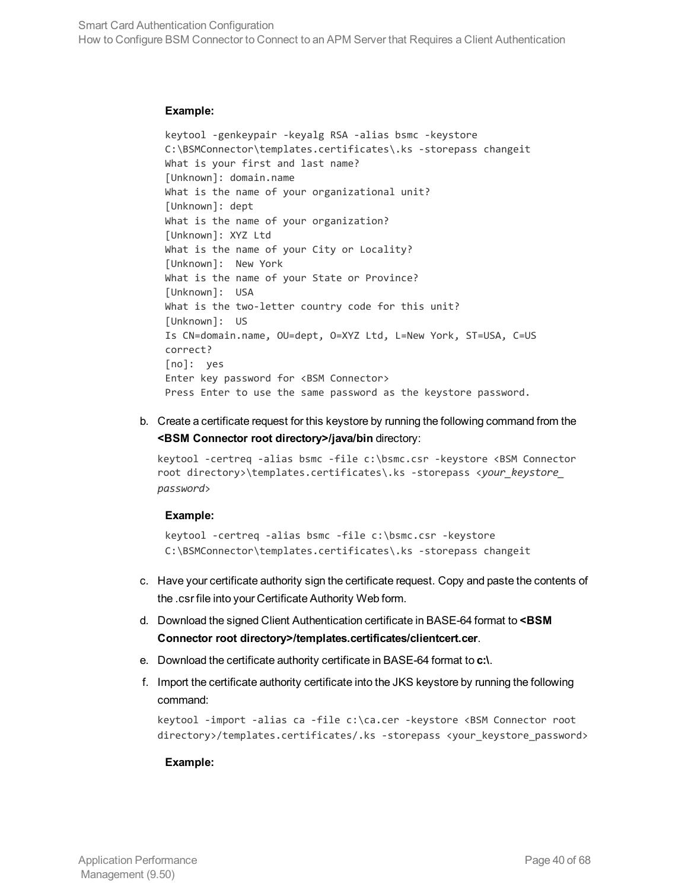**Example:**

```
keytool -genkeypair -keyalg RSA -alias bsmc -keystore
C:\BSMConnector\templates.certificates\.ks -storepass changeit
What is your first and last name?
[Unknown]: domain.name
What is the name of your organizational unit?
[Unknown]: dept
What is the name of your organization?
[Unknown]: XYZ Ltd
What is the name of your City or Locality?
[Unknown]:  New York
What is the name of your State or Province?
[Unknown]:  USA
What is the two-letter country code for this unit?
[Unknown]:  US
Is CN=domain.name, OU=dept, O=XYZ Ltd, L=New York, ST=USA, C=US
correct?
[no]:  yes
Enter key password for <BSM Connector>
Press Enter to use the same password as the keystore password.
```

b. Create a certificate request for this keystore by running the following command from the **<BSM Connector root directory>/java/bin** directory:

```
keytool -certreq -alias bsmc -file c:\bsmc.csr -keystore <BSM Connector
root directory>\templates.certificates\.ks -storepass <your_keystore_
password>
```

**Example:**

```
keytool -certreq -alias bsmc -file c:\bsmc.csr -keystore
C:\BSMConnector\templates.certificates\.ks -storepass changeit
```

c. Have your certificate authority sign the certificate request. Copy and paste the contents of the .csr file into your Certificate Authority Web form.

d. Download the signed Client Authentication certificate in BASE-64 format to **<BSM Connector root directory>/templates.certificates/clientcert.cer**.

e. Download the certificate authority certificate in BASE-64 format to **c:\**.

f. Import the certificate authority certificate into the JKS keystore by running the following command:

```
keytool -import -alias ca -file c:\ca.cer -keystore <BSM Connector root
directory>/templates.certificates/.ks -storepass <your_keystore_password>
```

**Example:**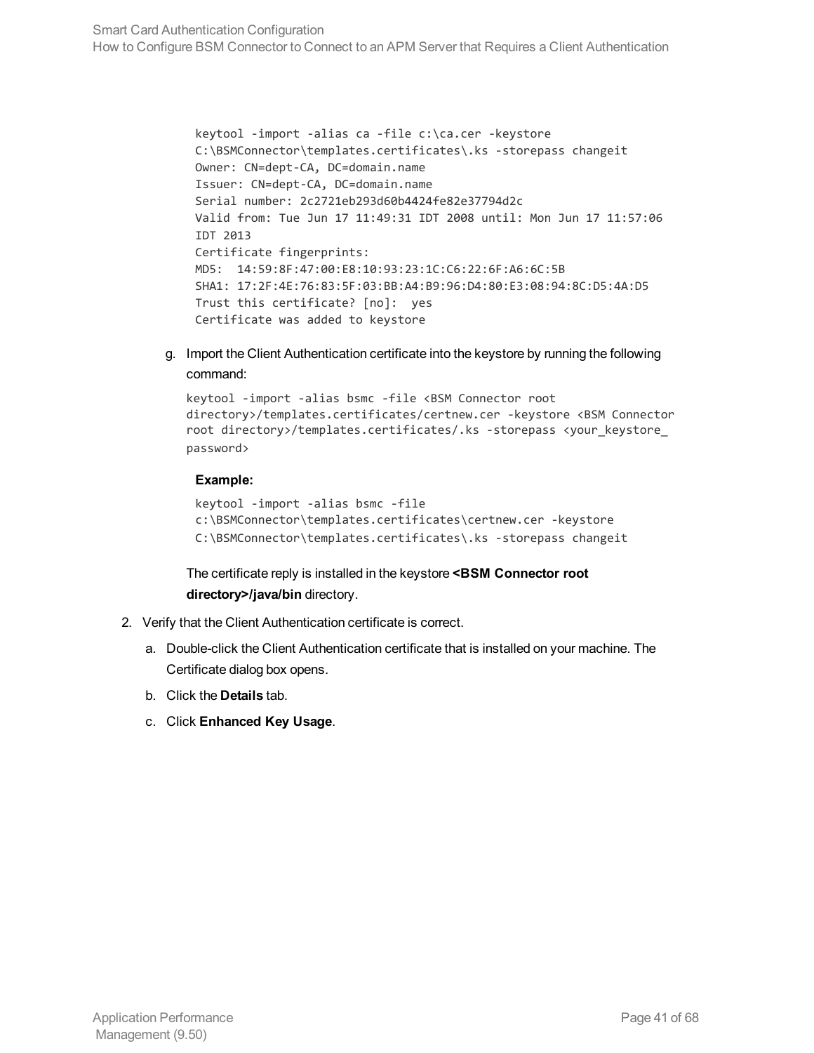```
keytool -import -alias ca -file c:\ca.cer -keystore
C:\BSMConnector\templates.certificates\.ks -storepass changeit
Owner: CN=dept-CA, DC=domain.name
Issuer: CN=dept-CA, DC=domain.name
Serial number: 2c2721eb293d60b4424fe82e37794d2c
Valid from: Tue Jun 17 11:49:31 IDT 2008 until: Mon Jun 17 11:57:06
IDT 2013
Certificate fingerprints:
MD5:  14:59:8F:47:00:E8:10:93:23:1C:C6:22:6F:A6:6C:5B
SHA1: 17:2F:4E:76:83:5F:03:BB:A4:B9:96:D4:80:E3:08:94:8C:D5:4A:D5
Trust this certificate? [no]:  yes
Certificate was added to keystore
```

g. Import the Client Authentication certificate into the keystore by running the following command:

```
keytool -import -alias bsmc -file <BSM Connector root
directory>/templates.certificates/certnew.cer -keystore <BSM Connector
root directory>/templates.certificates/.ks -storepass <your_keystore_
password>
```

**Example:**

```
keytool -import -alias bsmc -file
c:\BSMConnector\templates.certificates\certnew.cer -keystore
C:\BSMConnector\templates.certificates\.ks -storepass changeit
```

The certificate reply is installed in the keystore **<BSM Connector root directory>/java/bin** directory.

2. Verify that the Client Authentication certificate is correct.

   a. Double-click the Client Authentication certificate that is installed on your machine. The Certificate dialog box opens.

   b. Click the **Details** tab.

   c. Click **Enhanced Key Usage**.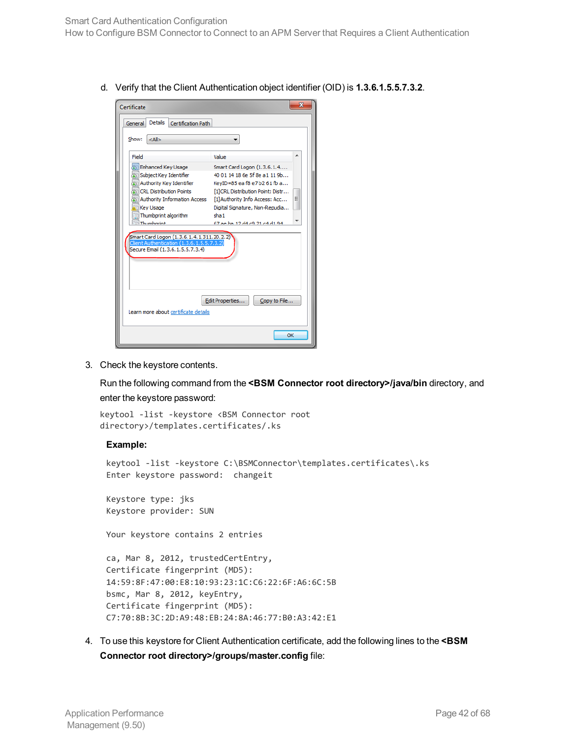d. Verify that the Client Authentication object identifier (OID) is **1.3.6.1.5.5.7.3.2**.

3. Check the keystore contents.

   Run the following command from the **<BSM Connector root directory>/java/bin** directory, and enter the keystore password:

   ```
   keytool -list -keystore <BSM Connector root
   directory>/templates.certificates/.ks
   ```

   **Example:**

   ```
   keytool -list -keystore C:\BSMConnector\templates.certificates\.ks
   Enter keystore password:  changeit

   Keystore type: jks
   Keystore provider: SUN

   Your keystore contains 2 entries

   ca, Mar 8, 2012, trustedCertEntry,
   Certificate fingerprint (MD5):
   14:59:8F:47:00:E8:10:93:23:1C:C6:22:6F:A6:6C:5B
   bsmc, Mar 8, 2012, keyEntry,
   Certificate fingerprint (MD5):
   C7:70:8B:3C:2D:A9:48:EB:24:8A:46:77:B0:A3:42:E1
   ```

4. To use this keystore for Client Authentication certificate, add the following lines to the **<BSM Connector root directory>/groups/master.config** file: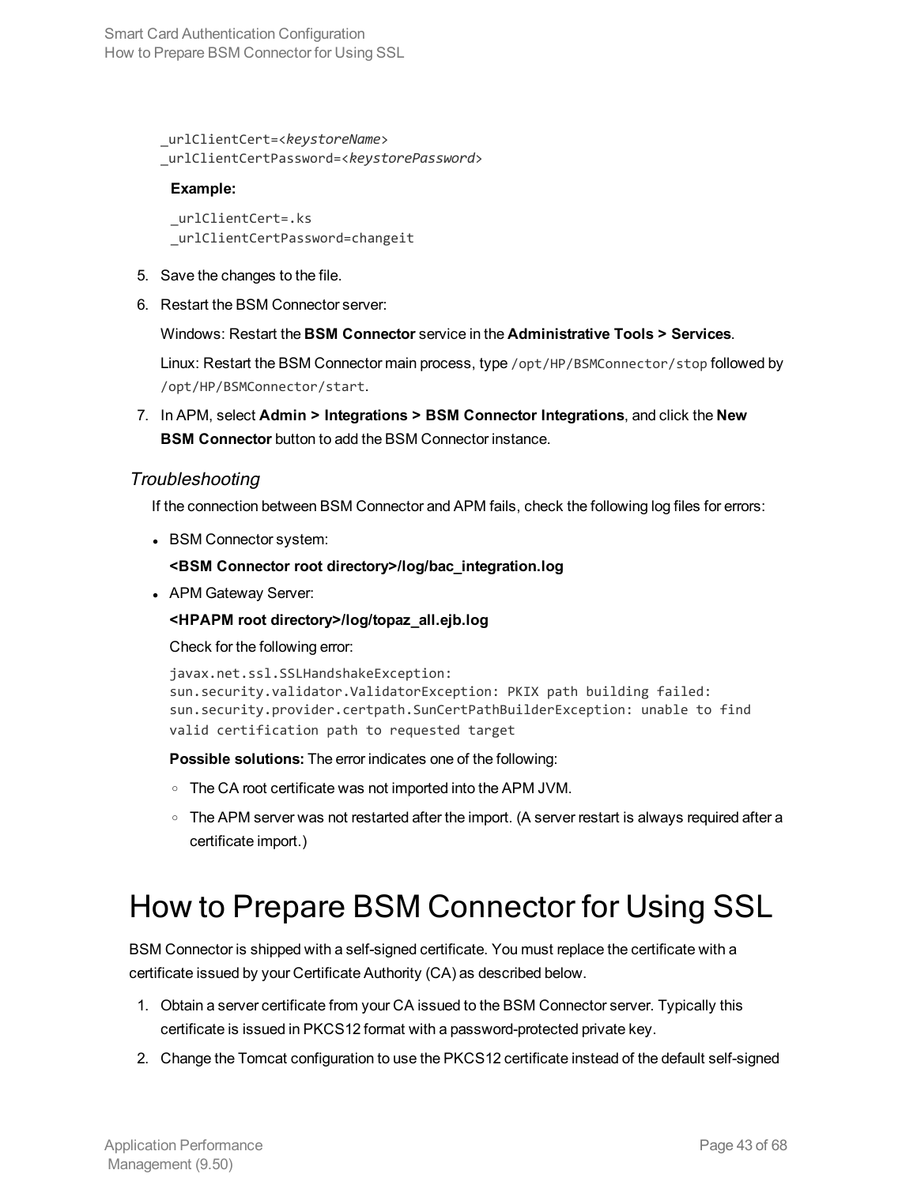```
_urlClientCert=<keystoreName>
_urlClientCertPassword=<keystorePassword>
```

**Example:**

```
_urlClientCert=.ks
_urlClientCertPassword=changeit
```

5. Save the changes to the file.
6. Restart the BSM Connector server:

   Windows: Restart the **BSM Connector** service in the **Administrative Tools > Services**.

   Linux: Restart the BSM Connector main process, type `/opt/HP/BSMConnector/stop` followed by `/opt/HP/BSMConnector/start`.

7. In APM, select **Admin > Integrations > BSM Connector Integrations**, and click the **New BSM Connector** button to add the BSM Connector instance.

### *Troubleshooting*

If the connection between BSM Connector and APM fails, check the following log files for errors:

- BSM Connector system:

  **<BSM Connector root directory>/log/bac_integration.log**

- APM Gateway Server:

  **<HPAPM root directory>/log/topaz_all.ejb.log**

  Check for the following error:

  ```
  javax.net.ssl.SSLHandshakeException:
  sun.security.validator.ValidatorException: PKIX path building failed:
  sun.security.provider.certpath.SunCertPathBuilderException: unable to find
  valid certification path to requested target
  ```

  **Possible solutions:** The error indicates one of the following:

  - The CA root certificate was not imported into the APM JVM.
  - The APM server was not restarted after the import. (A server restart is always required after a certificate import.)

# How to Prepare BSM Connector for Using SSL

BSM Connector is shipped with a self-signed certificate. You must replace the certificate with a certificate issued by your Certificate Authority (CA) as described below.

1. Obtain a server certificate from your CA issued to the BSM Connector server. Typically this certificate is issued in PKCS12 format with a password-protected private key.
2. Change the Tomcat configuration to use the PKCS12 certificate instead of the default self-signed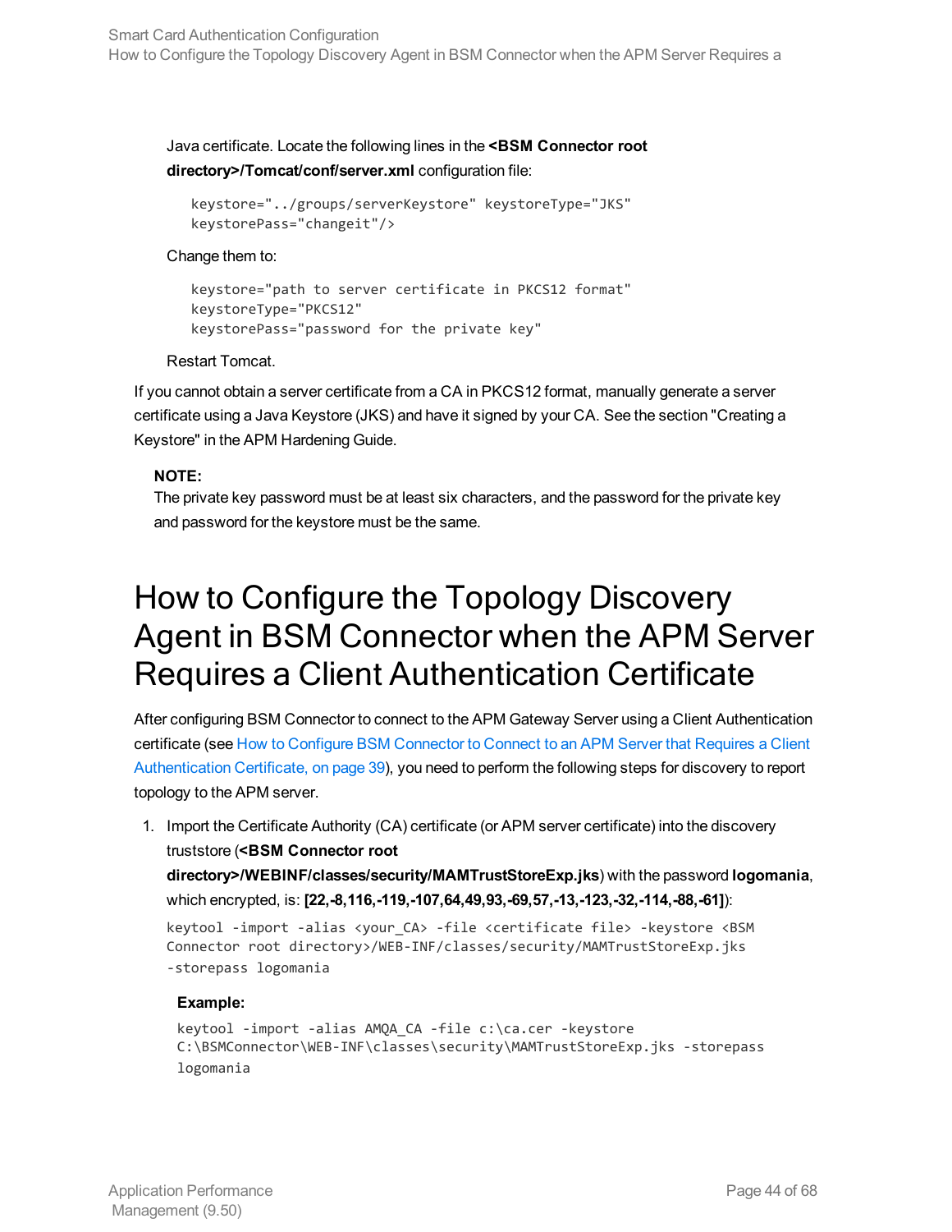Java certificate. Locate the following lines in the **<BSM Connector root directory>/Tomcat/conf/server.xml** configuration file:

```
keystore="../groups/serverKeystore" keystoreType="JKS"
keystorePass="changeit"/>
```

Change them to:

```
keystore="path to server certificate in PKCS12 format"
keystoreType="PKCS12"
keystorePass="password for the private key"
```

Restart Tomcat.

If you cannot obtain a server certificate from a CA in PKCS12 format, manually generate a server certificate using a Java Keystore (JKS) and have it signed by your CA. See the section "Creating a Keystore" in the APM Hardening Guide.

**NOTE:**
The private key password must be at least six characters, and the password for the private key and password for the keystore must be the same.

# How to Configure the Topology Discovery Agent in BSM Connector when the APM Server Requires a Client Authentication Certificate

After configuring BSM Connector to connect to the APM Gateway Server using a Client Authentication certificate (see How to Configure BSM Connector to Connect to an APM Server that Requires a Client Authentication Certificate, on page 39), you need to perform the following steps for discovery to report topology to the APM server.

1. Import the Certificate Authority (CA) certificate (or APM server certificate) into the discovery truststore (**<BSM Connector root directory>/WEBINF/classes/security/MAMTrustStoreExp.jks**) with the password **logomania**, which encrypted, is: **[22,-8,116,-119,-107,64,49,93,-69,57,-13,-123,-32,-114,-88,-61]**):

   ```
   keytool -import -alias <your_CA> -file <certificate file> -keystore <BSM
   Connector root directory>/WEB-INF/classes/security/MAMTrustStoreExp.jks
   -storepass logomania
   ```

   **Example:**

   ```
   keytool -import -alias AMQA_CA -file c:\ca.cer -keystore
   C:\BSMConnector\WEB-INF\classes\security\MAMTrustStoreExp.jks -storepass
   logomania
   ```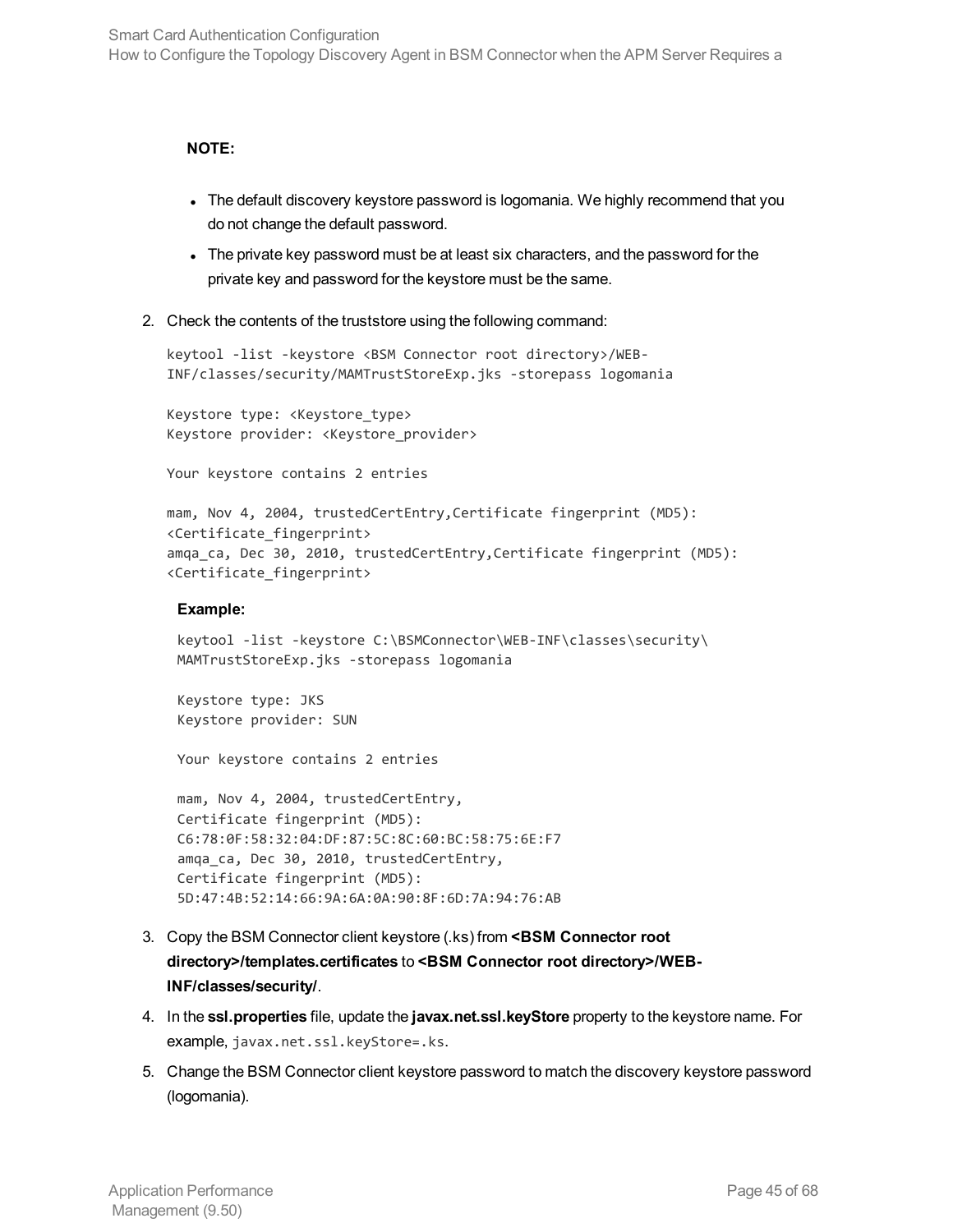**NOTE:**

- The default discovery keystore password is logomania. We highly recommend that you do not change the default password.
- The private key password must be at least six characters, and the password for the private key and password for the keystore must be the same.

2. Check the contents of the truststore using the following command:

   ```
   keytool -list -keystore <BSM Connector root directory>/WEB-
   INF/classes/security/MAMTrustStoreExp.jks -storepass logomania

   Keystore type: <Keystore_type>
   Keystore provider: <Keystore_provider>

   Your keystore contains 2 entries

   mam, Nov 4, 2004, trustedCertEntry,Certificate fingerprint (MD5):
   <Certificate_fingerprint>
   amqa_ca, Dec 30, 2010, trustedCertEntry,Certificate fingerprint (MD5):
   <Certificate_fingerprint>
   ```

   **Example:**

   ```
   keytool -list -keystore C:\BSMConnector\WEB-INF\classes\security\
   MAMTrustStoreExp.jks -storepass logomania

   Keystore type: JKS
   Keystore provider: SUN

   Your keystore contains 2 entries

   mam, Nov 4, 2004, trustedCertEntry,
   Certificate fingerprint (MD5):
   C6:78:0F:58:32:04:DF:87:5C:8C:60:BC:58:75:6E:F7
   amqa_ca, Dec 30, 2010, trustedCertEntry,
   Certificate fingerprint (MD5):
   5D:47:4B:52:14:66:9A:6A:0A:90:8F:6D:7A:94:76:AB
   ```

3. Copy the BSM Connector client keystore (.ks) from **<BSM Connector root directory>/templates.certificates** to **<BSM Connector root directory>/WEB-INF/classes/security/**.
4. In the **ssl.properties** file, update the **javax.net.ssl.keyStore** property to the keystore name. For example, `javax.net.ssl.keyStore=.ks`.
5. Change the BSM Connector client keystore password to match the discovery keystore password (logomania).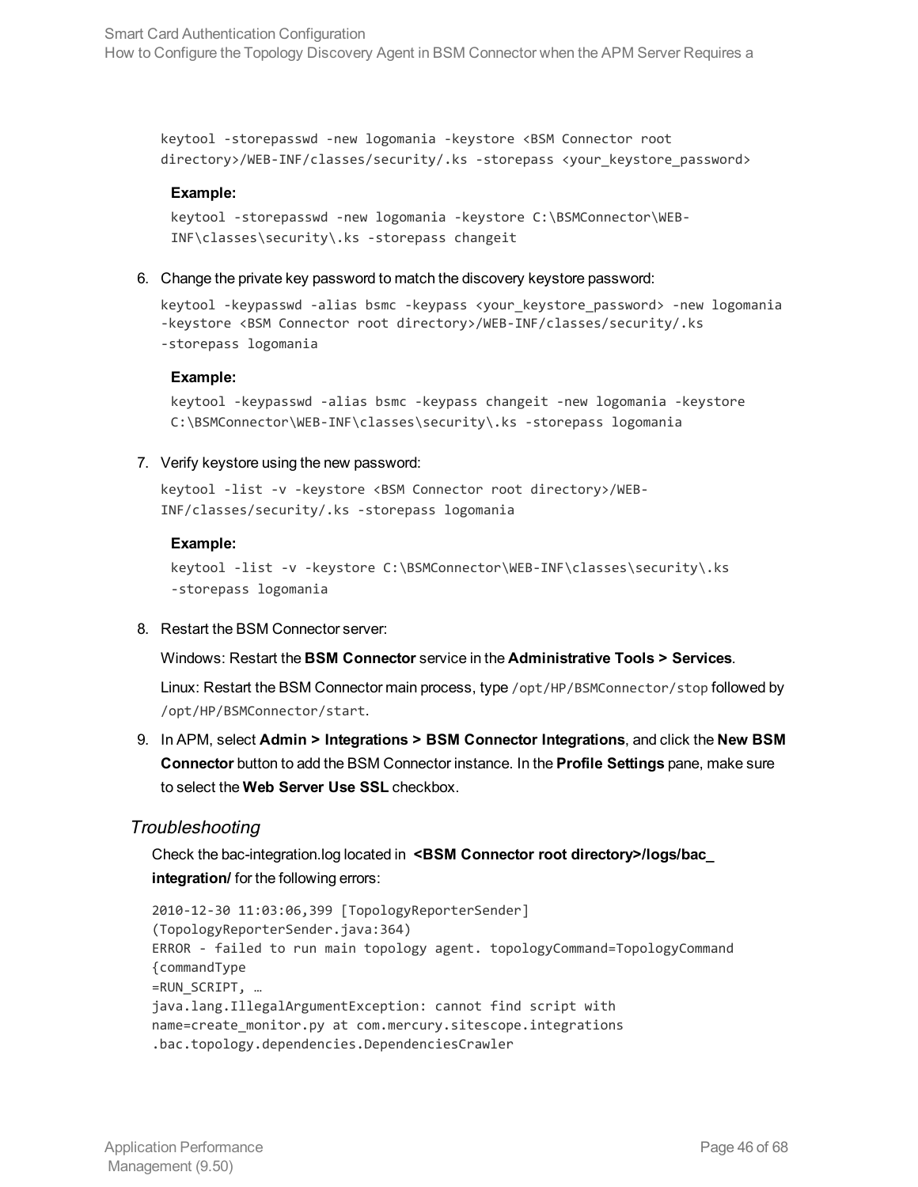```
keytool -storepasswd -new logomania -keystore <BSM Connector root
directory>/WEB-INF/classes/security/.ks -storepass <your_keystore_password>
```

**Example:**

```
keytool -storepasswd -new logomania -keystore C:\BSMConnector\WEB-
INF\classes\security\.ks -storepass changeit
```

6. Change the private key password to match the discovery keystore password:

   ```
   keytool -keypasswd -alias bsmc -keypass <your_keystore_password> -new logomania
   -keystore <BSM Connector root directory>/WEB-INF/classes/security/.ks
   -storepass logomania
   ```

   **Example:**

   ```
   keytool -keypasswd -alias bsmc -keypass changeit -new logomania -keystore
   C:\BSMConnector\WEB-INF\classes\security\.ks -storepass logomania
   ```

7. Verify keystore using the new password:

   ```
   keytool -list -v -keystore <BSM Connector root directory>/WEB-
   INF/classes/security/.ks -storepass logomania
   ```

   **Example:**

   ```
   keytool -list -v -keystore C:\BSMConnector\WEB-INF\classes\security\.ks
   -storepass logomania
   ```

8. Restart the BSM Connector server:

   Windows: Restart the **BSM Connector** service in the **Administrative Tools > Services**.

   Linux: Restart the BSM Connector main process, type `/opt/HP/BSMConnector/stop` followed by `/opt/HP/BSMConnector/start`.

9. In APM, select **Admin > Integrations > BSM Connector Integrations**, and click the **New BSM Connector** button to add the BSM Connector instance. In the **Profile Settings** pane, make sure to select the **Web Server Use SSL** checkbox.

### *Troubleshooting*

Check the bac-integration.log located in **<BSM Connector root directory>/logs/bac_integration/** for the following errors:

```
2010-12-30 11:03:06,399 [TopologyReporterSender]
(TopologyReporterSender.java:364)
ERROR - failed to run main topology agent. topologyCommand=TopologyCommand
{commandType
=RUN_SCRIPT, …
java.lang.IllegalArgumentException: cannot find script with
name=create_monitor.py at com.mercury.sitescope.integrations
.bac.topology.dependencies.DependenciesCrawler
```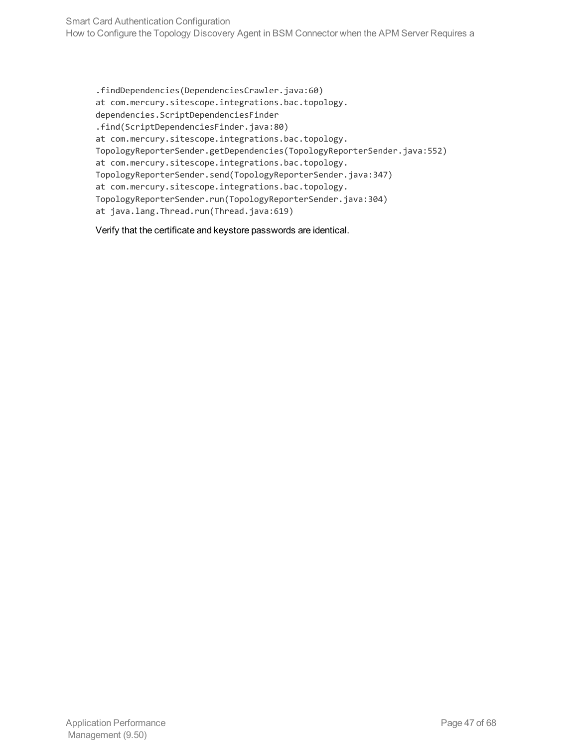```
.findDependencies(DependenciesCrawler.java:60)
at com.mercury.sitescope.integrations.bac.topology.
dependencies.ScriptDependenciesFinder
.find(ScriptDependenciesFinder.java:80)
at com.mercury.sitescope.integrations.bac.topology.
TopologyReporterSender.getDependencies(TopologyReporterSender.java:552)
at com.mercury.sitescope.integrations.bac.topology.
TopologyReporterSender.send(TopologyReporterSender.java:347)
at com.mercury.sitescope.integrations.bac.topology.
TopologyReporterSender.run(TopologyReporterSender.java:304)
at java.lang.Thread.run(Thread.java:619)
```

Verify that the certificate and keystore passwords are identical.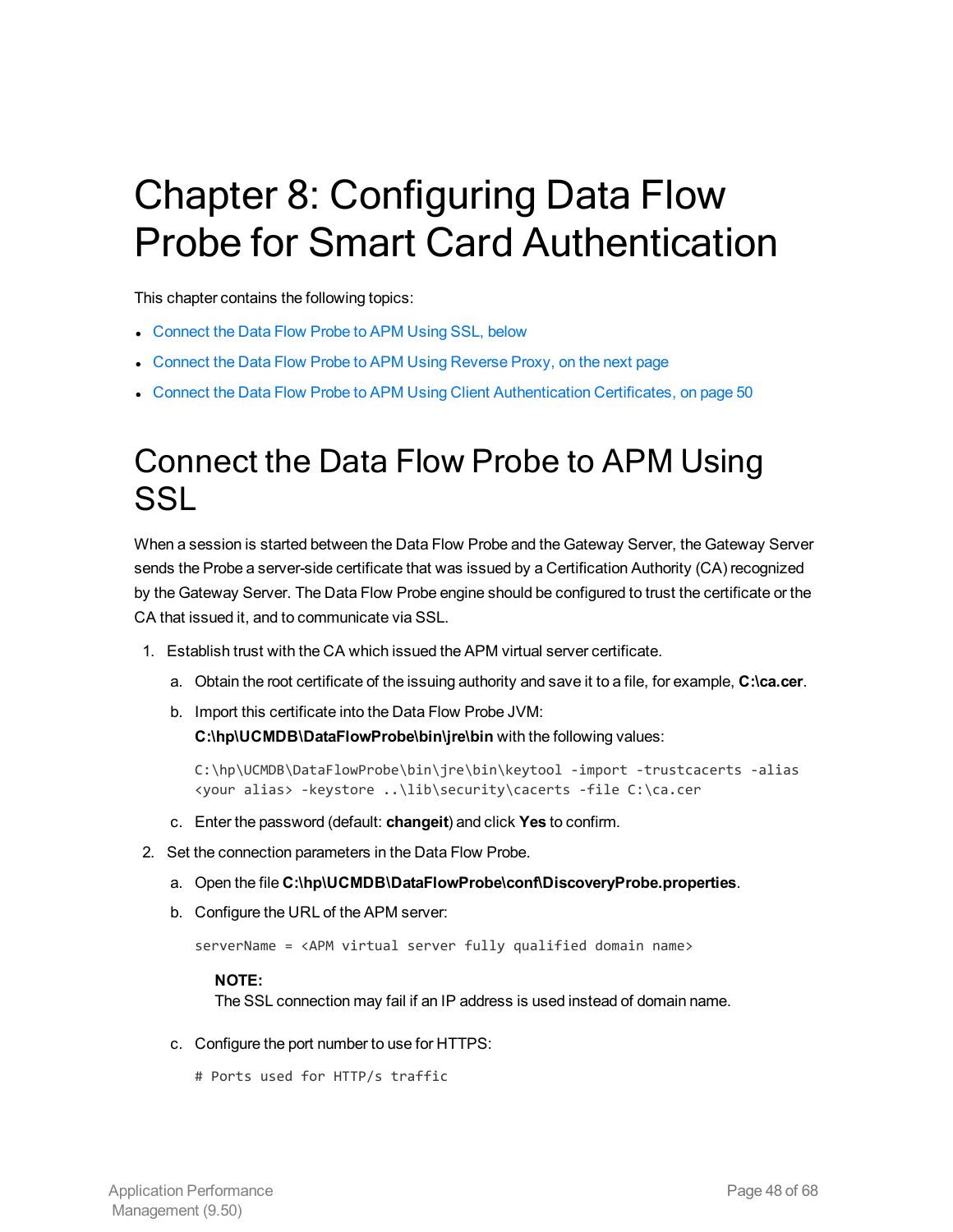# Chapter 8: Configuring Data Flow Probe for Smart Card Authentication

This chapter contains the following topics:

- Connect the Data Flow Probe to APM Using SSL, below
- Connect the Data Flow Probe to APM Using Reverse Proxy, on the next page
- Connect the Data Flow Probe to APM Using Client Authentication Certificates, on page 50

## Connect the Data Flow Probe to APM Using SSL

When a session is started between the Data Flow Probe and the Gateway Server, the Gateway Server sends the Probe a server-side certificate that was issued by a Certification Authority (CA) recognized by the Gateway Server. The Data Flow Probe engine should be configured to trust the certificate or the CA that issued it, and to communicate via SSL.

1. Establish trust with the CA which issued the APM virtual server certificate.

   a. Obtain the root certificate of the issuing authority and save it to a file, for example, **C:\ca.cer**.

   b. Import this certificate into the Data Flow Probe JVM: **C:\hp\UCMDB\DataFlowProbe\bin\jre\bin** with the following values:

   ```
   C:\hp\UCMDB\DataFlowProbe\bin\jre\bin\keytool -import -trustcacerts -alias
   <your alias> -keystore ..\lib\security\cacerts -file C:\ca.cer
   ```

   c. Enter the password (default: **changeit**) and click **Yes** to confirm.

2. Set the connection parameters in the Data Flow Probe.

   a. Open the file **C:\hp\UCMDB\DataFlowProbe\conf\DiscoveryProbe.properties**.

   b. Configure the URL of the APM server:

   ```
   serverName = <APM virtual server fully qualified domain name>
   ```

   **NOTE:**
   The SSL connection may fail if an IP address is used instead of domain name.

   c. Configure the port number to use for HTTPS:

   ```
   # Ports used for HTTP/s traffic
   ```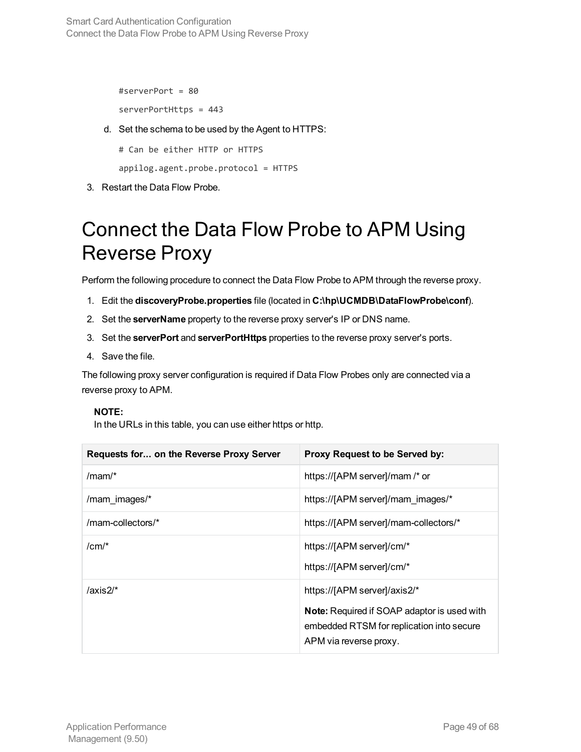```
#serverPort = 80
serverPortHttps = 443
```

d. Set the schema to be used by the Agent to HTTPS:

```
# Can be either HTTP or HTTPS
appilog.agent.probe.protocol = HTTPS
```

3. Restart the Data Flow Probe.

# Connect the Data Flow Probe to APM Using Reverse Proxy

Perform the following procedure to connect the Data Flow Probe to APM through the reverse proxy.

1. Edit the **discoveryProbe.properties** file (located in **C:\hp\UCMDB\DataFlowProbe\conf**).
2. Set the **serverName** property to the reverse proxy server's IP or DNS name.
3. Set the **serverPort** and **serverPortHttps** properties to the reverse proxy server's ports.
4. Save the file.

The following proxy server configuration is required if Data Flow Probes only are connected via a reverse proxy to APM.

> **NOTE:**
> In the URLs in this table, you can use either https or http.

| Requests for... on the Reverse Proxy Server | Proxy Request to be Served by: |
| --- | --- |
| /mam/* | https://[APM server]/mam /* or |
| /mam_images/* | https://[APM server]/mam_images/* |
| /mam-collectors/* | https://[APM server]/mam-collectors/* |
| /cm/* | https://[APM server]/cm/*<br>https://[APM server]/cm/* |
| /axis2/* | https://[APM server]/axis2/*<br>**Note:** Required if SOAP adaptor is used with embedded RTSM for replication into secure APM via reverse proxy. |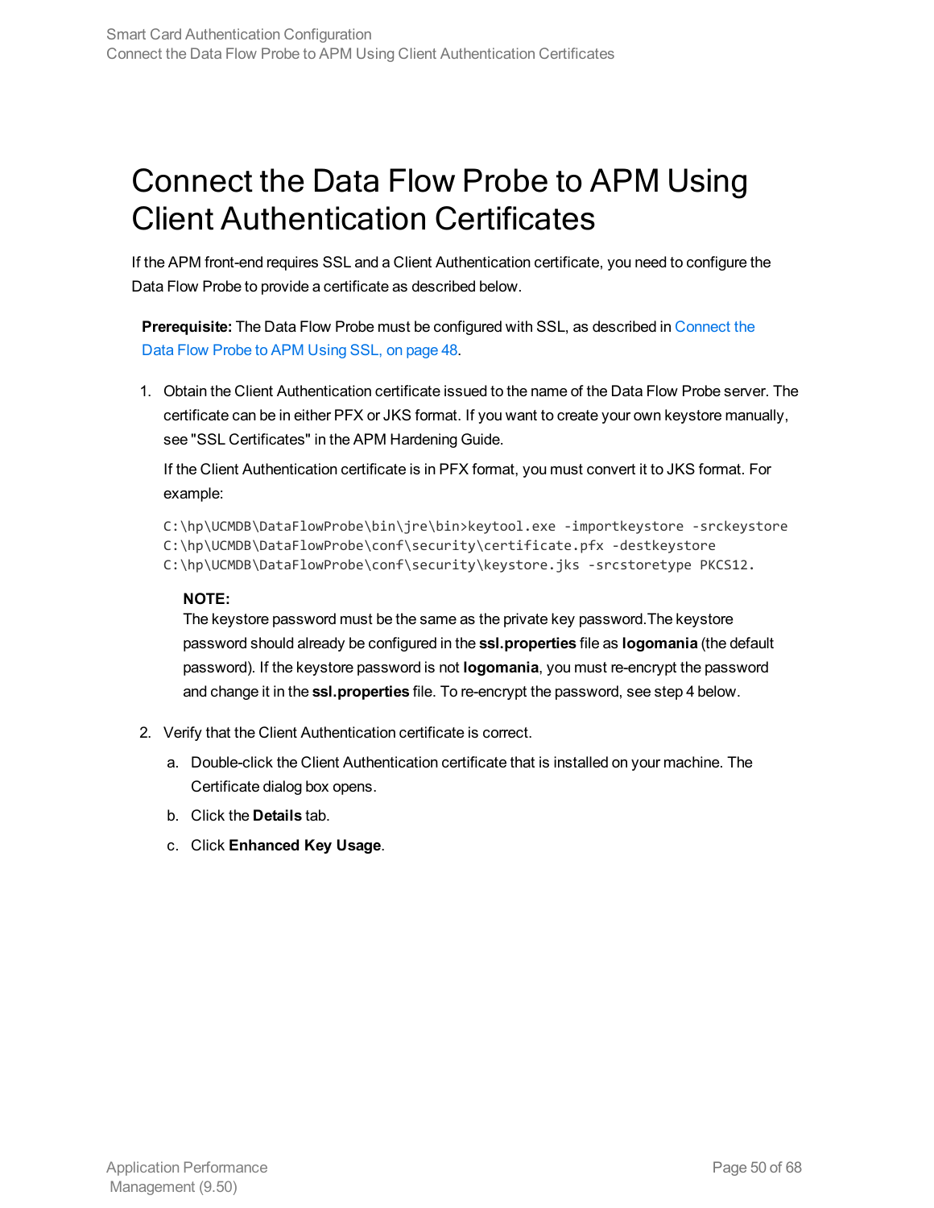# Connect the Data Flow Probe to APM Using Client Authentication Certificates

If the APM front-end requires SSL and a Client Authentication certificate, you need to configure the Data Flow Probe to provide a certificate as described below.

**Prerequisite:** The Data Flow Probe must be configured with SSL, as described in Connect the Data Flow Probe to APM Using SSL, on page 48.

1. Obtain the Client Authentication certificate issued to the name of the Data Flow Probe server. The certificate can be in either PFX or JKS format. If you want to create your own keystore manually, see "SSL Certificates" in the APM Hardening Guide.

   If the Client Authentication certificate is in PFX format, you must convert it to JKS format. For example:

   ```
   C:\hp\UCMDB\DataFlowProbe\bin\jre\bin>keytool.exe -importkeystore -srckeystore
   C:\hp\UCMDB\DataFlowProbe\conf\security\certificate.pfx -destkeystore
   C:\hp\UCMDB\DataFlowProbe\conf\security\keystore.jks -srcstoretype PKCS12.
   ```

   **NOTE:**
   The keystore password must be the same as the private key password.The keystore password should already be configured in the **ssl.properties** file as **logomania** (the default password). If the keystore password is not **logomania**, you must re-encrypt the password and change it in the **ssl.properties** file. To re-encrypt the password, see step 4 below.

2. Verify that the Client Authentication certificate is correct.

   a. Double-click the Client Authentication certificate that is installed on your machine. The Certificate dialog box opens.

   b. Click the **Details** tab.

   c. Click **Enhanced Key Usage**.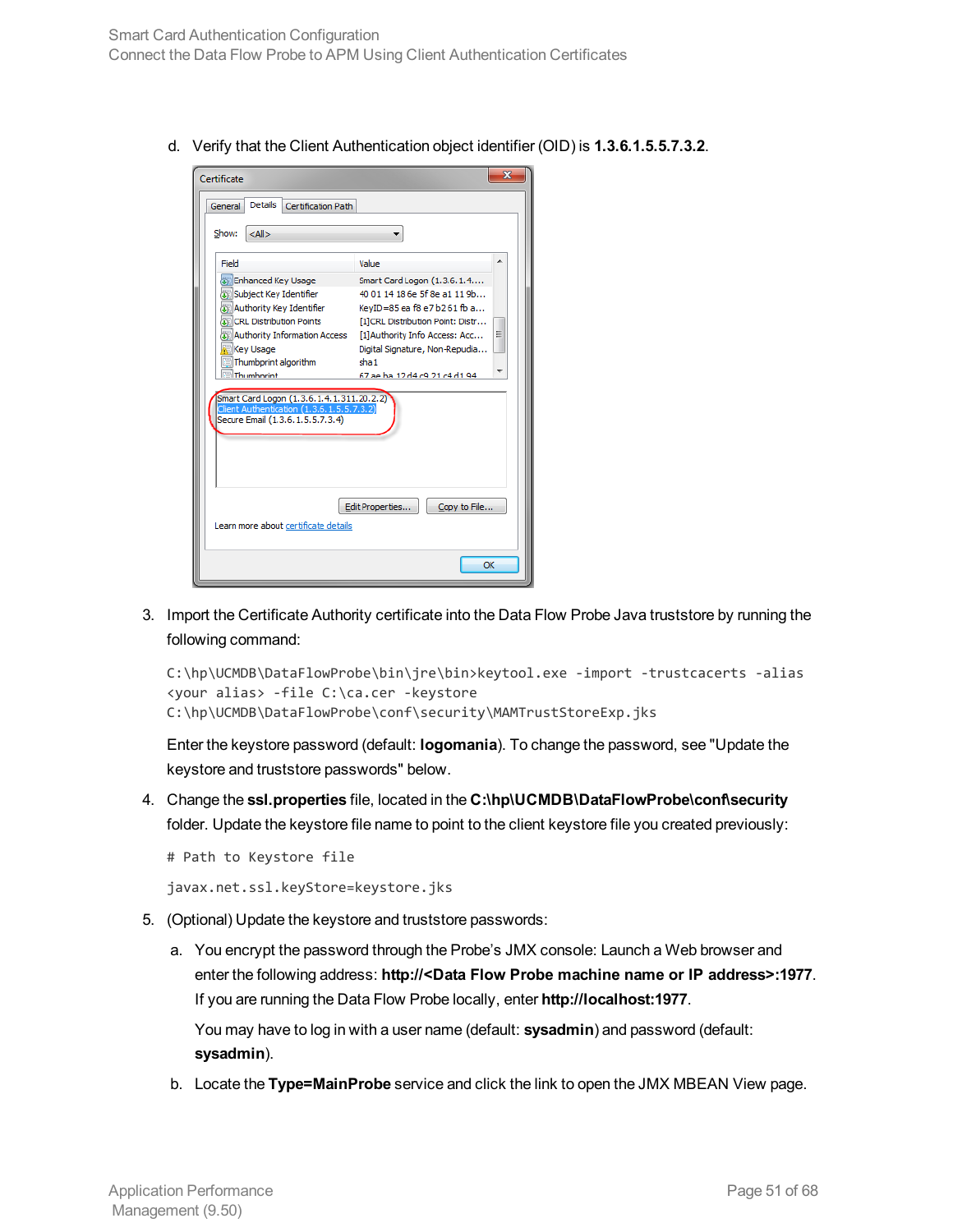d. Verify that the Client Authentication object identifier (OID) is **1.3.6.1.5.5.7.3.2**.

3. Import the Certificate Authority certificate into the Data Flow Probe Java truststore by running the following command:

   ```
   C:\hp\UCMDB\DataFlowProbe\bin\jre\bin>keytool.exe -import -trustcacerts -alias
   <your alias> -file C:\ca.cer -keystore
   C:\hp\UCMDB\DataFlowProbe\conf\security\MAMTrustStoreExp.jks
   ```

   Enter the keystore password (default: **logomania**). To change the password, see "Update the keystore and truststore passwords" below.

4. Change the **ssl.properties** file, located in the **C:\hp\UCMDB\DataFlowProbe\conf\security** folder. Update the keystore file name to point to the client keystore file you created previously:

   ```
   # Path to Keystore file
   javax.net.ssl.keyStore=keystore.jks
   ```

5. (Optional) Update the keystore and truststore passwords:

   a. You encrypt the password through the Probe's JMX console: Launch a Web browser and enter the following address: **http://<Data Flow Probe machine name or IP address>:1977**. If you are running the Data Flow Probe locally, enter **http://localhost:1977**.

      You may have to log in with a user name (default: **sysadmin**) and password (default: **sysadmin**).

   b. Locate the **Type=MainProbe** service and click the link to open the JMX MBEAN View page.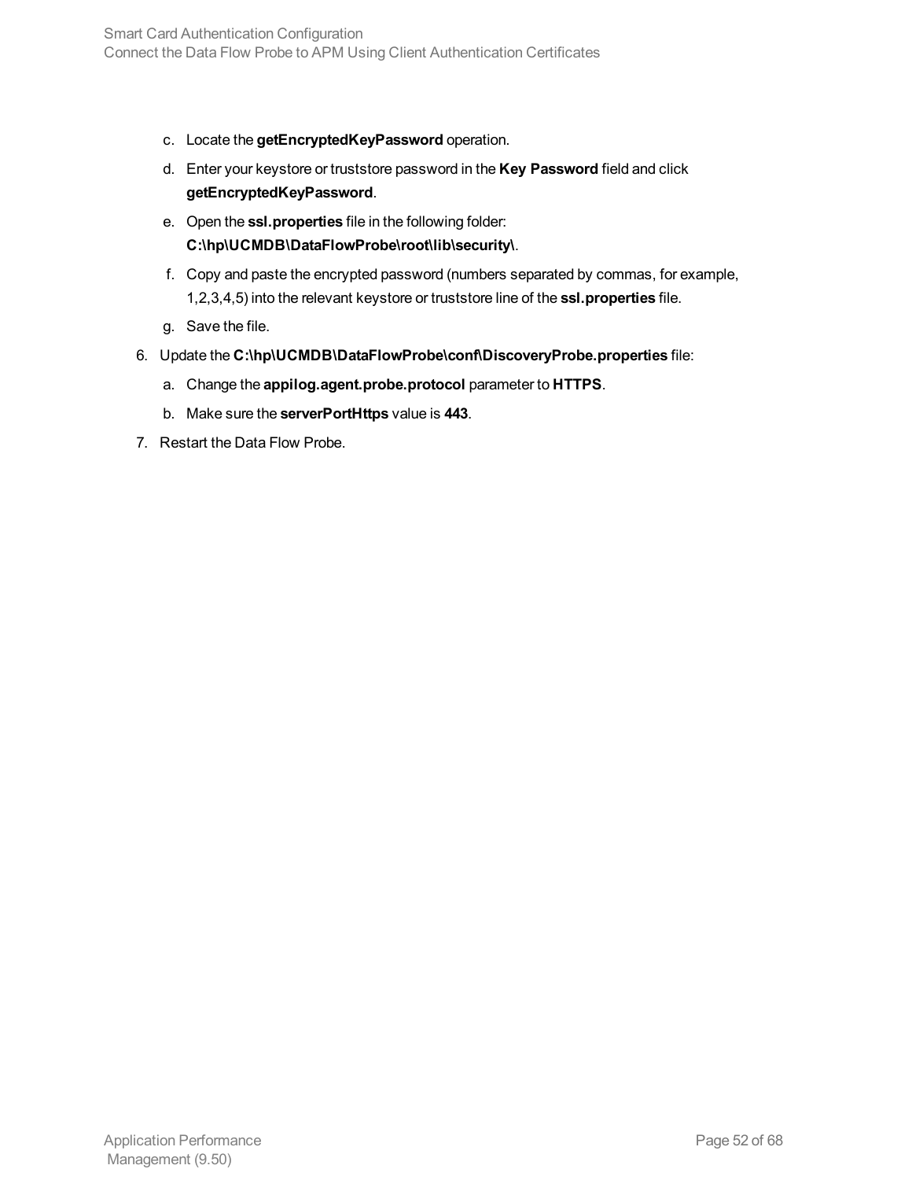c. Locate the **getEncryptedKeyPassword** operation.
   d. Enter your keystore or truststore password in the **Key Password** field and click **getEncryptedKeyPassword**.
   e. Open the **ssl.properties** file in the following folder: **C:\hp\UCMDB\DataFlowProbe\root\lib\security\**.
   f. Copy and paste the encrypted password (numbers separated by commas, for example, 1,2,3,4,5) into the relevant keystore or truststore line of the **ssl.properties** file.
   g. Save the file.

6. Update the **C:\hp\UCMDB\DataFlowProbe\conf\DiscoveryProbe.properties** file:
   a. Change the **appilog.agent.probe.protocol** parameter to **HTTPS**.
   b. Make sure the **serverPortHttps** value is **443**.
7. Restart the Data Flow Probe.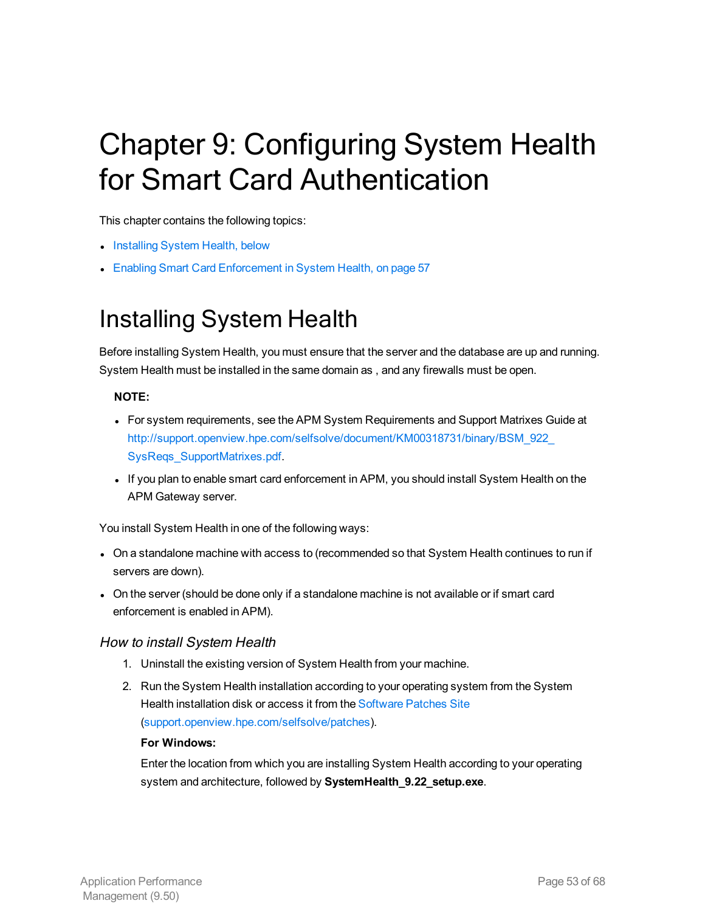# Chapter 9: Configuring System Health for Smart Card Authentication

This chapter contains the following topics:

- Installing System Health, below
- Enabling Smart Card Enforcement in System Health, on page 57

## Installing System Health

Before installing System Health, you must ensure that the server and the database are up and running. System Health must be installed in the same domain as , and any firewalls must be open.

> **NOTE:**
>
> - For system requirements, see the APM System Requirements and Support Matrixes Guide at http://support.openview.hpe.com/selfsolve/document/KM00318731/binary/BSM_922_SysReqs_SupportMatrixes.pdf.
> - If you plan to enable smart card enforcement in APM, you should install System Health on the APM Gateway server.

You install System Health in one of the following ways:

- On a standalone machine with access to (recommended so that System Health continues to run if servers are down).
- On the server (should be done only if a standalone machine is not available or if smart card enforcement is enabled in APM).

### *How to install System Health*

1. Uninstall the existing version of System Health from your machine.
2. Run the System Health installation according to your operating system from the System Health installation disk or access it from the Software Patches Site (support.openview.hpe.com/selfsolve/patches).

   **For Windows:**

   Enter the location from which you are installing System Health according to your operating system and architecture, followed by **SystemHealth_9.22_setup.exe**.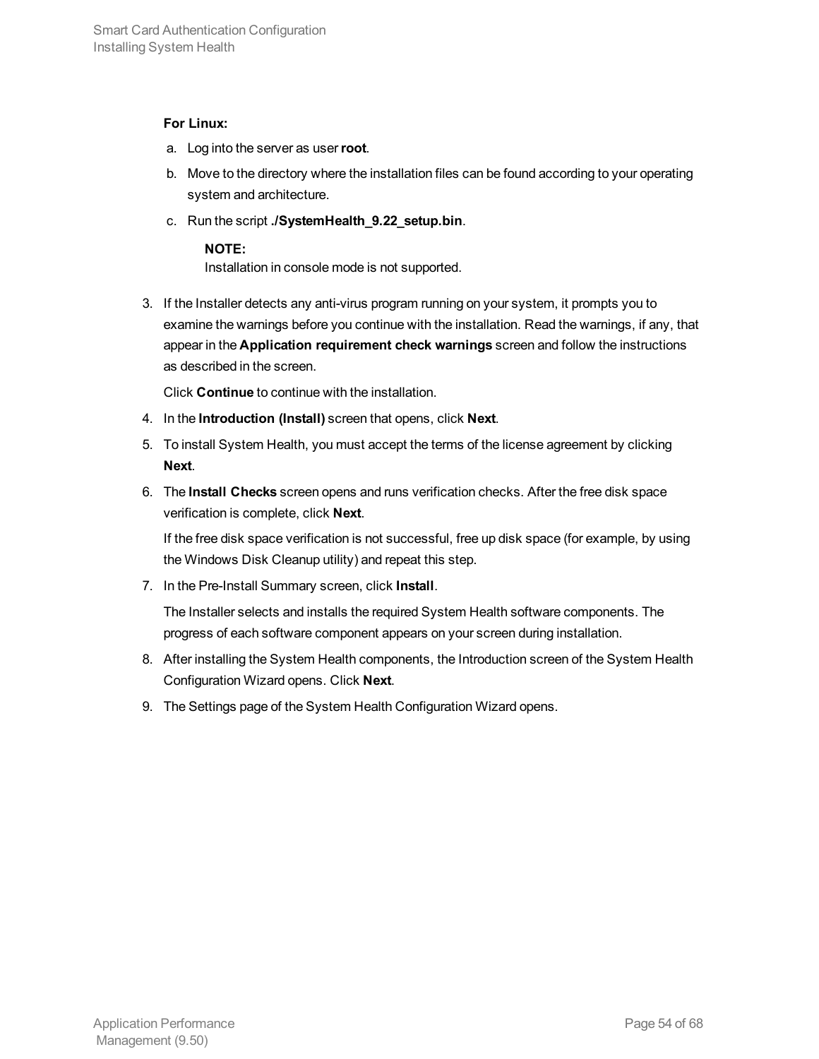**For Linux:**

a. Log into the server as user **root**.

b. Move to the directory where the installation files can be found according to your operating system and architecture.

c. Run the script **./SystemHealth_9.22_setup.bin**.

> **NOTE:**
> Installation in console mode is not supported.

3. If the Installer detects any anti-virus program running on your system, it prompts you to examine the warnings before you continue with the installation. Read the warnings, if any, that appear in the **Application requirement check warnings** screen and follow the instructions as described in the screen.

   Click **Continue** to continue with the installation.

4. In the **Introduction (Install)** screen that opens, click **Next**.

5. To install System Health, you must accept the terms of the license agreement by clicking **Next**.

6. The **Install Checks** screen opens and runs verification checks. After the free disk space verification is complete, click **Next**.

   If the free disk space verification is not successful, free up disk space (for example, by using the Windows Disk Cleanup utility) and repeat this step.

7. In the Pre-Install Summary screen, click **Install**.

   The Installer selects and installs the required System Health software components. The progress of each software component appears on your screen during installation.

8. After installing the System Health components, the Introduction screen of the System Health Configuration Wizard opens. Click **Next**.

9. The Settings page of the System Health Configuration Wizard opens.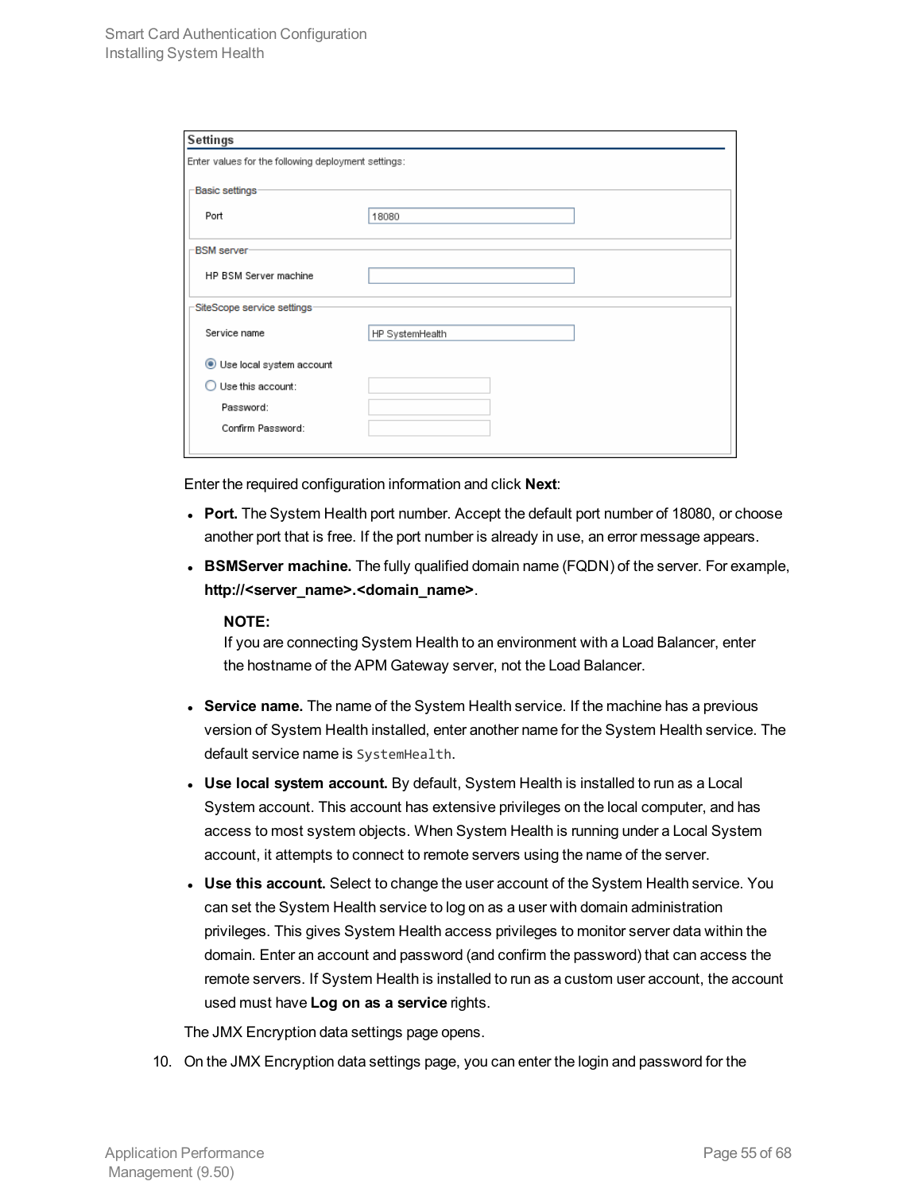| **Settings** | |
|---|---|
| Enter values for the following deployment settings: | |
| **Basic settings** | |
| Port | 18080 |
| **BSM server** | |
| HP BSM Server machine | |
| **SiteScope service settings** | |
| Service name | HP SystemHealth |
| (•) Use local system account | |
| ( ) Use this account: | |
| Password: | |
| Confirm Password: | |

Enter the required configuration information and click **Next**:

- **Port.** The System Health port number. Accept the default port number of 18080, or choose another port that is free. If the port number is already in use, an error message appears.
- **BSMServer machine.** The fully qualified domain name (FQDN) of the server. For example, **http://<server_name>.<domain_name>**.

  **NOTE:**
  If you are connecting System Health to an environment with a Load Balancer, enter the hostname of the APM Gateway server, not the Load Balancer.

- **Service name.** The name of the System Health service. If the machine has a previous version of System Health installed, enter another name for the System Health service. The default service name is `SystemHealth`.
- **Use local system account.** By default, System Health is installed to run as a Local System account. This account has extensive privileges on the local computer, and has access to most system objects. When System Health is running under a Local System account, it attempts to connect to remote servers using the name of the server.
- **Use this account.** Select to change the user account of the System Health service. You can set the System Health service to log on as a user with domain administration privileges. This gives System Health access privileges to monitor server data within the domain. Enter an account and password (and confirm the password) that can access the remote servers. If System Health is installed to run as a custom user account, the account used must have **Log on as a service** rights.

The JMX Encryption data settings page opens.

10. On the JMX Encryption data settings page, you can enter the login and password for the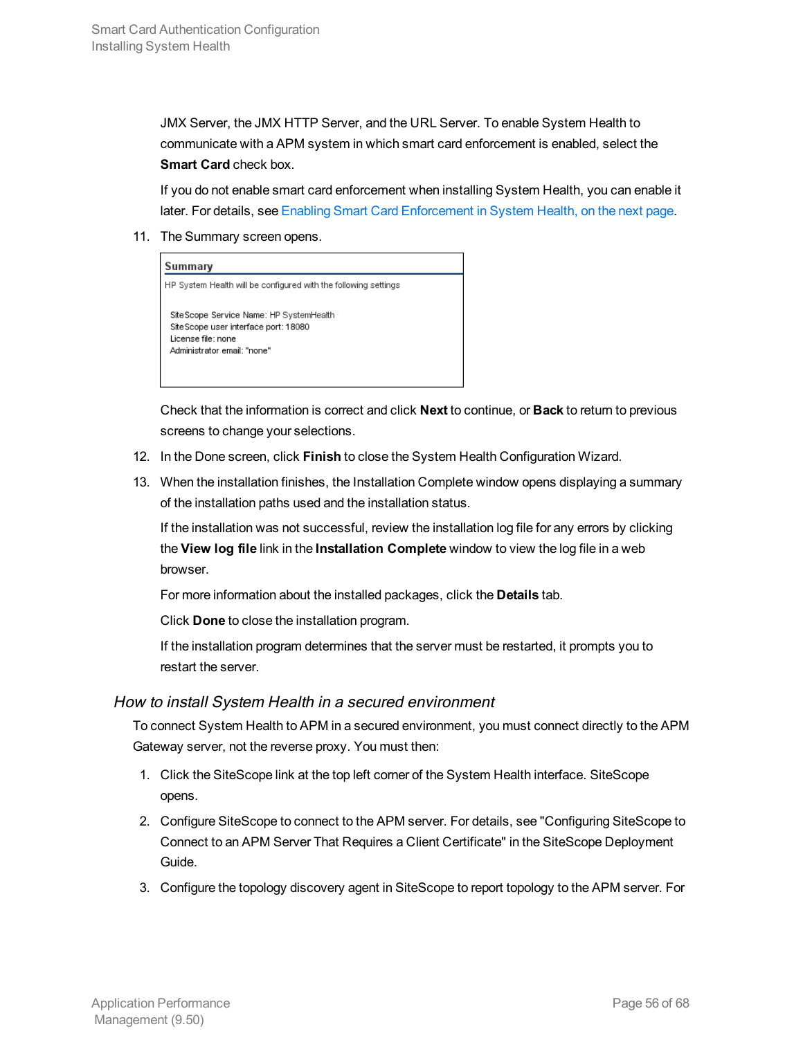JMX Server, the JMX HTTP Server, and the URL Server. To enable System Health to communicate with a APM system in which smart card enforcement is enabled, select the **Smart Card** check box.

If you do not enable smart card enforcement when installing System Health, you can enable it later. For details, see Enabling Smart Card Enforcement in System Health, on the next page.

11. The Summary screen opens.

    **Summary**

    HP System Health will be configured with the following settings

    SiteScope Service Name: HP SystemHealth
    SiteScope user interface port: 18080
    License file: none
    Administrator email: "none"

    Check that the information is correct and click **Next** to continue, or **Back** to return to previous screens to change your selections.

12. In the Done screen, click **Finish** to close the System Health Configuration Wizard.

13. When the installation finishes, the Installation Complete window opens displaying a summary of the installation paths used and the installation status.

    If the installation was not successful, review the installation log file for any errors by clicking the **View log file** link in the **Installation Complete** window to view the log file in a web browser.

    For more information about the installed packages, click the **Details** tab.

    Click **Done** to close the installation program.

    If the installation program determines that the server must be restarted, it prompts you to restart the server.

### *How to install System Health in a secured environment*

To connect System Health to APM in a secured environment, you must connect directly to the APM Gateway server, not the reverse proxy. You must then:

1. Click the SiteScope link at the top left corner of the System Health interface. SiteScope opens.

2. Configure SiteScope to connect to the APM server. For details, see "Configuring SiteScope to Connect to an APM Server That Requires a Client Certificate" in the SiteScope Deployment Guide.

3. Configure the topology discovery agent in SiteScope to report topology to the APM server. For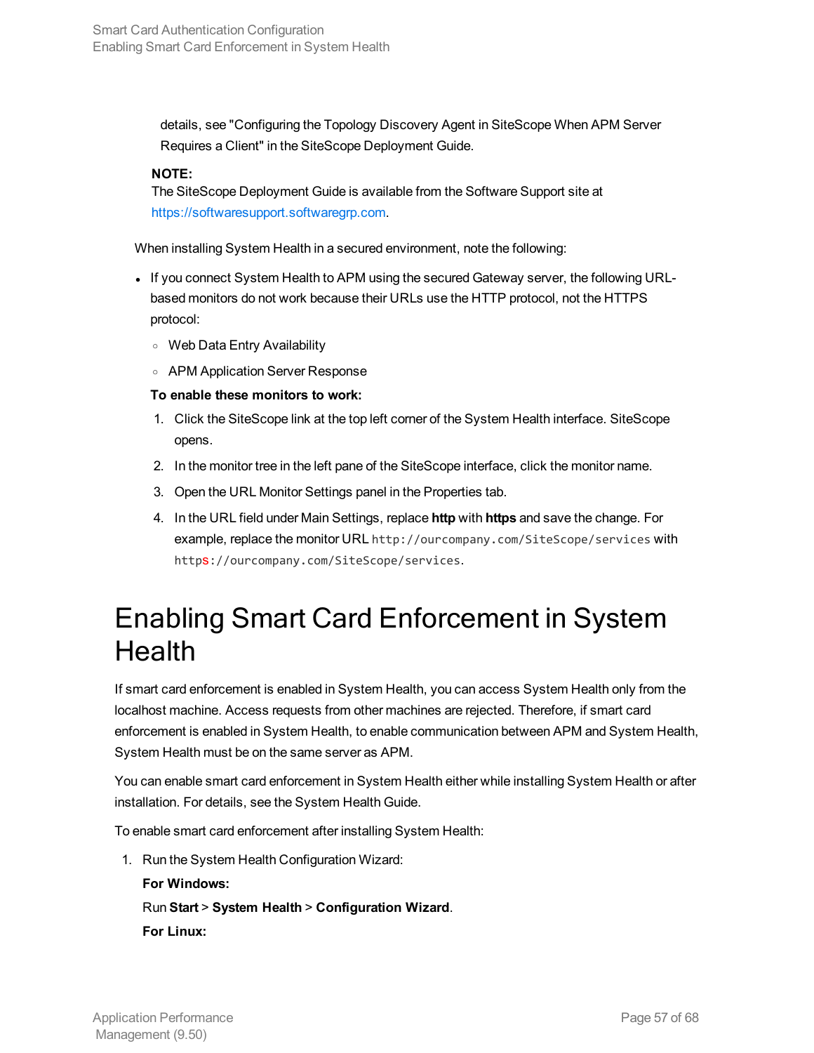details, see "Configuring the Topology Discovery Agent in SiteScope When APM Server Requires a Client" in the SiteScope Deployment Guide.

**NOTE:**
The SiteScope Deployment Guide is available from the Software Support site at https://softwaresupport.softwaregrp.com.

When installing System Health in a secured environment, note the following:

- If you connect System Health to APM using the secured Gateway server, the following URL-based monitors do not work because their URLs use the HTTP protocol, not the HTTPS protocol:
  - Web Data Entry Availability
  - APM Application Server Response

  **To enable these monitors to work:**

  1. Click the SiteScope link at the top left corner of the System Health interface. SiteScope opens.
  2. In the monitor tree in the left pane of the SiteScope interface, click the monitor name.
  3. Open the URL Monitor Settings panel in the Properties tab.
  4. In the URL field under Main Settings, replace **http** with **https** and save the change. For example, replace the monitor URL `http://ourcompany.com/SiteScope/services` with `https://ourcompany.com/SiteScope/services`.

# Enabling Smart Card Enforcement in System Health

If smart card enforcement is enabled in System Health, you can access System Health only from the localhost machine. Access requests from other machines are rejected. Therefore, if smart card enforcement is enabled in System Health, to enable communication between APM and System Health, System Health must be on the same server as APM.

You can enable smart card enforcement in System Health either while installing System Health or after installation. For details, see the System Health Guide.

To enable smart card enforcement after installing System Health:

1. Run the System Health Configuration Wizard:

   **For Windows:**

   Run **Start** > **System Health** > **Configuration Wizard**.

   **For Linux:**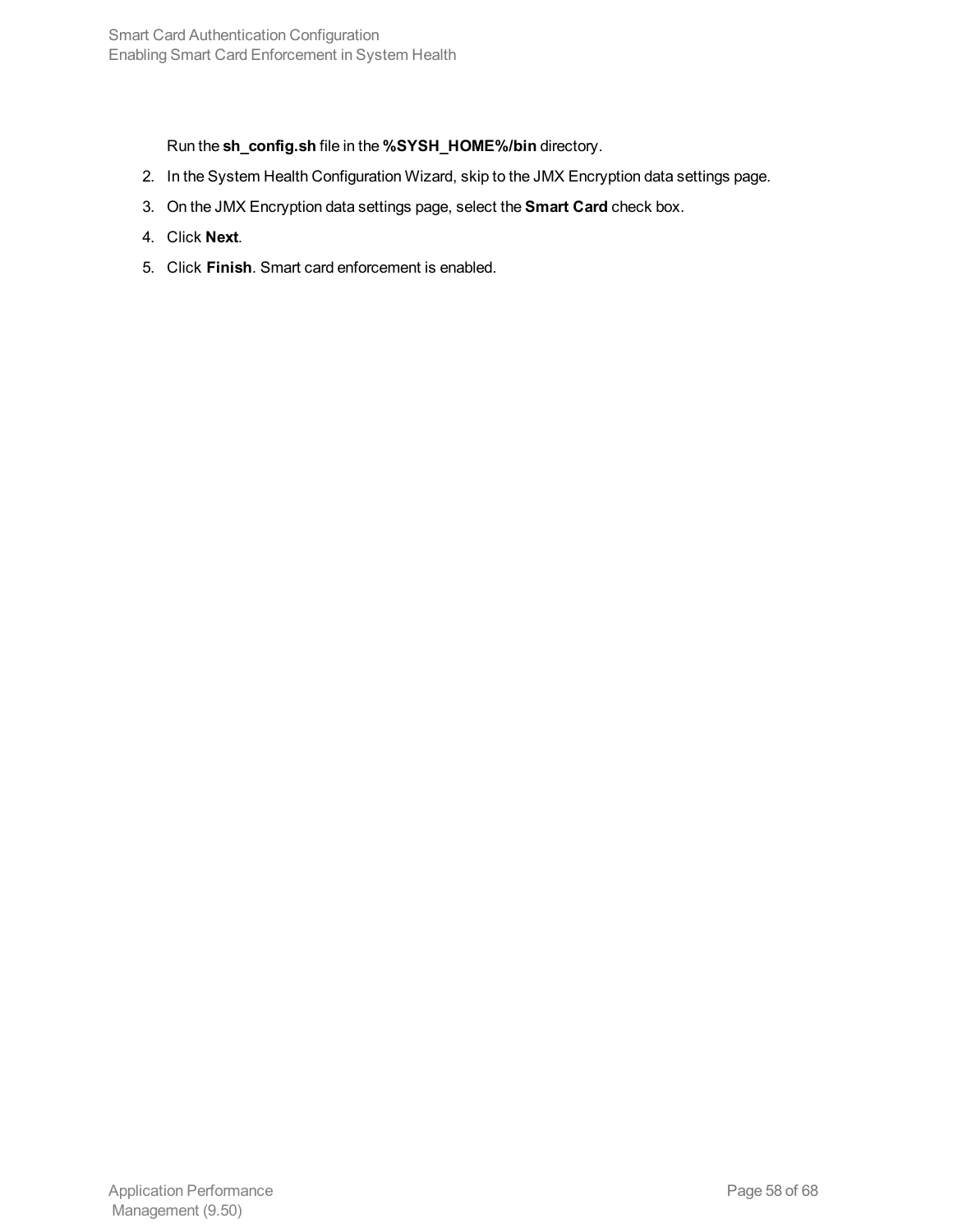Run the **sh_config.sh** file in the **%SYSH_HOME%/bin** directory.

2. In the System Health Configuration Wizard, skip to the JMX Encryption data settings page.
3. On the JMX Encryption data settings page, select the **Smart Card** check box.
4. Click **Next**.
5. Click **Finish**. Smart card enforcement is enabled.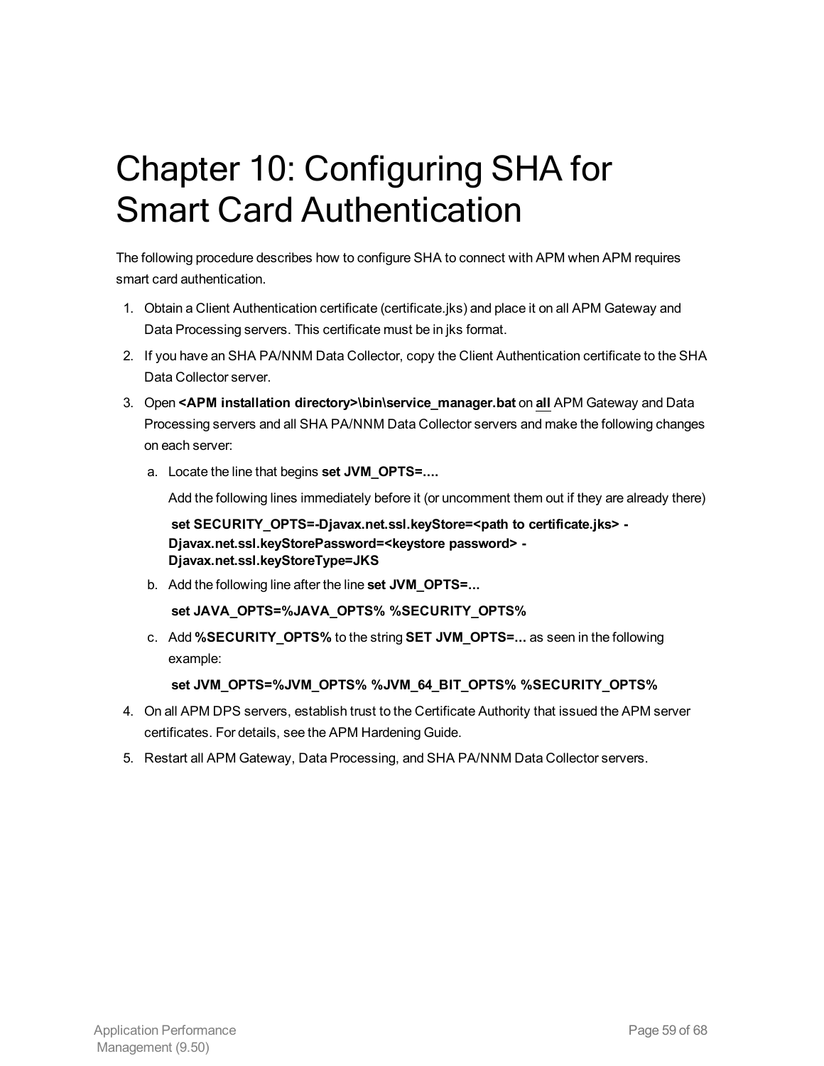# Chapter 10: Configuring SHA for Smart Card Authentication

The following procedure describes how to configure SHA to connect with APM when APM requires smart card authentication.

1. Obtain a Client Authentication certificate (certificate.jks) and place it on all APM Gateway and Data Processing servers. This certificate must be in jks format.
2. If you have an SHA PA/NNM Data Collector, copy the Client Authentication certificate to the SHA Data Collector server.
3. Open **<APM installation directory>\bin\service_manager.bat** on **all** APM Gateway and Data Processing servers and all SHA PA/NNM Data Collector servers and make the following changes on each server:

   a. Locate the line that begins **set JVM_OPTS=….**

      Add the following lines immediately before it (or uncomment them out if they are already there)

      **set SECURITY_OPTS=-Djavax.net.ssl.keyStore=<path to certificate.jks> -Djavax.net.ssl.keyStorePassword=<keystore password> -Djavax.net.ssl.keyStoreType=JKS**

   b. Add the following line after the line **set JVM_OPTS=...**

      **set JAVA_OPTS=%JAVA_OPTS% %SECURITY_OPTS%**

   c. Add **%SECURITY_OPTS%** to the string **SET JVM_OPTS=...** as seen in the following example:

      **set JVM_OPTS=%JVM_OPTS% %JVM_64_BIT_OPTS% %SECURITY_OPTS%**

4. On all APM DPS servers, establish trust to the Certificate Authority that issued the APM server certificates. For details, see the APM Hardening Guide.
5. Restart all APM Gateway, Data Processing, and SHA PA/NNM Data Collector servers.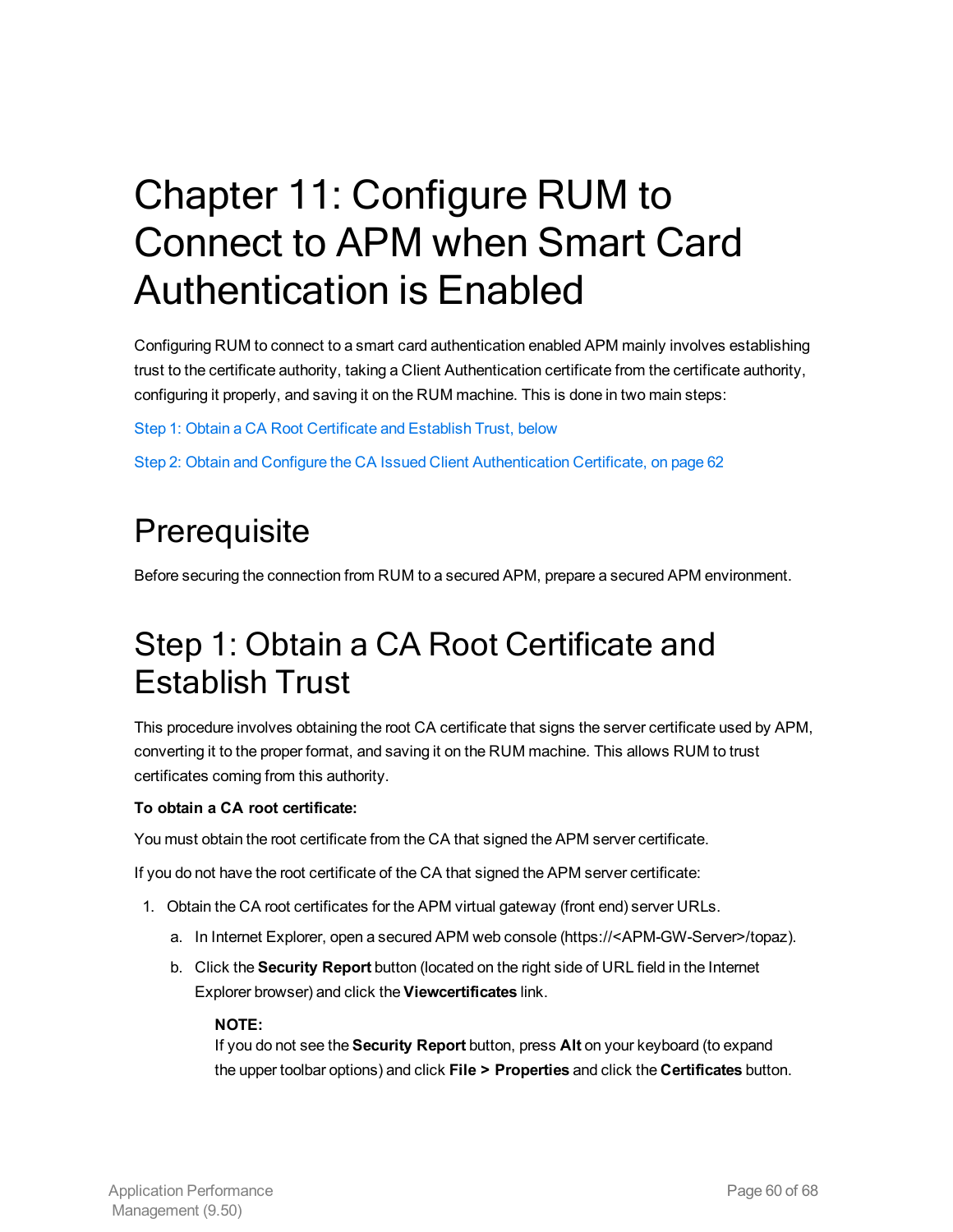# Chapter 11: Configure RUM to Connect to APM when Smart Card Authentication is Enabled

Configuring RUM to connect to a smart card authentication enabled APM mainly involves establishing trust to the certificate authority, taking a Client Authentication certificate from the certificate authority, configuring it properly, and saving it on the RUM machine. This is done in two main steps:

Step 1: Obtain a CA Root Certificate and Establish Trust, below

Step 2: Obtain and Configure the CA Issued Client Authentication Certificate, on page 62

## Prerequisite

Before securing the connection from RUM to a secured APM, prepare a secured APM environment.

## Step 1: Obtain a CA Root Certificate and Establish Trust

This procedure involves obtaining the root CA certificate that signs the server certificate used by APM, converting it to the proper format, and saving it on the RUM machine. This allows RUM to trust certificates coming from this authority.

**To obtain a CA root certificate:**

You must obtain the root certificate from the CA that signed the APM server certificate.

If you do not have the root certificate of the CA that signed the APM server certificate:

1. Obtain the CA root certificates for the APM virtual gateway (front end) server URLs.
   a. In Internet Explorer, open a secured APM web console (https://<APM-GW-Server>/topaz).
   b. Click the **Security Report** button (located on the right side of URL field in the Internet Explorer browser) and click the **Viewcertificates** link.

      **NOTE:**
      If you do not see the **Security Report** button, press **Alt** on your keyboard (to expand the upper toolbar options) and click **File > Properties** and click the **Certificates** button.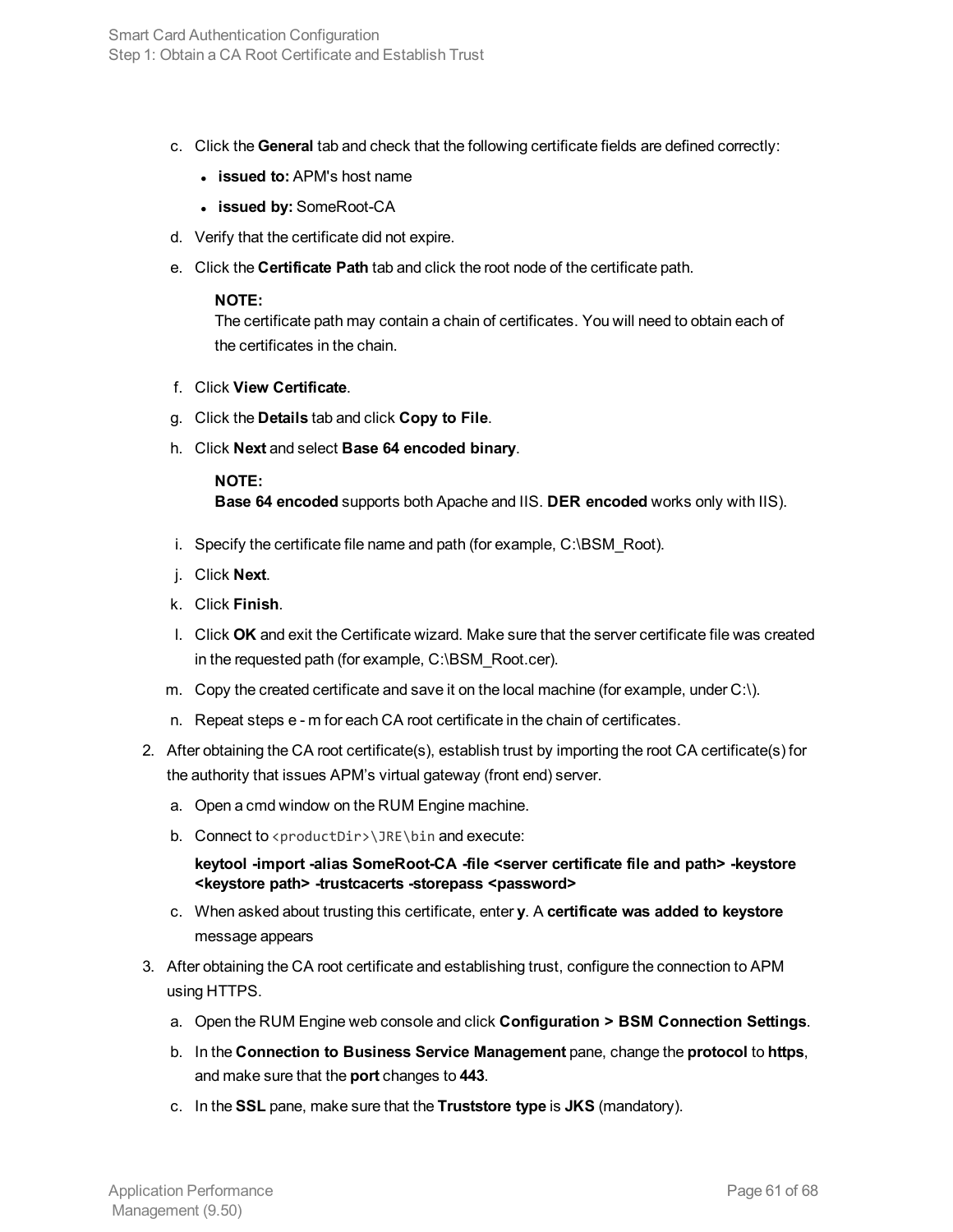c. Click the **General** tab and check that the following certificate fields are defined correctly:
   - **issued to:** APM's host name
   - **issued by:** SomeRoot-CA
d. Verify that the certificate did not expire.
e. Click the **Certificate Path** tab and click the root node of the certificate path.

   **NOTE:**
   The certificate path may contain a chain of certificates. You will need to obtain each of the certificates in the chain.
f. Click **View Certificate**.
g. Click the **Details** tab and click **Copy to File**.
h. Click **Next** and select **Base 64 encoded binary**.

   **NOTE:**
   **Base 64 encoded** supports both Apache and IIS. **DER encoded** works only with IIS).
i. Specify the certificate file name and path (for example, C:\BSM_Root).
j. Click **Next**.
k. Click **Finish**.
l. Click **OK** and exit the Certificate wizard. Make sure that the server certificate file was created in the requested path (for example, C:\BSM_Root.cer).
m. Copy the created certificate and save it on the local machine (for example, under C:\).
n. Repeat steps e - m for each CA root certificate in the chain of certificates.

2. After obtaining the CA root certificate(s), establish trust by importing the root CA certificate(s) for the authority that issues APM's virtual gateway (front end) server.
   a. Open a cmd window on the RUM Engine machine.
   b. Connect to `<productDir>\JRE\bin` and execute:

      **keytool -import -alias SomeRoot-CA -file <server certificate file and path> -keystore <keystore path> -trustcacerts -storepass <password>**
   c. When asked about trusting this certificate, enter **y**. A **certificate was added to keystore** message appears
3. After obtaining the CA root certificate and establishing trust, configure the connection to APM using HTTPS.
   a. Open the RUM Engine web console and click **Configuration > BSM Connection Settings**.
   b. In the **Connection to Business Service Management** pane, change the **protocol** to **https**, and make sure that the **port** changes to **443**.
   c. In the **SSL** pane, make sure that the **Truststore type** is **JKS** (mandatory).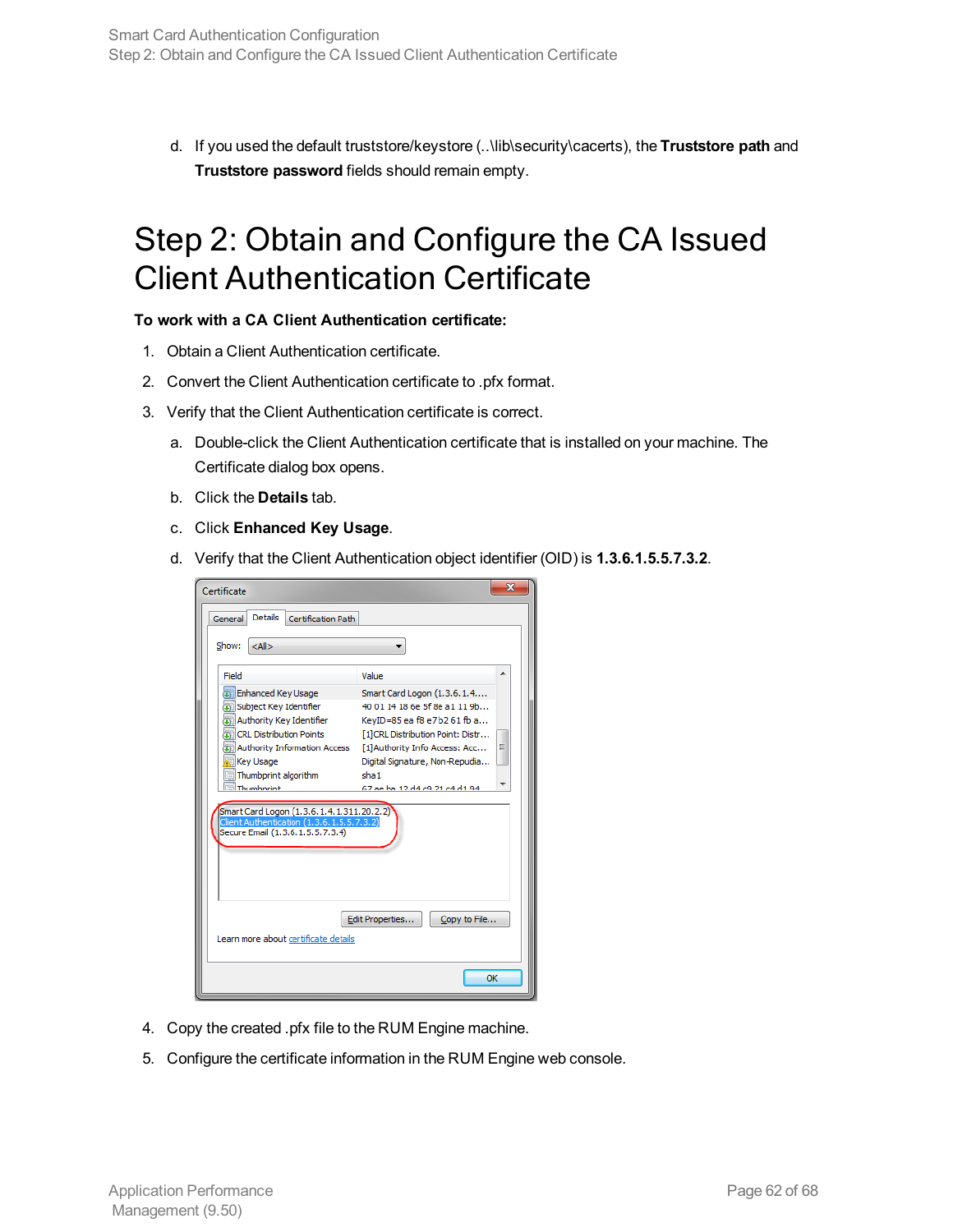d. If you used the default truststore/keystore (..\lib\security\cacerts), the **Truststore path** and **Truststore password** fields should remain empty.

# Step 2: Obtain and Configure the CA Issued Client Authentication Certificate

**To work with a CA Client Authentication certificate:**

1. Obtain a Client Authentication certificate.
2. Convert the Client Authentication certificate to .pfx format.
3. Verify that the Client Authentication certificate is correct.
   a. Double-click the Client Authentication certificate that is installed on your machine. The Certificate dialog box opens.
   b. Click the **Details** tab.
   c. Click **Enhanced Key Usage**.
   d. Verify that the Client Authentication object identifier (OID) is **1.3.6.1.5.5.7.3.2**.
4. Copy the created .pfx file to the RUM Engine machine.
5. Configure the certificate information in the RUM Engine web console.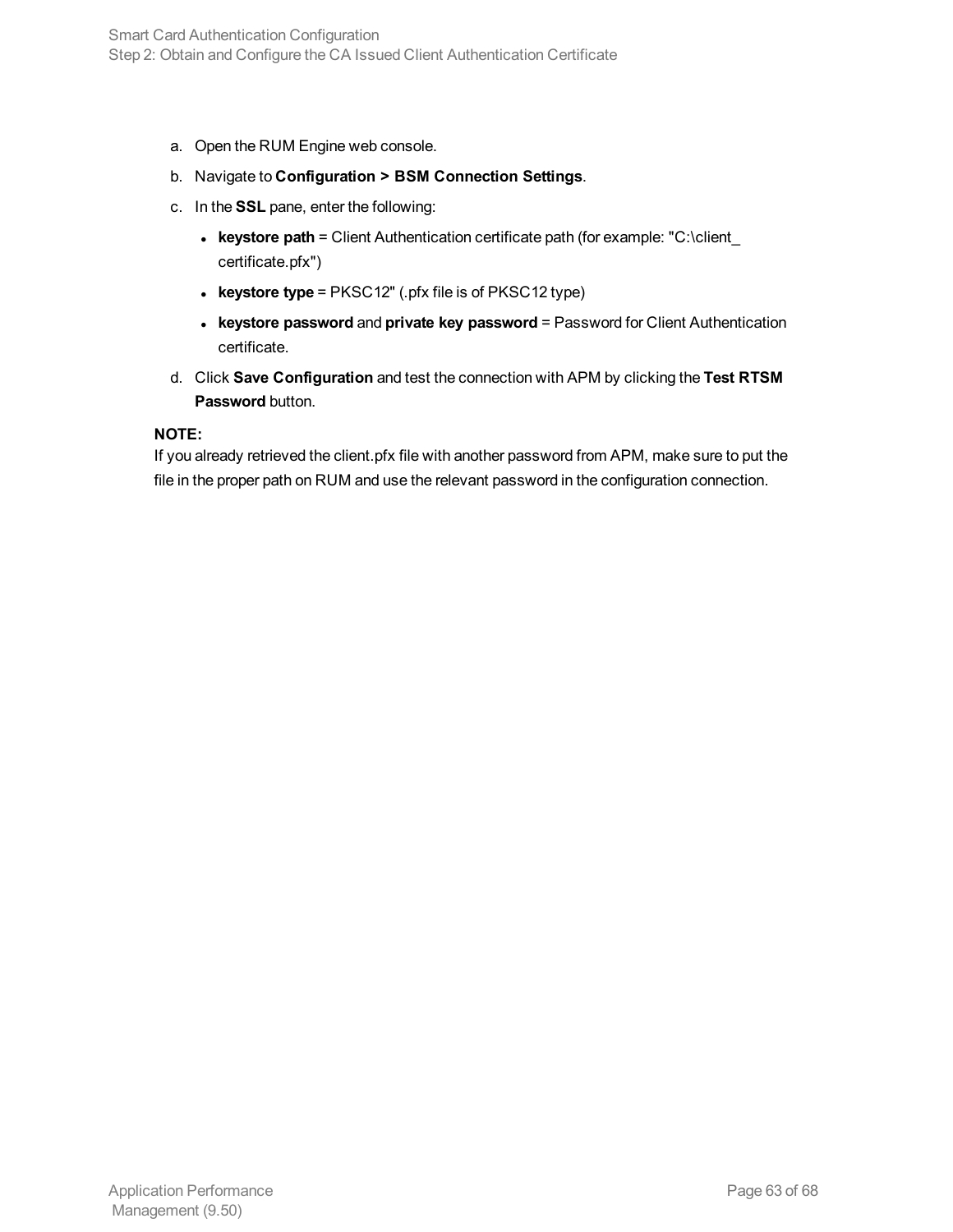a. Open the RUM Engine web console.

b. Navigate to **Configuration > BSM Connection Settings**.

c. In the **SSL** pane, enter the following:

   - **keystore path** = Client Authentication certificate path (for example: "C:\client_certificate.pfx")
   - **keystore type** = PKSC12" (.pfx file is of PKSC12 type)
   - **keystore password** and **private key password** = Password for Client Authentication certificate.

d. Click **Save Configuration** and test the connection with APM by clicking the **Test RTSM Password** button.

**NOTE:**
If you already retrieved the client.pfx file with another password from APM, make sure to put the file in the proper path on RUM and use the relevant password in the configuration connection.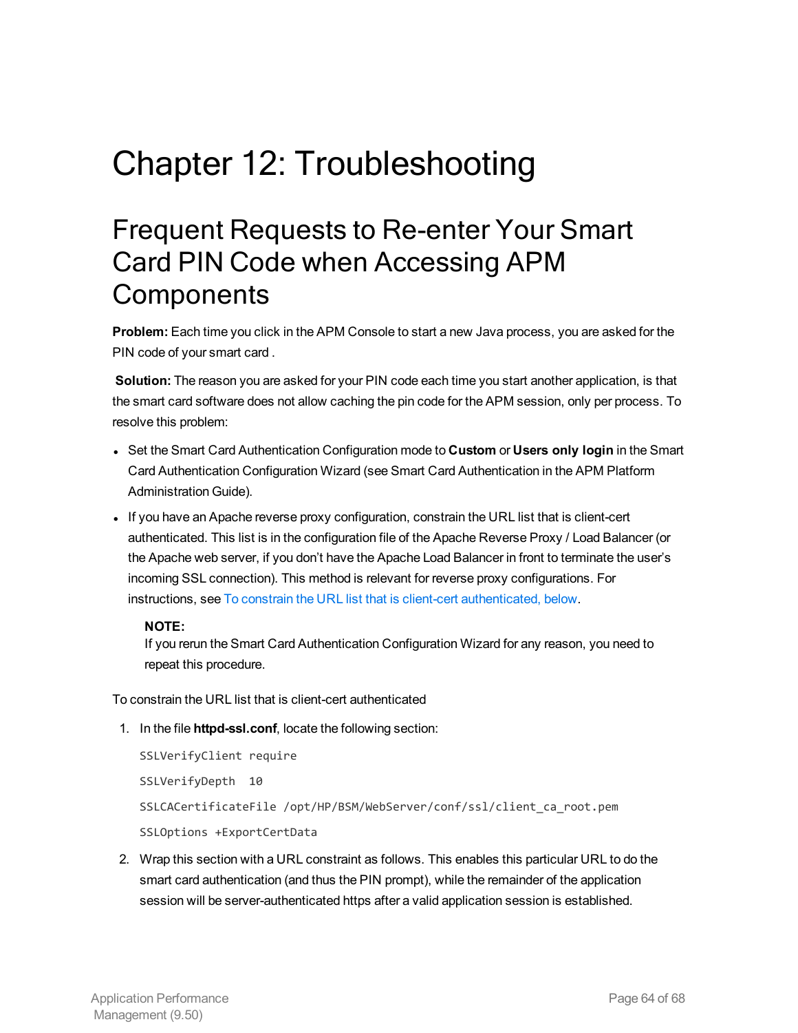# Chapter 12: Troubleshooting

## Frequent Requests to Re-enter Your Smart Card PIN Code when Accessing APM Components

**Problem:** Each time you click in the APM Console to start a new Java process, you are asked for the PIN code of your smart card .

**Solution:** The reason you are asked for your PIN code each time you start another application, is that the smart card software does not allow caching the pin code for the APM session, only per process. To resolve this problem:

- Set the Smart Card Authentication Configuration mode to **Custom** or **Users only login** in the Smart Card Authentication Configuration Wizard (see Smart Card Authentication in the APM Platform Administration Guide).
- If you have an Apache reverse proxy configuration, constrain the URL list that is client-cert authenticated. This list is in the configuration file of the Apache Reverse Proxy / Load Balancer (or the Apache web server, if you don't have the Apache Load Balancer in front to terminate the user's incoming SSL connection). This method is relevant for reverse proxy configurations. For instructions, see To constrain the URL list that is client-cert authenticated, below.

  **NOTE:**
  If you rerun the Smart Card Authentication Configuration Wizard for any reason, you need to repeat this procedure.

To constrain the URL list that is client-cert authenticated

1. In the file **httpd-ssl.conf**, locate the following section:

   ```
   SSLVerifyClient require
   SSLVerifyDepth  10
   SSLCACertificateFile /opt/HP/BSM/WebServer/conf/ssl/client_ca_root.pem
   SSLOptions +ExportCertData
   ```

2. Wrap this section with a URL constraint as follows. This enables this particular URL to do the smart card authentication (and thus the PIN prompt), while the remainder of the application session will be server-authenticated https after a valid application session is established.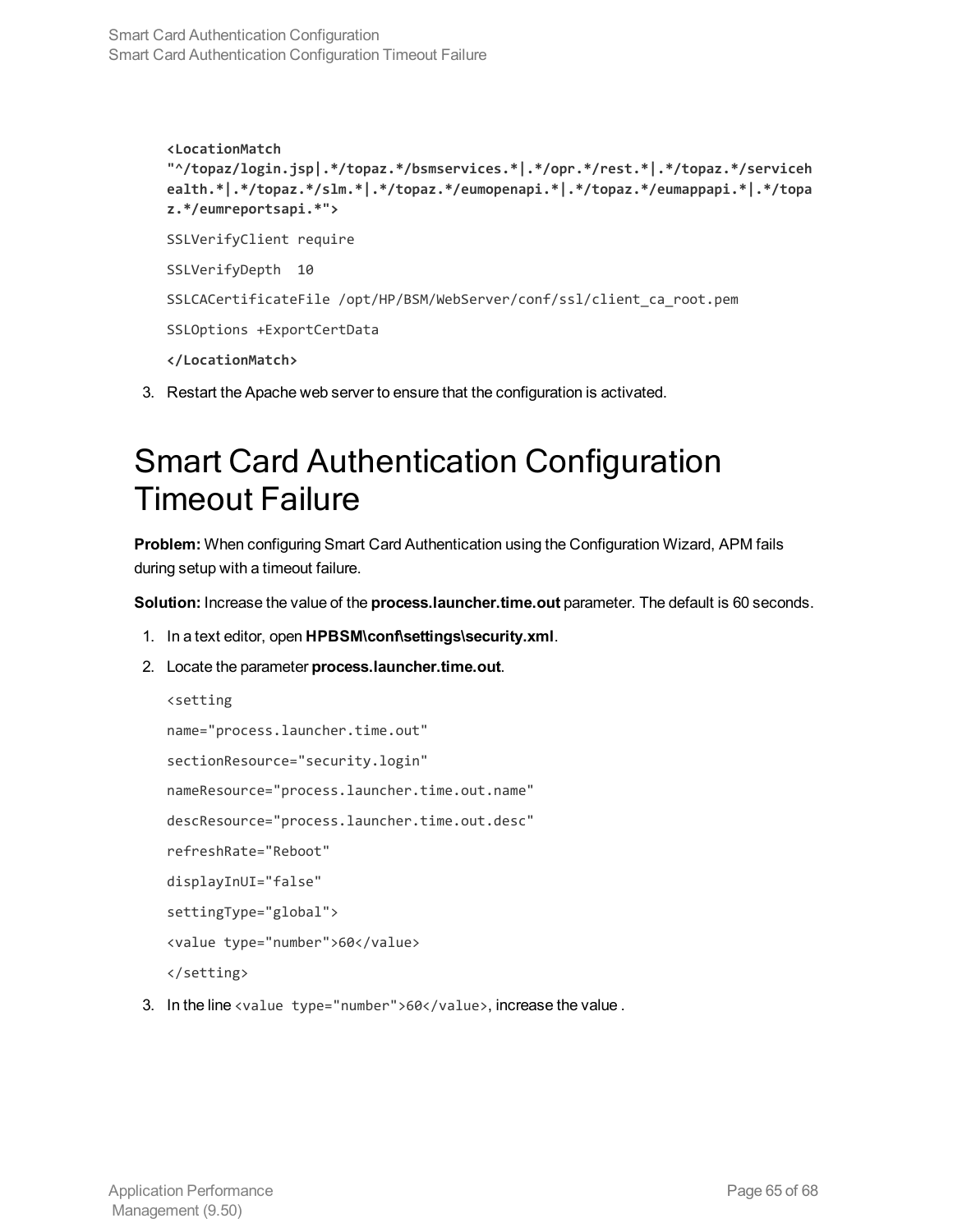```
<LocationMatch
"^/topaz/login.jsp|.*/topaz.*/bsmservices.*|.*/opr.*/rest.*|.*/topaz.*/servicehealth.*|.*/topaz.*/slm.*|.*/topaz.*/eumopenapi.*|.*/topaz.*/eumappapi.*|.*/topaz.*/eumreportsapi.*">

SSLVerifyClient require

SSLVerifyDepth  10

SSLCACertificateFile /opt/HP/BSM/WebServer/conf/ssl/client_ca_root.pem

SSLOptions +ExportCertData

</LocationMatch>
```

3. Restart the Apache web server to ensure that the configuration is activated.

# Smart Card Authentication Configuration Timeout Failure

**Problem:** When configuring Smart Card Authentication using the Configuration Wizard, APM fails during setup with a timeout failure.

**Solution:** Increase the value of the **process.launcher.time.out** parameter. The default is 60 seconds.

1. In a text editor, open **HPBSM\conf\settings\security.xml**.
2. Locate the parameter **process.launcher.time.out**.

```
<setting

name="process.launcher.time.out"

sectionResource="security.login"

nameResource="process.launcher.time.out.name"

descResource="process.launcher.time.out.desc"

refreshRate="Reboot"

displayInUI="false"

settingType="global">

<value type="number">60</value>

</setting>
```

3. In the line `<value type="number">60</value>`, increase the value .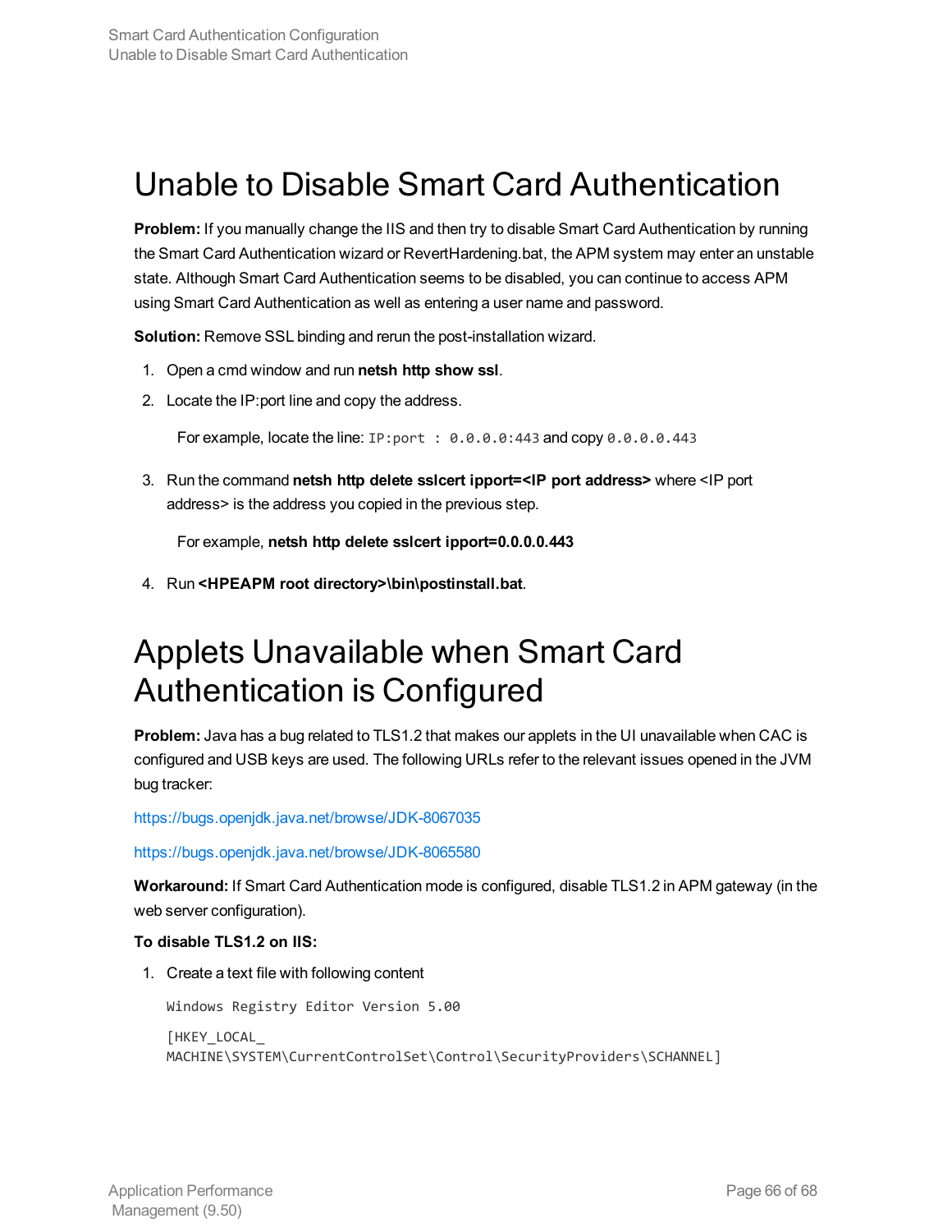# Unable to Disable Smart Card Authentication

**Problem:** If you manually change the IIS and then try to disable Smart Card Authentication by running the Smart Card Authentication wizard or RevertHardening.bat, the APM system may enter an unstable state. Although Smart Card Authentication seems to be disabled, you can continue to access APM using Smart Card Authentication as well as entering a user name and password.

**Solution:** Remove SSL binding and rerun the post-installation wizard.

1. Open a cmd window and run **netsh http show ssl**.
2. Locate the IP:port line and copy the address.

   For example, locate the line: `IP:port : 0.0.0.0:443` and copy `0.0.0.0.443`

3. Run the command **netsh http delete sslcert ipport=<IP port address>** where <IP port address> is the address you copied in the previous step.

   For example, **netsh http delete sslcert ipport=0.0.0.0.443**

4. Run **<HPEAPM root directory>\bin\postinstall.bat**.

# Applets Unavailable when Smart Card Authentication is Configured

**Problem:** Java has a bug related to TLS1.2 that makes our applets in the UI unavailable when CAC is configured and USB keys are used. The following URLs refer to the relevant issues opened in the JVM bug tracker:

https://bugs.openjdk.java.net/browse/JDK-8067035

https://bugs.openjdk.java.net/browse/JDK-8065580

**Workaround:** If Smart Card Authentication mode is configured, disable TLS1.2 in APM gateway (in the web server configuration).

**To disable TLS1.2 on IIS:**

1. Create a text file with following content

```
Windows Registry Editor Version 5.00

[HKEY_LOCAL_
MACHINE\SYSTEM\CurrentControlSet\Control\SecurityProviders\SCHANNEL]
```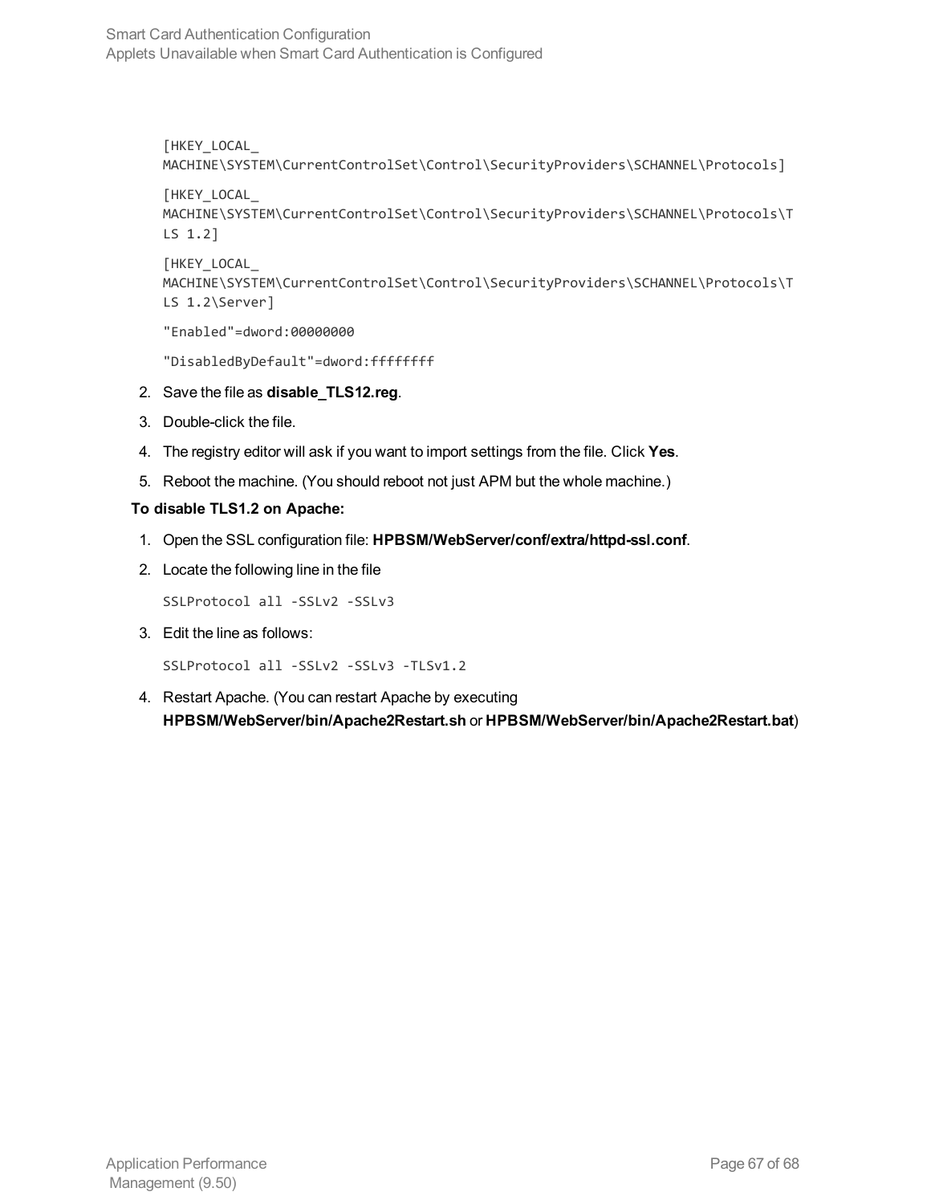```
[HKEY_LOCAL_
MACHINE\SYSTEM\CurrentControlSet\Control\SecurityProviders\SCHANNEL\Protocols]

[HKEY_LOCAL_
MACHINE\SYSTEM\CurrentControlSet\Control\SecurityProviders\SCHANNEL\Protocols\T
LS 1.2]

[HKEY_LOCAL_
MACHINE\SYSTEM\CurrentControlSet\Control\SecurityProviders\SCHANNEL\Protocols\T
LS 1.2\Server]

"Enabled"=dword:00000000

"DisabledByDefault"=dword:ffffffff
```

2. Save the file as **disable_TLS12.reg**.
3. Double-click the file.
4. The registry editor will ask if you want to import settings from the file. Click **Yes**.
5. Reboot the machine. (You should reboot not just APM but the whole machine.)

**To disable TLS1.2 on Apache:**

1. Open the SSL configuration file: **HPBSM/WebServer/conf/extra/httpd-ssl.conf**.
2. Locate the following line in the file

   ```
   SSLProtocol all -SSLv2 -SSLv3
   ```

3. Edit the line as follows:

   ```
   SSLProtocol all -SSLv2 -SSLv3 -TLSv1.2
   ```

4. Restart Apache. (You can restart Apache by executing **HPBSM/WebServer/bin/Apache2Restart.sh** or **HPBSM/WebServer/bin/Apache2Restart.bat**)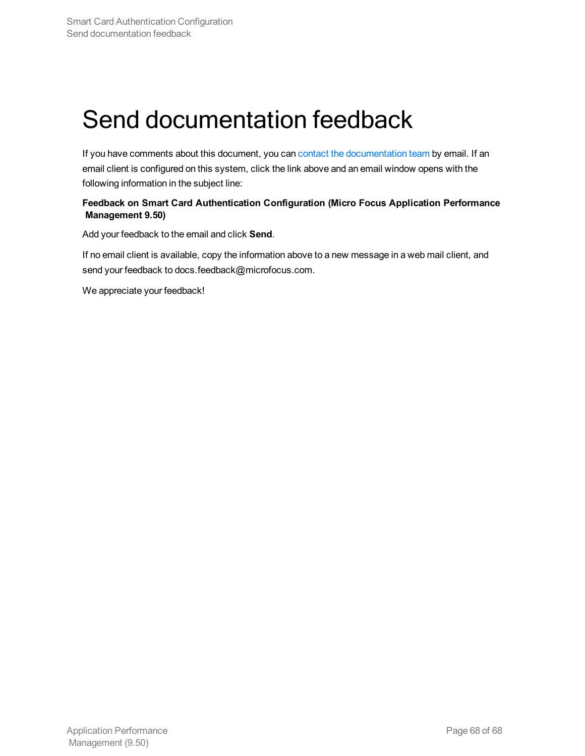# Send documentation feedback

If you have comments about this document, you can contact the documentation team by email. If an email client is configured on this system, click the link above and an email window opens with the following information in the subject line:

**Feedback on Smart Card Authentication Configuration (Micro Focus Application Performance Management 9.50)**

Add your feedback to the email and click **Send**.

If no email client is available, copy the information above to a new message in a web mail client, and send your feedback to docs.feedback@microfocus.com.

We appreciate your feedback!